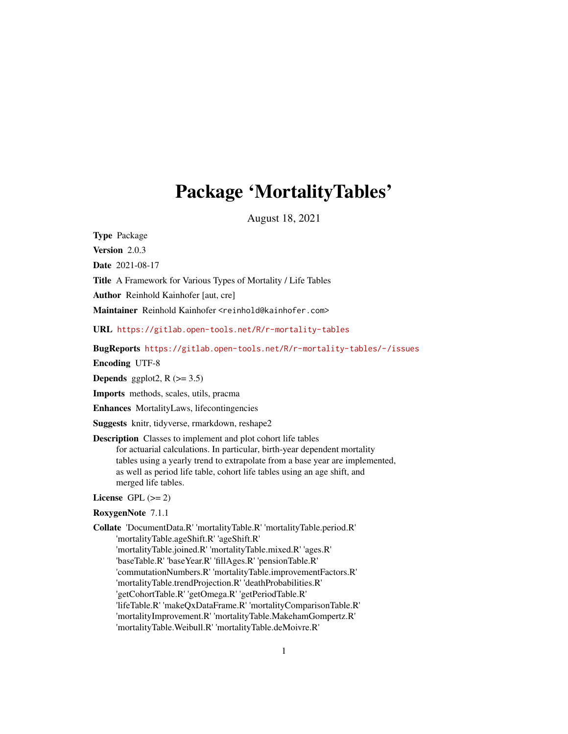# Package 'MortalityTables'

August 18, 2021

**Type** Package

**Version** 2.0.3

**Date** 2021-08-17

**Title** A Framework for Various Types of Mortality / Life Tables

**Author** Reinhold Kainhofer [aut, cre]

**Maintainer** Reinhold Kainhofer <reinhold@kainhofer.com>

**URL** https://gitlab.open-tools.net/R/r-mortality-tables

**BugReports** https://gitlab.open-tools.net/R/r-mortality-tables/-/issues

**Encoding** UTF-8

**Depends** ggplot2, R (>= 3.5)

**Imports** methods, scales, utils, pracma

**Enhances** MortalityLaws, lifecontingencies

**Suggests** knitr, tidyverse, rmarkdown, reshape2

**Description** Classes to implement and plot cohort life tables for actuarial calculations. In particular, birth-year dependent mortality tables using a yearly trend to extrapolate from a base year are implemented, as well as period life table, cohort life tables using an age shift, and merged life tables.

**License** GPL (>= 2)

**RoxygenNote** 7.1.1

**Collate** 'DocumentData.R' 'mortalityTable.R' 'mortalityTable.period.R' 'mortalityTable.ageShift.R' 'ageShift.R' 'mortalityTable.joined.R' 'mortalityTable.mixed.R' 'ages.R' 'baseTable.R' 'baseYear.R' 'fillAges.R' 'pensionTable.R' 'commutationNumbers.R' 'mortalityTable.improvementFactors.R' 'mortalityTable.trendProjection.R' 'deathProbabilities.R' 'getCohortTable.R' 'getOmega.R' 'getPeriodTable.R' 'lifeTable.R' 'makeQxDataFrame.R' 'mortalityComparisonTable.R' 'mortalityImprovement.R' 'mortalityTable.MakehamGompertz.R' 'mortalityTable.Weibull.R' 'mortalityTable.deMoivre.R'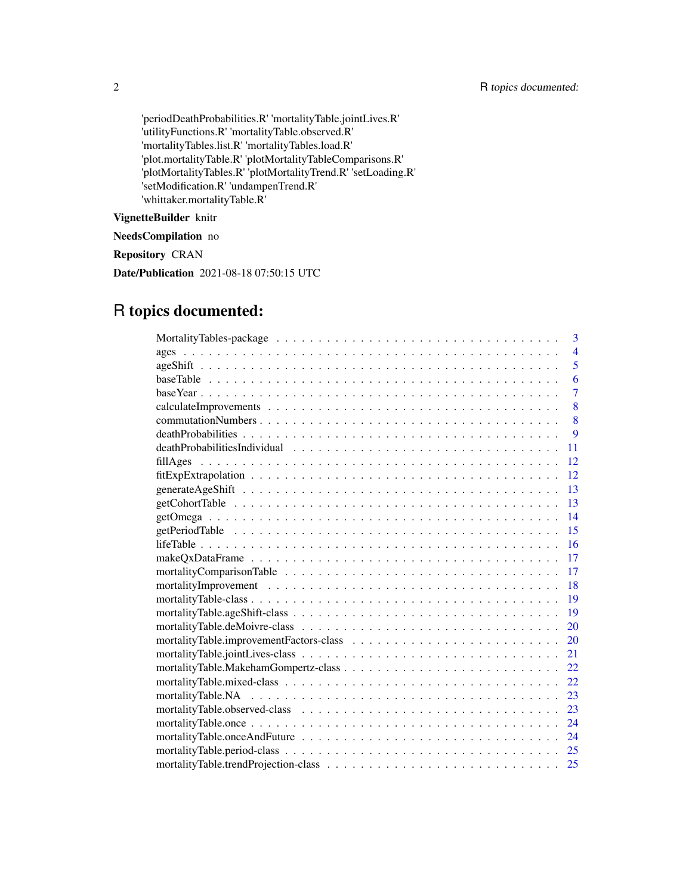'periodDeathProbabilities.R' 'mortalityTable.jointLives.R' 'utilityFunctions.R' 'mortalityTable.observed.R' 'mortalityTables.list.R' 'mortalityTables.load.R' 'plot.mortalityTable.R' 'plotMortalityTableComparisons.R' 'plotMortalityTables.R' 'plotMortalityTrend.R' 'setLoading.R' 'setModification.R' 'undampenTrend.R' 'whittaker.mortalityTable.R'

**VignetteBuilder** knitr

**NeedsCompilation** no

**Repository** CRAN

**Date/Publication** 2021-08-18 07:50:15 UTC

# R topics documented:

| | |
|---|---|
| MortalityTables-package | 3 |
| ages | 4 |
| ageShift | 5 |
| baseTable | 6 |
| baseYear | 7 |
| calculateImprovements | 8 |
| commutationNumbers | 8 |
| deathProbabilities | 9 |
| deathProbabilitiesIndividual | 11 |
| fillAges | 12 |
| fitExpExtrapolation | 12 |
| generateAgeShift | 13 |
| getCohortTable | 13 |
| getOmega | 14 |
| getPeriodTable | 15 |
| lifeTable | 16 |
| makeQxDataFrame | 17 |
| mortalityComparisonTable | 17 |
| mortalityImprovement | 18 |
| mortalityTable-class | 19 |
| mortalityTable.ageShift-class | 19 |
| mortalityTable.deMoivre-class | 20 |
| mortalityTable.improvementFactors-class | 20 |
| mortalityTable.jointLives-class | 21 |
| mortalityTable.MakehamGompertz-class | 22 |
| mortalityTable.mixed-class | 22 |
| mortalityTable.NA | 23 |
| mortalityTable.observed-class | 23 |
| mortalityTable.once | 24 |
| mortalityTable.onceAndFuture | 24 |
| mortalityTable.period-class | 25 |
| mortalityTable.trendProjection-class | 25 |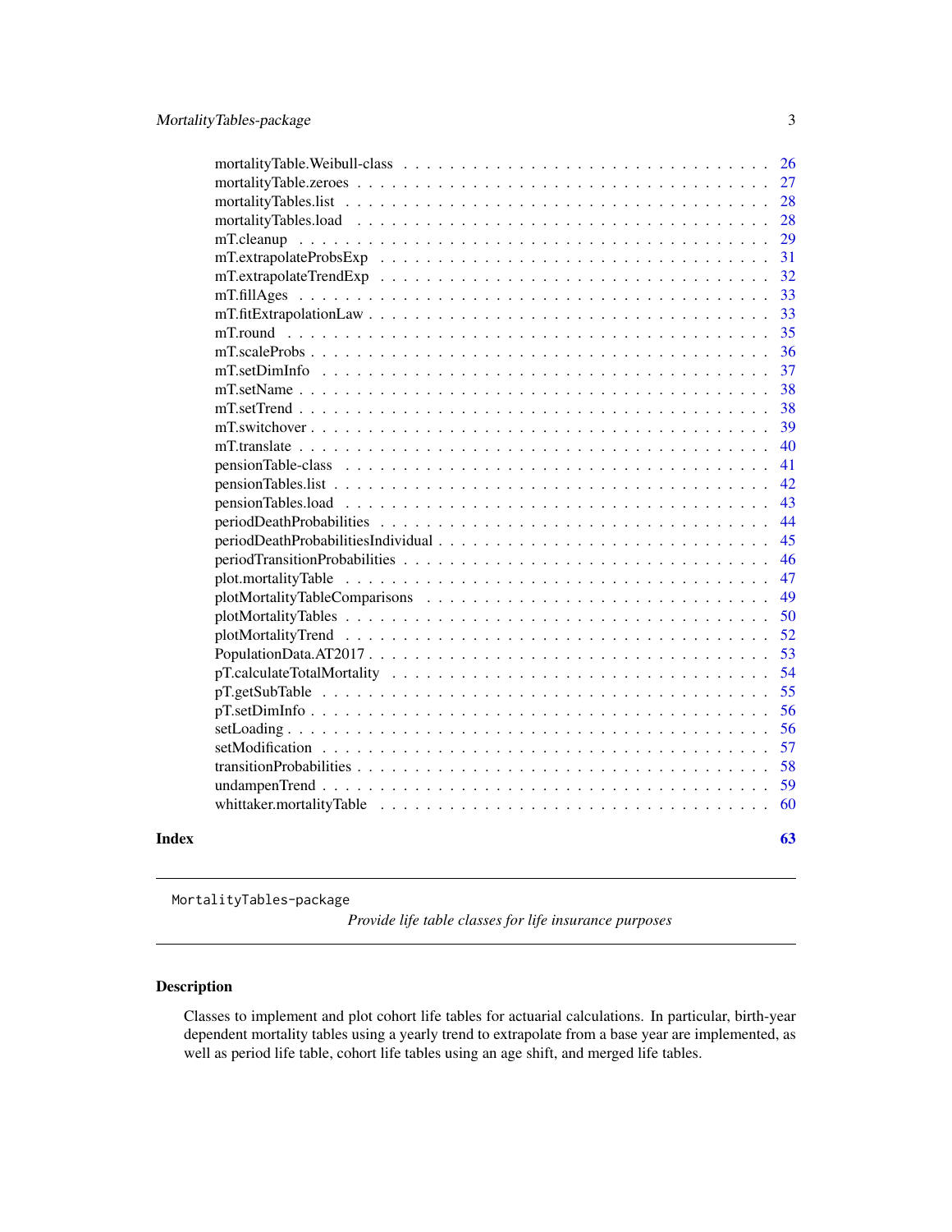mortalityTable.Weibull-class . . . . . . . . . . . . . . . . . . . . . . . . . . . . . 26
mortalityTable.zeroes . . . . . . . . . . . . . . . . . . . . . . . . . . . . . . . . . 27
mortalityTables.list . . . . . . . . . . . . . . . . . . . . . . . . . . . . . . . . . . 28
mortalityTables.load . . . . . . . . . . . . . . . . . . . . . . . . . . . . . . . . . 28
mT.cleanup . . . . . . . . . . . . . . . . . . . . . . . . . . . . . . . . . . . . . 29
mT.extrapolateProbsExp . . . . . . . . . . . . . . . . . . . . . . . . . . . . . . . 31
mT.extrapolateTrendExp . . . . . . . . . . . . . . . . . . . . . . . . . . . . . . . 32
mT.fillAges . . . . . . . . . . . . . . . . . . . . . . . . . . . . . . . . . . . . . 33
mT.fitExtrapolationLaw . . . . . . . . . . . . . . . . . . . . . . . . . . . . . . . 33
mT.round . . . . . . . . . . . . . . . . . . . . . . . . . . . . . . . . . . . . . . 35
mT.scaleProbs . . . . . . . . . . . . . . . . . . . . . . . . . . . . . . . . . . . . 36
mT.setDimInfo . . . . . . . . . . . . . . . . . . . . . . . . . . . . . . . . . . . 37
mT.setName . . . . . . . . . . . . . . . . . . . . . . . . . . . . . . . . . . . . . 38
mT.setTrend . . . . . . . . . . . . . . . . . . . . . . . . . . . . . . . . . . . . . 38
mT.switchover . . . . . . . . . . . . . . . . . . . . . . . . . . . . . . . . . . . . 39
mT.translate . . . . . . . . . . . . . . . . . . . . . . . . . . . . . . . . . . . . . 40
pensionTable-class . . . . . . . . . . . . . . . . . . . . . . . . . . . . . . . . . 41
pensionTables.list . . . . . . . . . . . . . . . . . . . . . . . . . . . . . . . . . . 42
pensionTables.load . . . . . . . . . . . . . . . . . . . . . . . . . . . . . . . . . 43
periodDeathProbabilities . . . . . . . . . . . . . . . . . . . . . . . . . . . . . . 44
periodDeathProbabilitiesIndividual . . . . . . . . . . . . . . . . . . . . . . . . . 45
periodTransitionProbabilities . . . . . . . . . . . . . . . . . . . . . . . . . . . . 46
plot.mortalityTable . . . . . . . . . . . . . . . . . . . . . . . . . . . . . . . . . 47
plotMortalityTableComparisons . . . . . . . . . . . . . . . . . . . . . . . . . . . 49
plotMortalityTables . . . . . . . . . . . . . . . . . . . . . . . . . . . . . . . . . 50
plotMortalityTrend . . . . . . . . . . . . . . . . . . . . . . . . . . . . . . . . . 52
PopulationData.AT2017 . . . . . . . . . . . . . . . . . . . . . . . . . . . . . . . 53
pT.calculateTotalMortality . . . . . . . . . . . . . . . . . . . . . . . . . . . . . 54
pT.getSubTable . . . . . . . . . . . . . . . . . . . . . . . . . . . . . . . . . . . 55
pT.setDimInfo . . . . . . . . . . . . . . . . . . . . . . . . . . . . . . . . . . . . 56
setLoading . . . . . . . . . . . . . . . . . . . . . . . . . . . . . . . . . . . . . . 56
setModification . . . . . . . . . . . . . . . . . . . . . . . . . . . . . . . . . . . 57
transitionProbabilities . . . . . . . . . . . . . . . . . . . . . . . . . . . . . . . . 58
undampenTrend . . . . . . . . . . . . . . . . . . . . . . . . . . . . . . . . . . . . 59
whittaker.mortalityTable . . . . . . . . . . . . . . . . . . . . . . . . . . . . . . 60

**Index** **63**

---

MortalityTables-package *Provide life table classes for life insurance purposes*

---

## Description

Classes to implement and plot cohort life tables for actuarial calculations. In particular, birth-year dependent mortality tables using a yearly trend to extrapolate from a base year are implemented, as well as period life table, cohort life tables using an age shift, and merged life tables.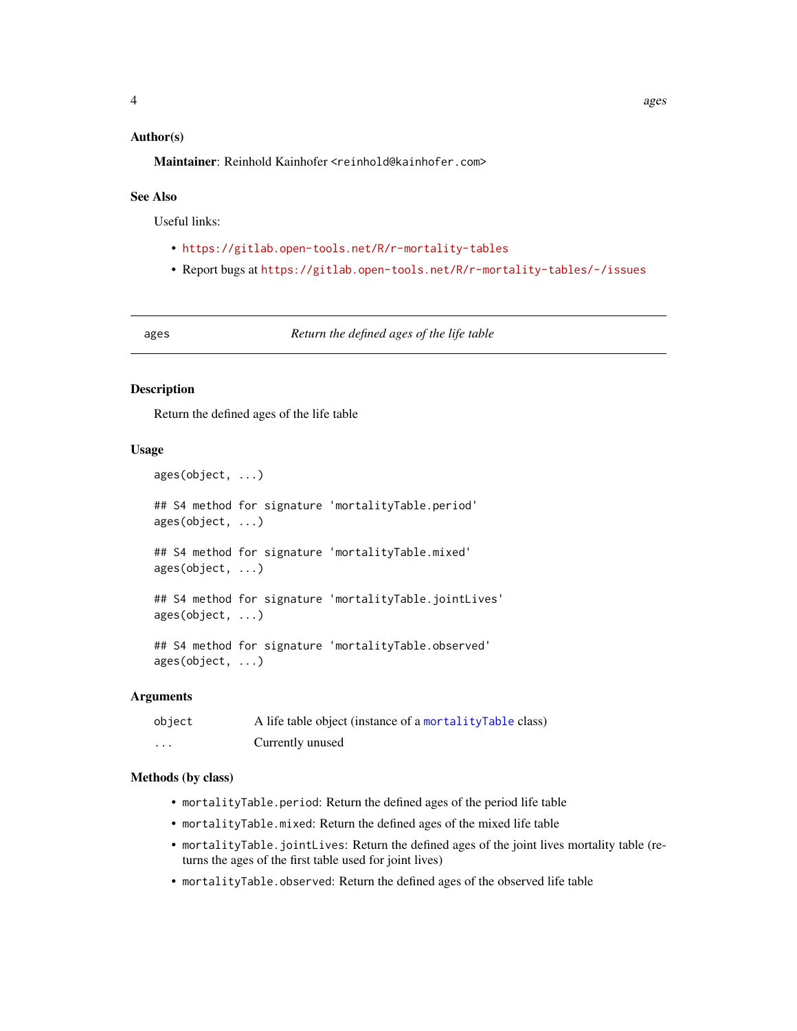### Author(s)

**Maintainer**: Reinhold Kainhofer <reinhold@kainhofer.com>

### See Also

Useful links:

- https://gitlab.open-tools.net/R/r-mortality-tables
- Report bugs at https://gitlab.open-tools.net/R/r-mortality-tables/-/issues

---

## ages — *Return the defined ages of the life table*

### Description

Return the defined ages of the life table

### Usage

```
ages(object, ...)

## S4 method for signature 'mortalityTable.period'
ages(object, ...)

## S4 method for signature 'mortalityTable.mixed'
ages(object, ...)

## S4 method for signature 'mortalityTable.jointLives'
ages(object, ...)

## S4 method for signature 'mortalityTable.observed'
ages(object, ...)
```

### Arguments

| | |
|---|---|
| `object` | A life table object (instance of a `mortalityTable` class) |
| `...` | Currently unused |

### Methods (by class)

- `mortalityTable.period`: Return the defined ages of the period life table
- `mortalityTable.mixed`: Return the defined ages of the mixed life table
- `mortalityTable.jointLives`: Return the defined ages of the joint lives mortality table (returns the ages of the first table used for joint lives)
- `mortalityTable.observed`: Return the defined ages of the observed life table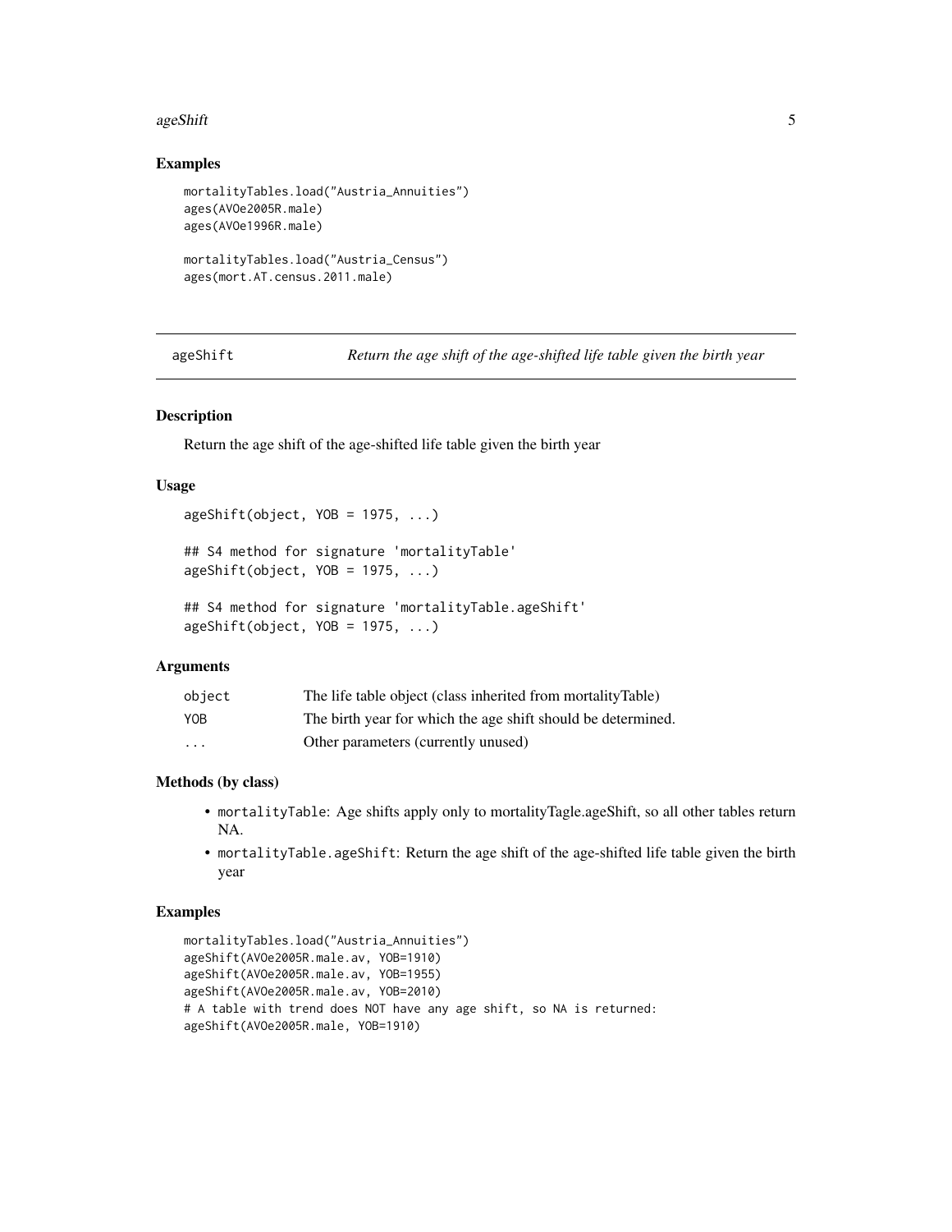## Examples

```
mortalityTables.load("Austria_Annuities")
ages(AVOe2005R.male)
ages(AVOe1996R.male)

mortalityTables.load("Austria_Census")
ages(mort.AT.census.2011.male)
```

---

# ageShift — *Return the age shift of the age-shifted life table given the birth year*

---

## Description

Return the age shift of the age-shifted life table given the birth year

## Usage

```
ageShift(object, YOB = 1975, ...)

## S4 method for signature 'mortalityTable'
ageShift(object, YOB = 1975, ...)

## S4 method for signature 'mortalityTable.ageShift'
ageShift(object, YOB = 1975, ...)
```

## Arguments

| | |
|---|---|
| object | The life table object (class inherited from mortalityTable) |
| YOB | The birth year for which the age shift should be determined. |
| ... | Other parameters (currently unused) |

## Methods (by class)

- `mortalityTable`: Age shifts apply only to mortalityTagle.ageShift, so all other tables return NA.
- `mortalityTable.ageShift`: Return the age shift of the age-shifted life table given the birth year

## Examples

```
mortalityTables.load("Austria_Annuities")
ageShift(AVOe2005R.male.av, YOB=1910)
ageShift(AVOe2005R.male.av, YOB=1955)
ageShift(AVOe2005R.male.av, YOB=2010)
# A table with trend does NOT have any age shift, so NA is returned:
ageShift(AVOe2005R.male, YOB=1910)
```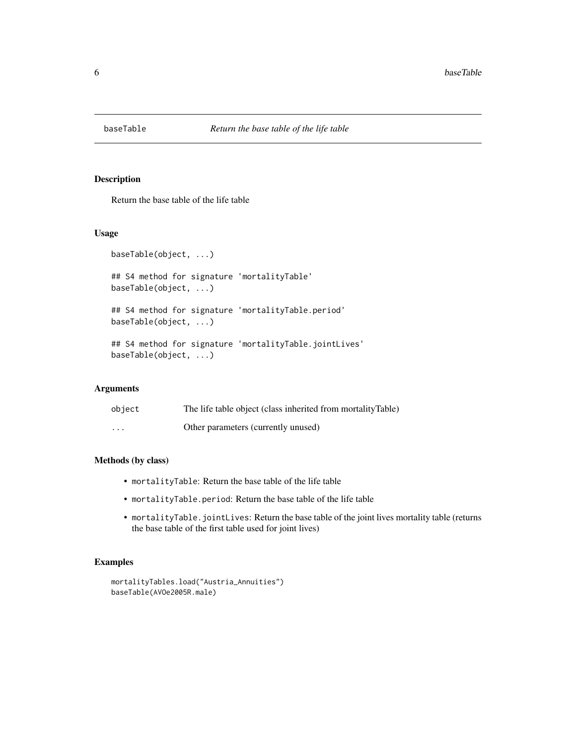# baseTable — *Return the base table of the life table*

## Description

Return the base table of the life table

## Usage

```
baseTable(object, ...)

## S4 method for signature 'mortalityTable'
baseTable(object, ...)

## S4 method for signature 'mortalityTable.period'
baseTable(object, ...)

## S4 method for signature 'mortalityTable.jointLives'
baseTable(object, ...)
```

## Arguments

| | |
|---|---|
| `object` | The life table object (class inherited from mortalityTable) |
| `...` | Other parameters (currently unused) |

## Methods (by class)

- `mortalityTable`: Return the base table of the life table
- `mortalityTable.period`: Return the base table of the life table
- `mortalityTable.jointLives`: Return the base table of the joint lives mortality table (returns the base table of the first table used for joint lives)

## Examples

```
mortalityTables.load("Austria_Annuities")
baseTable(AVOe2005R.male)
```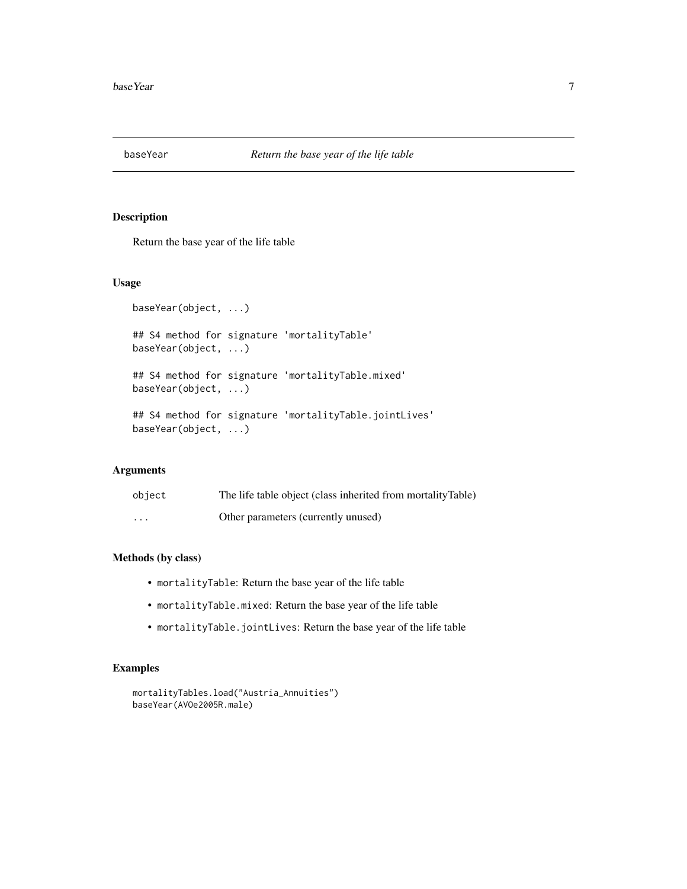# baseYear — *Return the base year of the life table*

## Description

Return the base year of the life table

## Usage

```
baseYear(object, ...)

## S4 method for signature 'mortalityTable'
baseYear(object, ...)

## S4 method for signature 'mortalityTable.mixed'
baseYear(object, ...)

## S4 method for signature 'mortalityTable.jointLives'
baseYear(object, ...)
```

## Arguments

| | |
|---|---|
| `object` | The life table object (class inherited from mortalityTable) |
| `...` | Other parameters (currently unused) |

## Methods (by class)

- `mortalityTable`: Return the base year of the life table
- `mortalityTable.mixed`: Return the base year of the life table
- `mortalityTable.jointLives`: Return the base year of the life table

## Examples

```
mortalityTables.load("Austria_Annuities")
baseYear(AVOe2005R.male)
```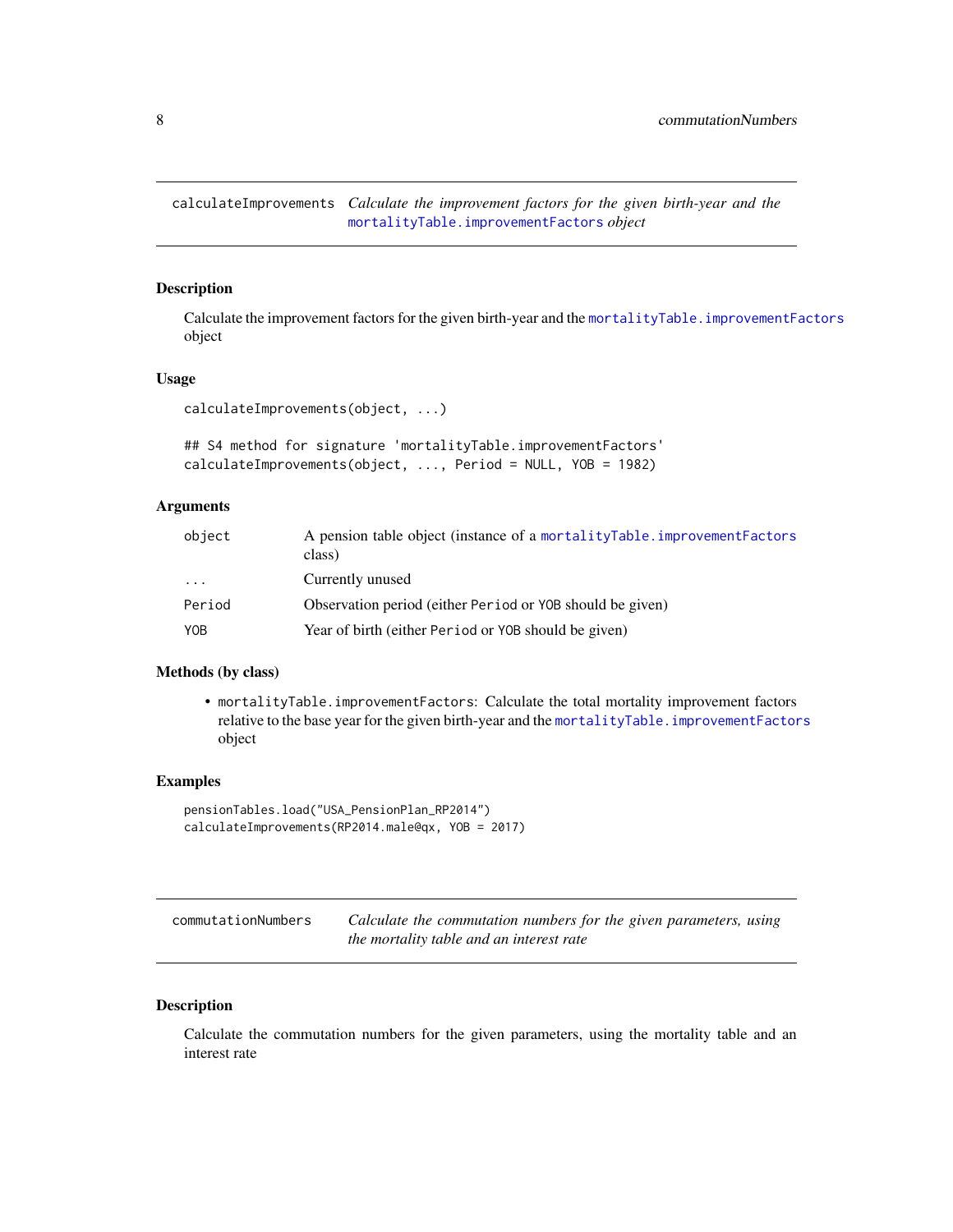## calculateImprovements

*Calculate the improvement factors for the given birth-year and the mortalityTable.improvementFactors object*

### Description

Calculate the improvement factors for the given birth-year and the mortalityTable.improvementFactors object

### Usage

```
calculateImprovements(object, ...)

## S4 method for signature 'mortalityTable.improvementFactors'
calculateImprovements(object, ..., Period = NULL, YOB = 1982)
```

### Arguments

| | |
|---|---|
| object | A pension table object (instance of a mortalityTable.improvementFactors class) |
| ... | Currently unused |
| Period | Observation period (either Period or YOB should be given) |
| YOB | Year of birth (either Period or YOB should be given) |

### Methods (by class)

- mortalityTable.improvementFactors: Calculate the total mortality improvement factors relative to the base year for the given birth-year and the mortalityTable.improvementFactors object

### Examples

```
pensionTables.load("USA_PensionPlan_RP2014")
calculateImprovements(RP2014.male@qx, YOB = 2017)
```

## commutationNumbers

*Calculate the commutation numbers for the given parameters, using the mortality table and an interest rate*

### Description

Calculate the commutation numbers for the given parameters, using the mortality table and an interest rate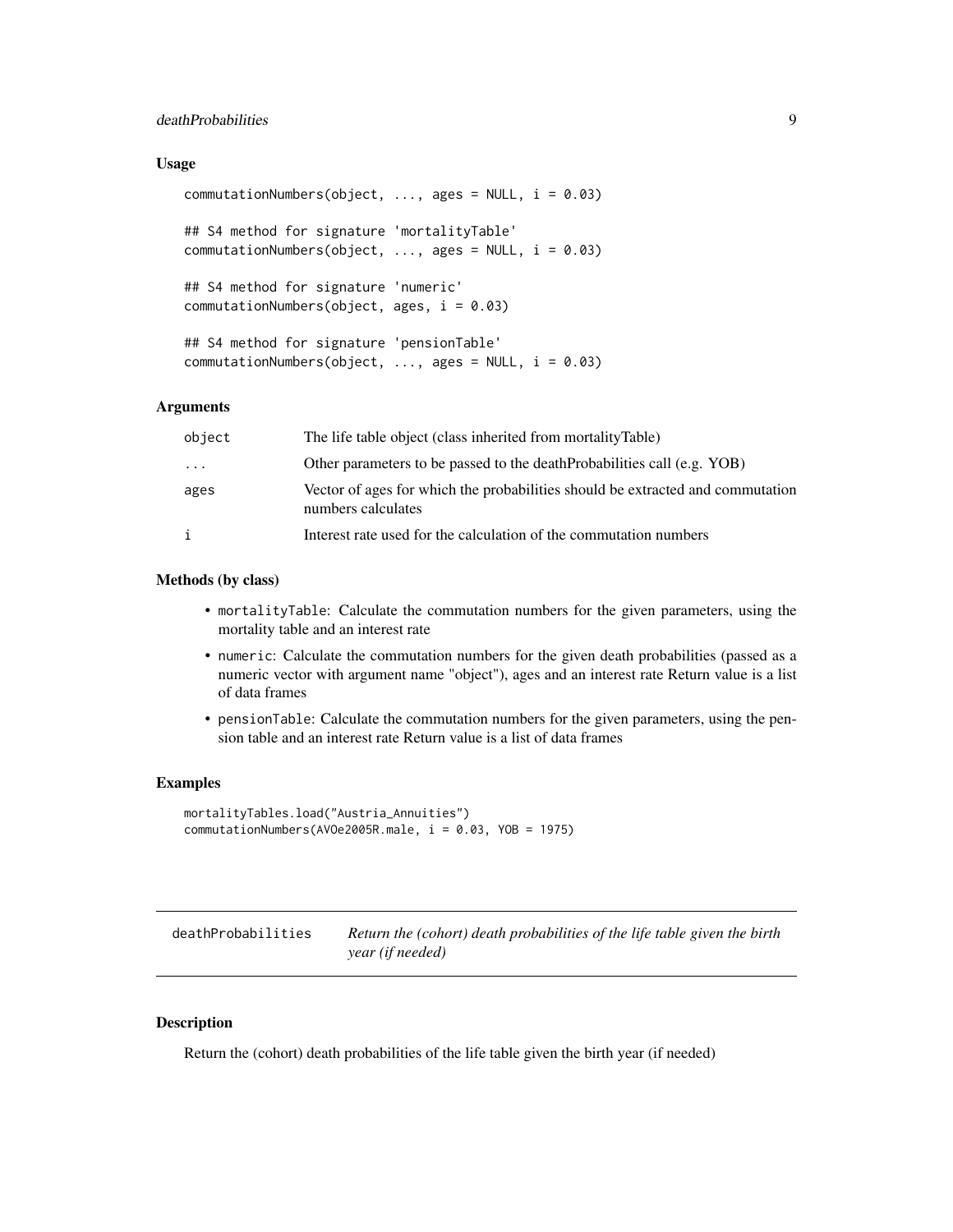### Usage

```
commutationNumbers(object, ..., ages = NULL, i = 0.03)

## S4 method for signature 'mortalityTable'
commutationNumbers(object, ..., ages = NULL, i = 0.03)

## S4 method for signature 'numeric'
commutationNumbers(object, ages, i = 0.03)

## S4 method for signature 'pensionTable'
commutationNumbers(object, ..., ages = NULL, i = 0.03)
```

### Arguments

| | |
|---|---|
| `object` | The life table object (class inherited from mortalityTable) |
| `...` | Other parameters to be passed to the deathProbabilities call (e.g. YOB) |
| `ages` | Vector of ages for which the probabilities should be extracted and commutation numbers calculates |
| `i` | Interest rate used for the calculation of the commutation numbers |

### Methods (by class)

- `mortalityTable`: Calculate the commutation numbers for the given parameters, using the mortality table and an interest rate
- `numeric`: Calculate the commutation numbers for the given death probabilities (passed as a numeric vector with argument name "object"), ages and an interest rate Return value is a list of data frames
- `pensionTable`: Calculate the commutation numbers for the given parameters, using the pension table and an interest rate Return value is a list of data frames

### Examples

```
mortalityTables.load("Austria_Annuities")
commutationNumbers(AVOe2005R.male, i = 0.03, YOB = 1975)
```

---

## deathProbabilities    *Return the (cohort) death probabilities of the life table given the birth year (if needed)*

---

### Description

Return the (cohort) death probabilities of the life table given the birth year (if needed)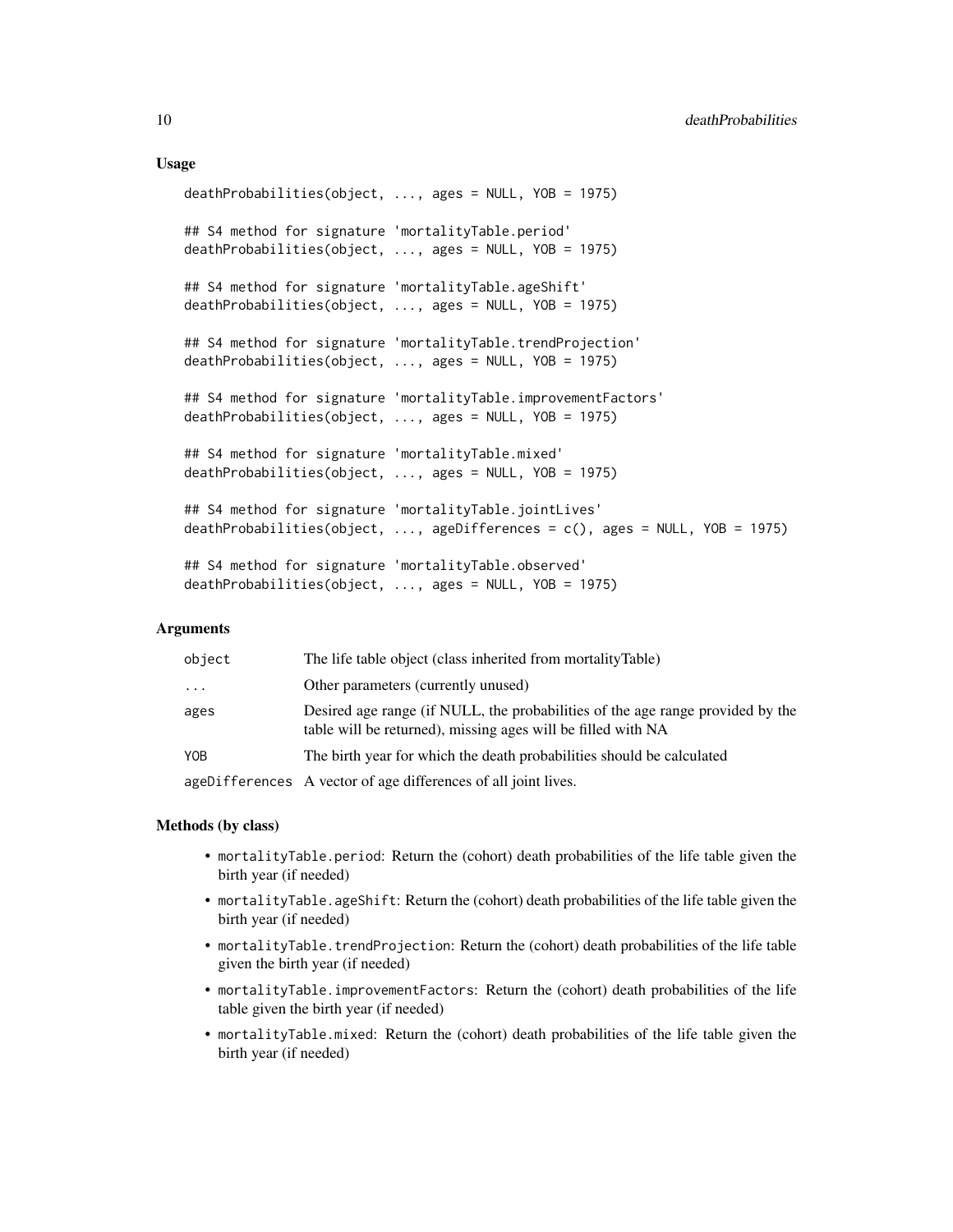### Usage

```
deathProbabilities(object, ..., ages = NULL, YOB = 1975)

## S4 method for signature 'mortalityTable.period'
deathProbabilities(object, ..., ages = NULL, YOB = 1975)

## S4 method for signature 'mortalityTable.ageShift'
deathProbabilities(object, ..., ages = NULL, YOB = 1975)

## S4 method for signature 'mortalityTable.trendProjection'
deathProbabilities(object, ..., ages = NULL, YOB = 1975)

## S4 method for signature 'mortalityTable.improvementFactors'
deathProbabilities(object, ..., ages = NULL, YOB = 1975)

## S4 method for signature 'mortalityTable.mixed'
deathProbabilities(object, ..., ages = NULL, YOB = 1975)

## S4 method for signature 'mortalityTable.jointLives'
deathProbabilities(object, ..., ageDifferences = c(), ages = NULL, YOB = 1975)

## S4 method for signature 'mortalityTable.observed'
deathProbabilities(object, ..., ages = NULL, YOB = 1975)
```

### Arguments

| | |
|---|---|
| `object` | The life table object (class inherited from mortalityTable) |
| `...` | Other parameters (currently unused) |
| `ages` | Desired age range (if NULL, the probabilities of the age range provided by the table will be returned), missing ages will be filled with NA |
| `YOB` | The birth year for which the death probabilities should be calculated |
| `ageDifferences` | A vector of age differences of all joint lives. |

### Methods (by class)

- `mortalityTable.period`: Return the (cohort) death probabilities of the life table given the birth year (if needed)
- `mortalityTable.ageShift`: Return the (cohort) death probabilities of the life table given the birth year (if needed)
- `mortalityTable.trendProjection`: Return the (cohort) death probabilities of the life table given the birth year (if needed)
- `mortalityTable.improvementFactors`: Return the (cohort) death probabilities of the life table given the birth year (if needed)
- `mortalityTable.mixed`: Return the (cohort) death probabilities of the life table given the birth year (if needed)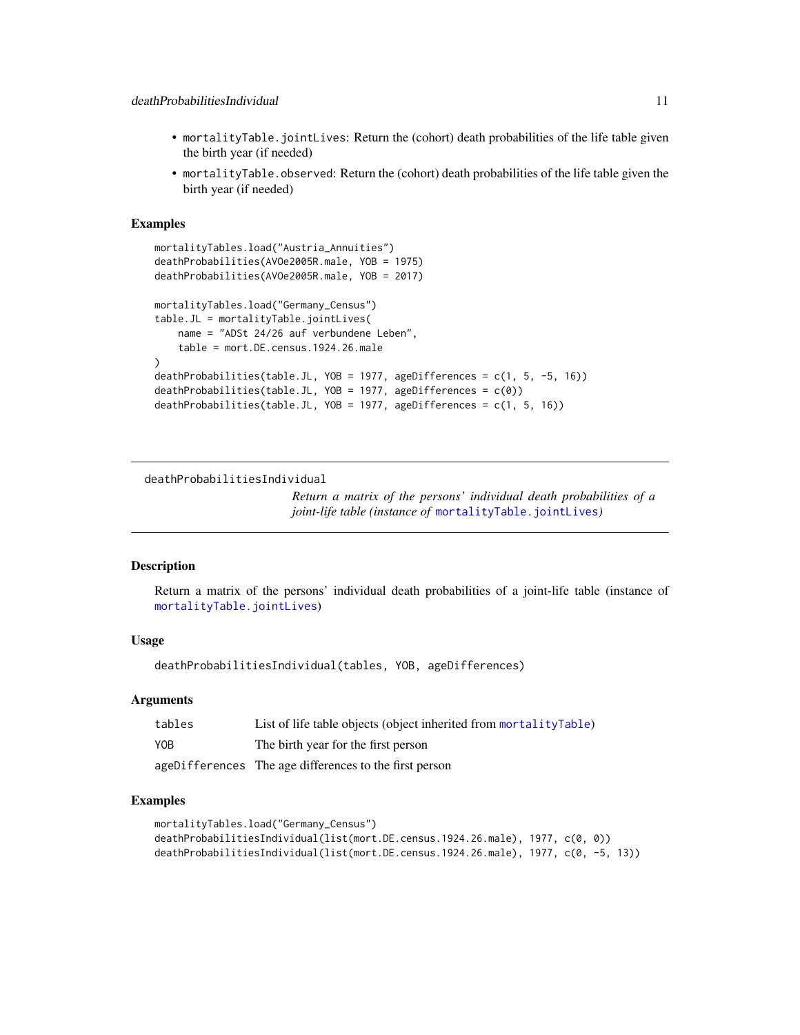- `mortalityTable.jointLives`: Return the (cohort) death probabilities of the life table given the birth year (if needed)
- `mortalityTable.observed`: Return the (cohort) death probabilities of the life table given the birth year (if needed)

### Examples

```
mortalityTables.load("Austria_Annuities")
deathProbabilities(AVOe2005R.male, YOB = 1975)
deathProbabilities(AVOe2005R.male, YOB = 2017)

mortalityTables.load("Germany_Census")
table.JL = mortalityTable.jointLives(
    name = "ADSt 24/26 auf verbundene Leben",
    table = mort.DE.census.1924.26.male
)
deathProbabilities(table.JL, YOB = 1977, ageDifferences = c(1, 5, -5, 16))
deathProbabilities(table.JL, YOB = 1977, ageDifferences = c(0))
deathProbabilities(table.JL, YOB = 1977, ageDifferences = c(1, 5, 16))
```

---

## deathProbabilitiesIndividual

*Return a matrix of the persons' individual death probabilities of a joint-life table (instance of* `mortalityTable.jointLives`*)*

### Description

Return a matrix of the persons' individual death probabilities of a joint-life table (instance of `mortalityTable.jointLives`)

### Usage

```
deathProbabilitiesIndividual(tables, YOB, ageDifferences)
```

### Arguments

| | |
|---|---|
| `tables` | List of life table objects (object inherited from `mortalityTable`) |
| `YOB` | The birth year for the first person |
| `ageDifferences` | The age differences to the first person |

### Examples

```
mortalityTables.load("Germany_Census")
deathProbabilitiesIndividual(list(mort.DE.census.1924.26.male), 1977, c(0, 0))
deathProbabilitiesIndividual(list(mort.DE.census.1924.26.male), 1977, c(0, -5, 13))
```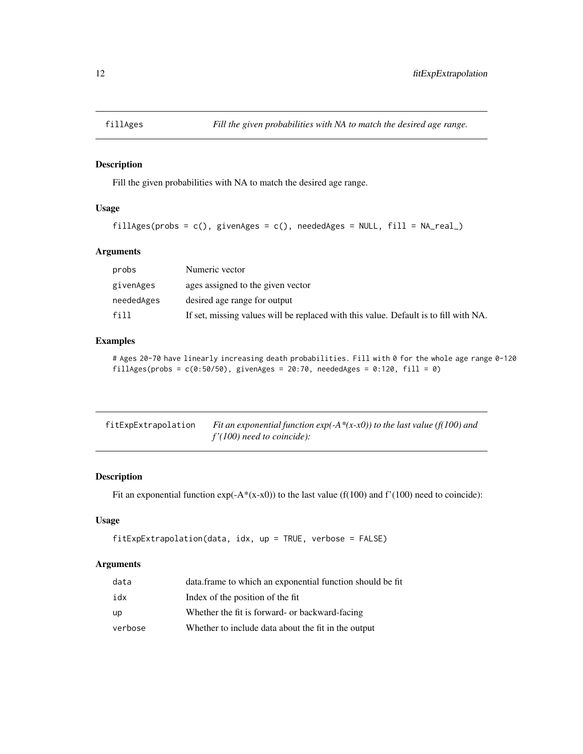## fillAges — *Fill the given probabilities with NA to match the desired age range.*

### Description

Fill the given probabilities with NA to match the desired age range.

### Usage

```
fillAges(probs = c(), givenAges = c(), neededAges = NULL, fill = NA_real_)
```

### Arguments

| | |
|---|---|
| probs | Numeric vector |
| givenAges | ages assigned to the given vector |
| neededAges | desired age range for output |
| fill | If set, missing values will be replaced with this value. Default is to fill with NA. |

### Examples

```
# Ages 20-70 have linearly increasing death probabilities. Fill with 0 for the whole age range 0-120
fillAges(probs = c(0:50/50), givenAges = 20:70, neededAges = 0:120, fill = 0)
```

## fitExpExtrapolation — *Fit an exponential function exp(-A*(x-x0)) to the last value (f(100) and f'(100) need to coincide):*

### Description

Fit an exponential function exp(-A*(x-x0)) to the last value (f(100) and f'(100) need to coincide):

### Usage

```
fitExpExtrapolation(data, idx, up = TRUE, verbose = FALSE)
```

### Arguments

| | |
|---|---|
| data | data.frame to which an exponential function should be fit |
| idx | Index of the position of the fit |
| up | Whether the fit is forward- or backward-facing |
| verbose | Whether to include data about the fit in the output |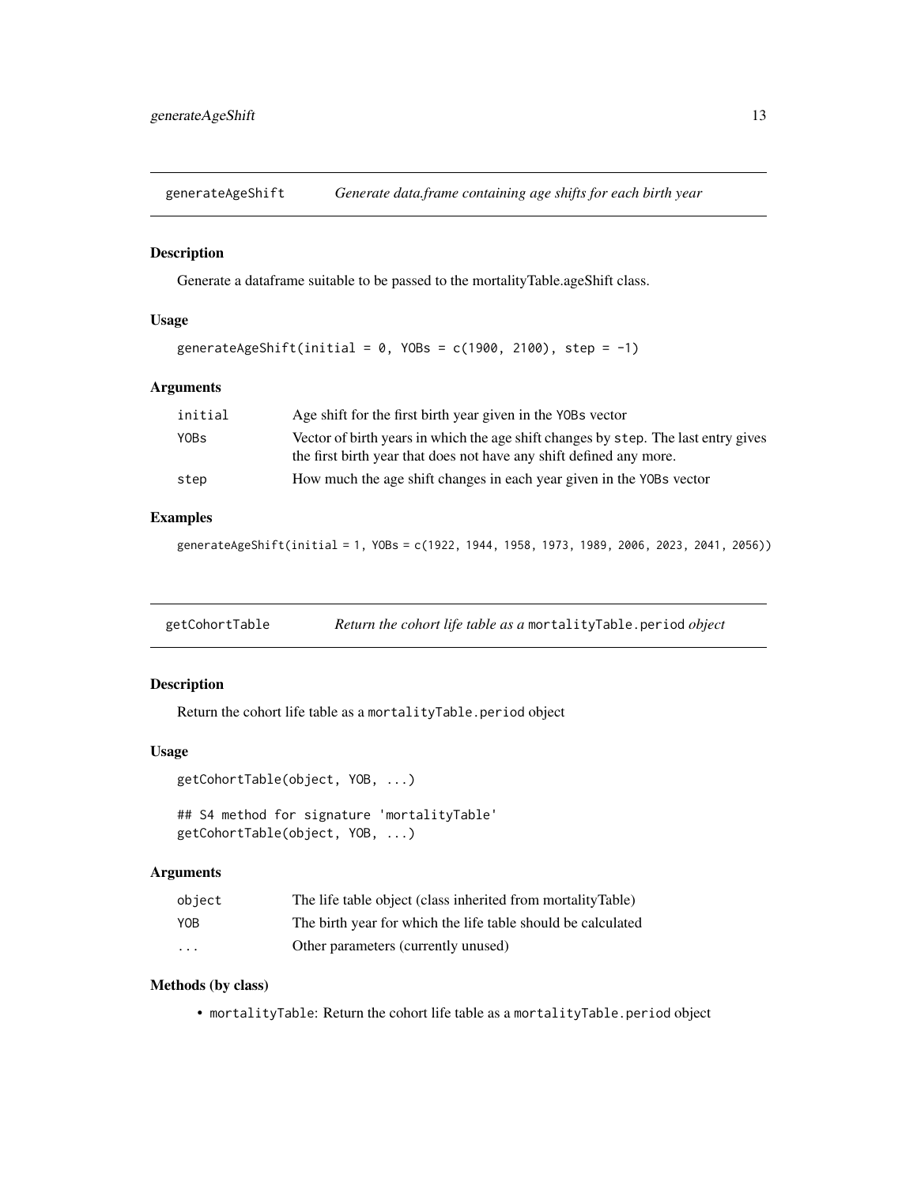## generateAgeShift *Generate data.frame containing age shifts for each birth year*

### Description

Generate a dataframe suitable to be passed to the mortalityTable.ageShift class.

### Usage

```
generateAgeShift(initial = 0, YOBs = c(1900, 2100), step = -1)
```

### Arguments

| | |
|---|---|
| initial | Age shift for the first birth year given in the YOBs vector |
| YOBs | Vector of birth years in which the age shift changes by step. The last entry gives the first birth year that does not have any shift defined any more. |
| step | How much the age shift changes in each year given in the YOBs vector |

### Examples

```
generateAgeShift(initial = 1, YOBs = c(1922, 1944, 1958, 1973, 1989, 2006, 2023, 2041, 2056))
```

## getCohortTable *Return the cohort life table as a* mortalityTable.period *object*

### Description

Return the cohort life table as a mortalityTable.period object

### Usage

```
getCohortTable(object, YOB, ...)

## S4 method for signature 'mortalityTable'
getCohortTable(object, YOB, ...)
```

### Arguments

| | |
|---|---|
| object | The life table object (class inherited from mortalityTable) |
| YOB | The birth year for which the life table should be calculated |
| ... | Other parameters (currently unused) |

### Methods (by class)

- mortalityTable: Return the cohort life table as a mortalityTable.period object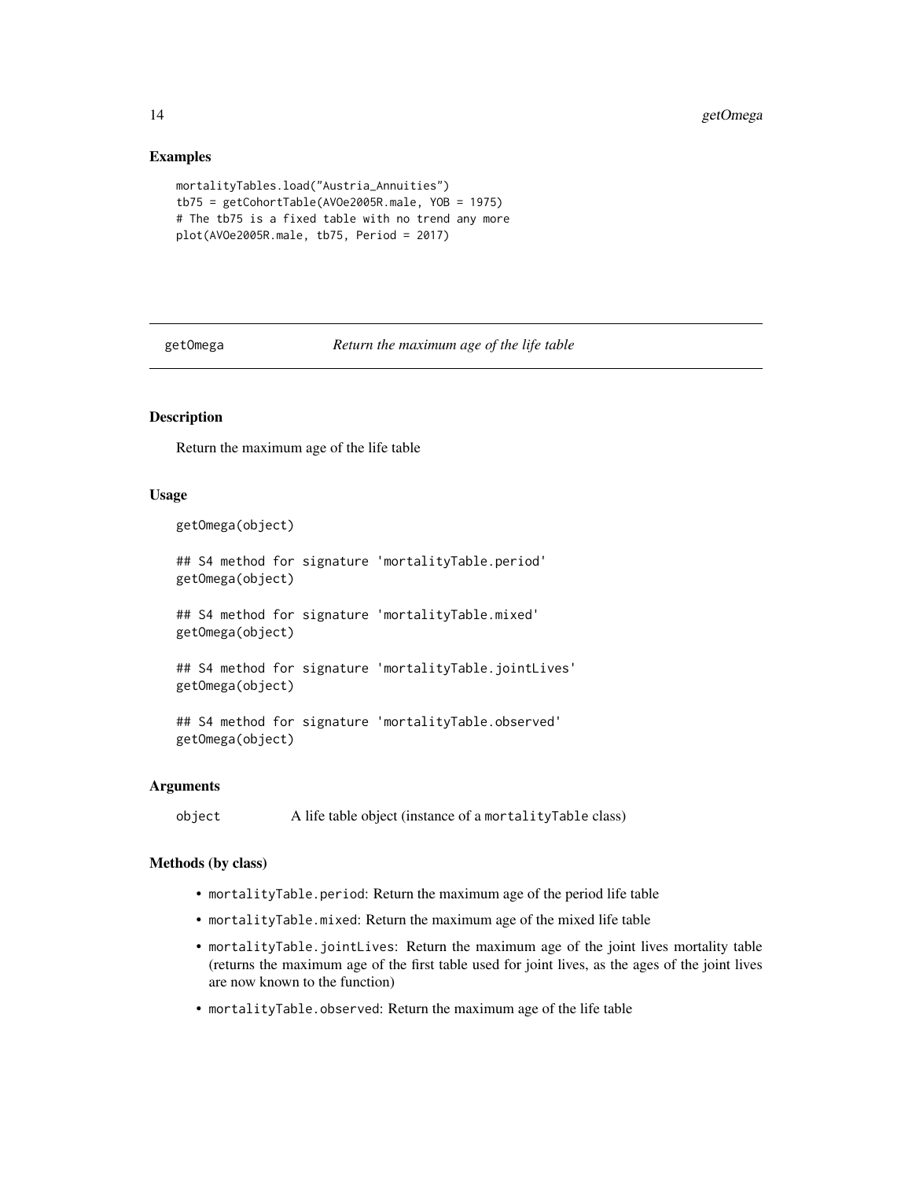## Examples

```
mortalityTables.load("Austria_Annuities")
tb75 = getCohortTable(AVOe2005R.male, YOB = 1975)
# The tb75 is a fixed table with no trend any more
plot(AVOe2005R.male, tb75, Period = 2017)
```

# getOmega — *Return the maximum age of the life table*

## Description

Return the maximum age of the life table

## Usage

```
getOmega(object)

## S4 method for signature 'mortalityTable.period'
getOmega(object)

## S4 method for signature 'mortalityTable.mixed'
getOmega(object)

## S4 method for signature 'mortalityTable.jointLives'
getOmega(object)

## S4 method for signature 'mortalityTable.observed'
getOmega(object)
```

## Arguments

| | |
|---|---|
| `object` | A life table object (instance of a `mortalityTable` class) |

## Methods (by class)

- `mortalityTable.period`: Return the maximum age of the period life table
- `mortalityTable.mixed`: Return the maximum age of the mixed life table
- `mortalityTable.jointLives`: Return the maximum age of the joint lives mortality table (returns the maximum age of the first table used for joint lives, as the ages of the joint lives are now known to the function)
- `mortalityTable.observed`: Return the maximum age of the life table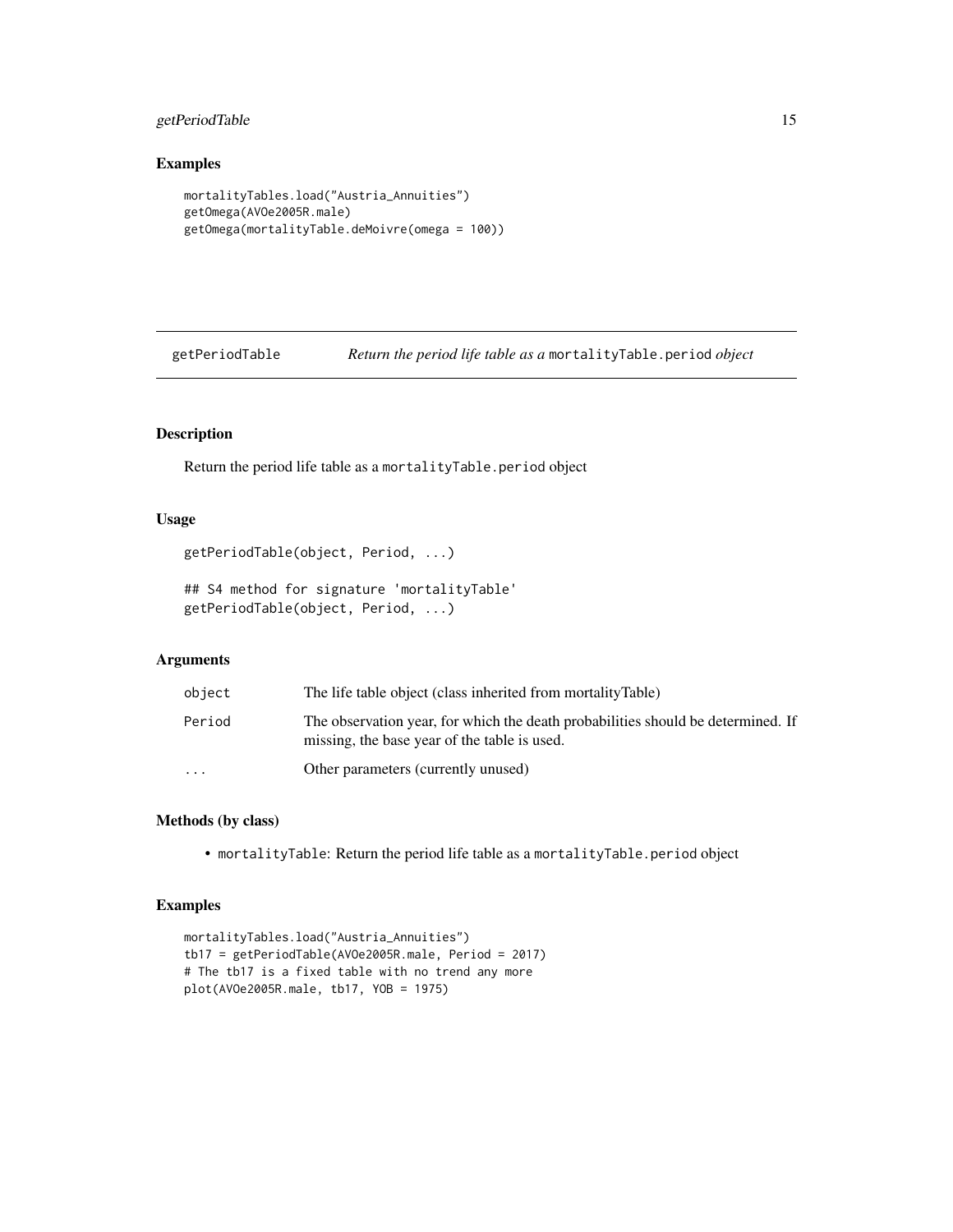## Examples

```
mortalityTables.load("Austria_Annuities")
getOmega(AVOe2005R.male)
getOmega(mortalityTable.deMoivre(omega = 100))
```

---

# getPeriodTable    *Return the period life table as a* `mortalityTable.period` *object*

---

## Description

Return the period life table as a `mortalityTable.period` object

## Usage

```
getPeriodTable(object, Period, ...)

## S4 method for signature 'mortalityTable'
getPeriodTable(object, Period, ...)
```

## Arguments

| | |
|---|---|
| `object` | The life table object (class inherited from mortalityTable) |
| `Period` | The observation year, for which the death probabilities should be determined. If missing, the base year of the table is used. |
| `...` | Other parameters (currently unused) |

## Methods (by class)

- `mortalityTable`: Return the period life table as a `mortalityTable.period` object

## Examples

```
mortalityTables.load("Austria_Annuities")
tb17 = getPeriodTable(AVOe2005R.male, Period = 2017)
# The tb17 is a fixed table with no trend any more
plot(AVOe2005R.male, tb17, YOB = 1975)
```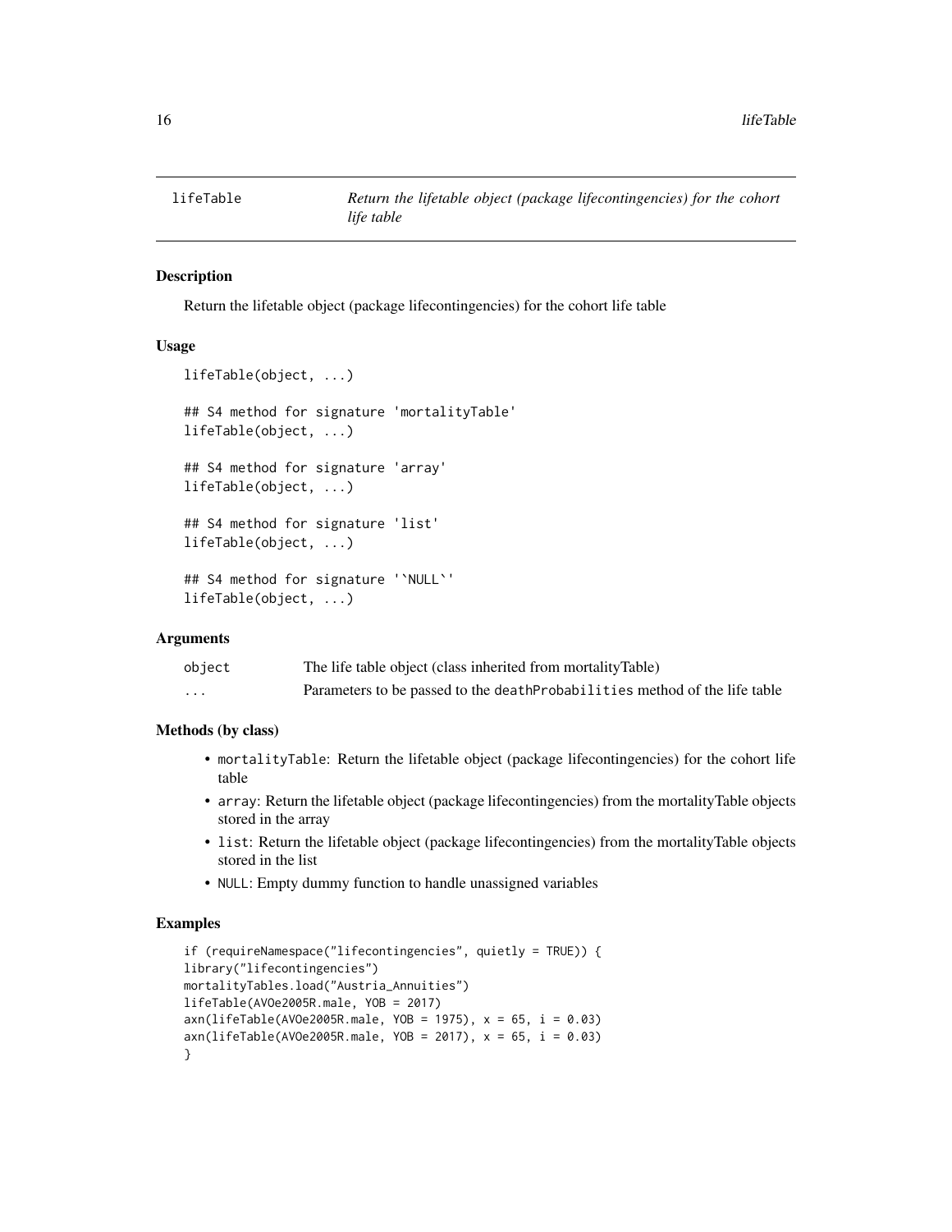# lifeTable — *Return the lifetable object (package lifecontingencies) for the cohort life table*

## Description

Return the lifetable object (package lifecontingencies) for the cohort life table

## Usage

```
lifeTable(object, ...)

## S4 method for signature 'mortalityTable'
lifeTable(object, ...)

## S4 method for signature 'array'
lifeTable(object, ...)

## S4 method for signature 'list'
lifeTable(object, ...)

## S4 method for signature '`NULL`'
lifeTable(object, ...)
```

## Arguments

| | |
|---|---|
| object | The life table object (class inherited from mortalityTable) |
| ... | Parameters to be passed to the `deathProbabilities` method of the life table |

## Methods (by class)

- `mortalityTable`: Return the lifetable object (package lifecontingencies) for the cohort life table
- `array`: Return the lifetable object (package lifecontingencies) from the mortalityTable objects stored in the array
- `list`: Return the lifetable object (package lifecontingencies) from the mortalityTable objects stored in the list
- `NULL`: Empty dummy function to handle unassigned variables

## Examples

```
if (requireNamespace("lifecontingencies", quietly = TRUE)) {
library("lifecontingencies")
mortalityTables.load("Austria_Annuities")
lifeTable(AVOe2005R.male, YOB = 2017)
axn(lifeTable(AVOe2005R.male, YOB = 1975), x = 65, i = 0.03)
axn(lifeTable(AVOe2005R.male, YOB = 2017), x = 65, i = 0.03)
}
```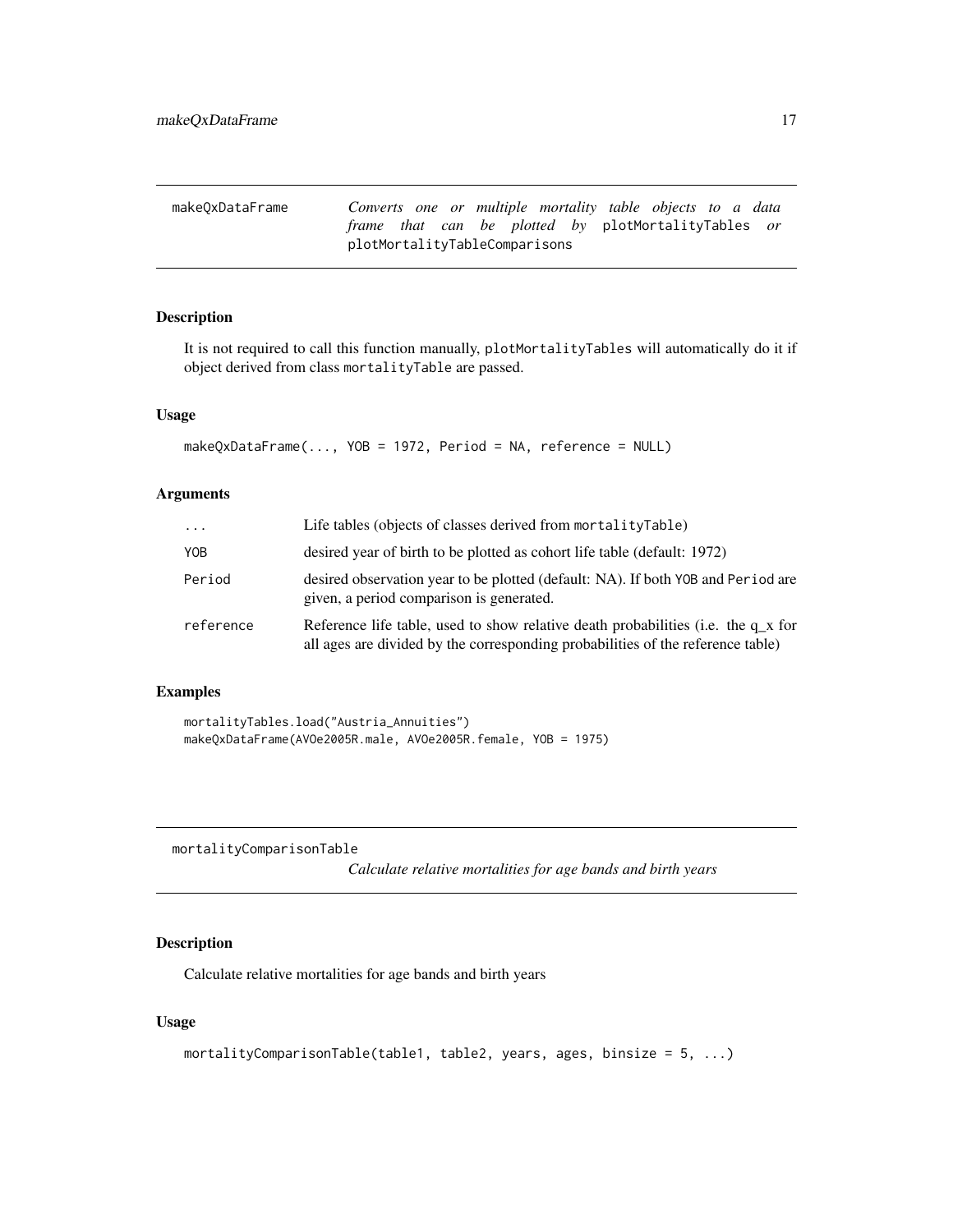## makeQxDataFrame — *Converts one or multiple mortality table objects to a data frame that can be plotted by* `plotMortalityTables` *or* `plotMortalityTableComparisons`

### Description

It is not required to call this function manually, `plotMortalityTables` will automatically do it if object derived from class `mortalityTable` are passed.

### Usage

```
makeQxDataFrame(..., YOB = 1972, Period = NA, reference = NULL)
```

### Arguments

| | |
|---|---|
| `...` | Life tables (objects of classes derived from `mortalityTable`) |
| `YOB` | desired year of birth to be plotted as cohort life table (default: 1972) |
| `Period` | desired observation year to be plotted (default: NA). If both `YOB` and `Period` are given, a period comparison is generated. |
| `reference` | Reference life table, used to show relative death probabilities (i.e. the q_x for all ages are divided by the corresponding probabilities of the reference table) |

### Examples

```
mortalityTables.load("Austria_Annuities")
makeQxDataFrame(AVOe2005R.male, AVOe2005R.female, YOB = 1975)
```

## mortalityComparisonTable — *Calculate relative mortalities for age bands and birth years*

### Description

Calculate relative mortalities for age bands and birth years

### Usage

```
mortalityComparisonTable(table1, table2, years, ages, binsize = 5, ...)
```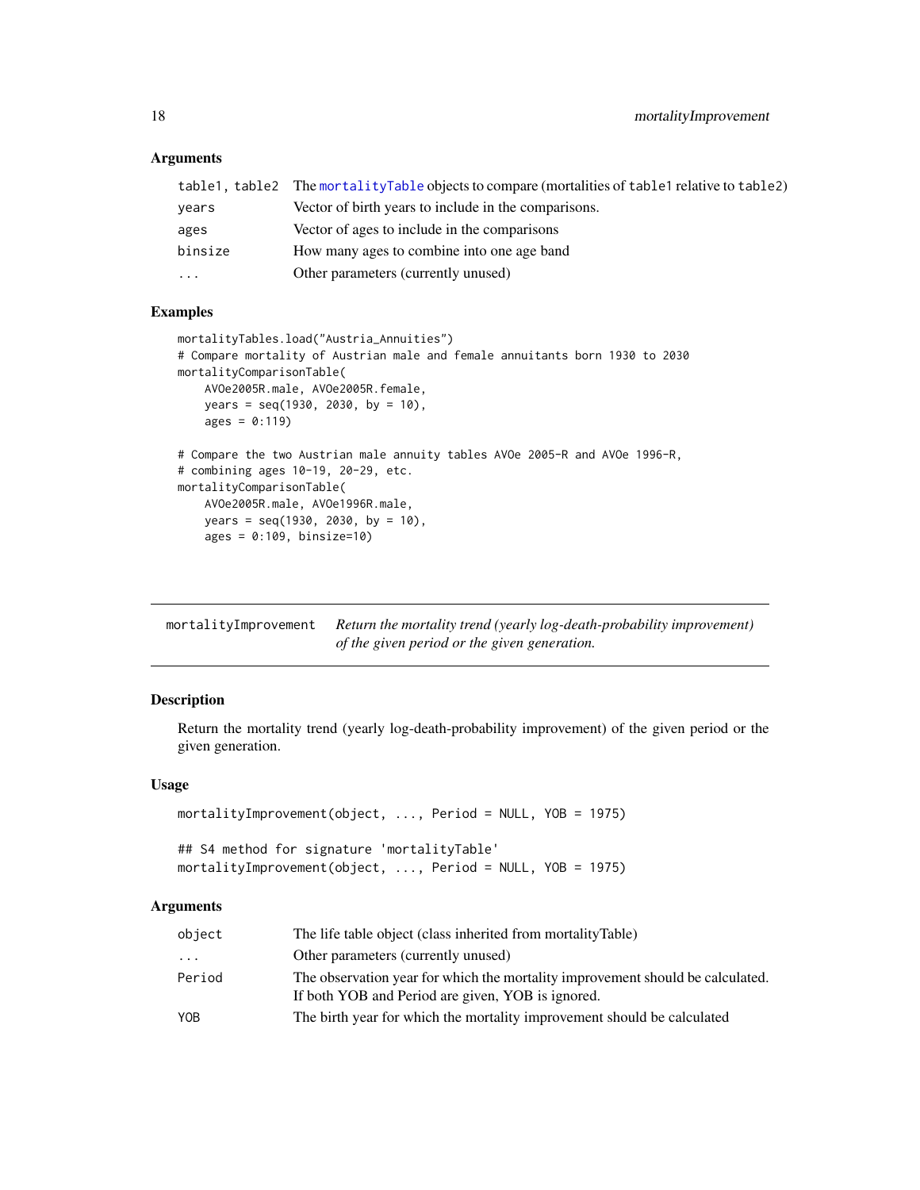### Arguments

| | |
|---|---|
| table1, table2 | The mortalityTable objects to compare (mortalities of table1 relative to table2) |
| years | Vector of birth years to include in the comparisons. |
| ages | Vector of ages to include in the comparisons |
| binsize | How many ages to combine into one age band |
| ... | Other parameters (currently unused) |

### Examples

```
mortalityTables.load("Austria_Annuities")
# Compare mortality of Austrian male and female annuitants born 1930 to 2030
mortalityComparisonTable(
    AVOe2005R.male, AVOe2005R.female,
    years = seq(1930, 2030, by = 10),
    ages = 0:119)

# Compare the two Austrian male annuity tables AVOe 2005-R and AVOe 1996-R,
# combining ages 10-19, 20-29, etc.
mortalityComparisonTable(
    AVOe2005R.male, AVOe1996R.male,
    years = seq(1930, 2030, by = 10),
    ages = 0:109, binsize=10)
```

---

## mortalityImprovement &nbsp;&nbsp; *Return the mortality trend (yearly log-death-probability improvement) of the given period or the given generation.*

---

### Description

Return the mortality trend (yearly log-death-probability improvement) of the given period or the given generation.

### Usage

```
mortalityImprovement(object, ..., Period = NULL, YOB = 1975)

## S4 method for signature 'mortalityTable'
mortalityImprovement(object, ..., Period = NULL, YOB = 1975)
```

### Arguments

| | |
|---|---|
| object | The life table object (class inherited from mortalityTable) |
| ... | Other parameters (currently unused) |
| Period | The observation year for which the mortality improvement should be calculated. If both YOB and Period are given, YOB is ignored. |
| YOB | The birth year for which the mortality improvement should be calculated |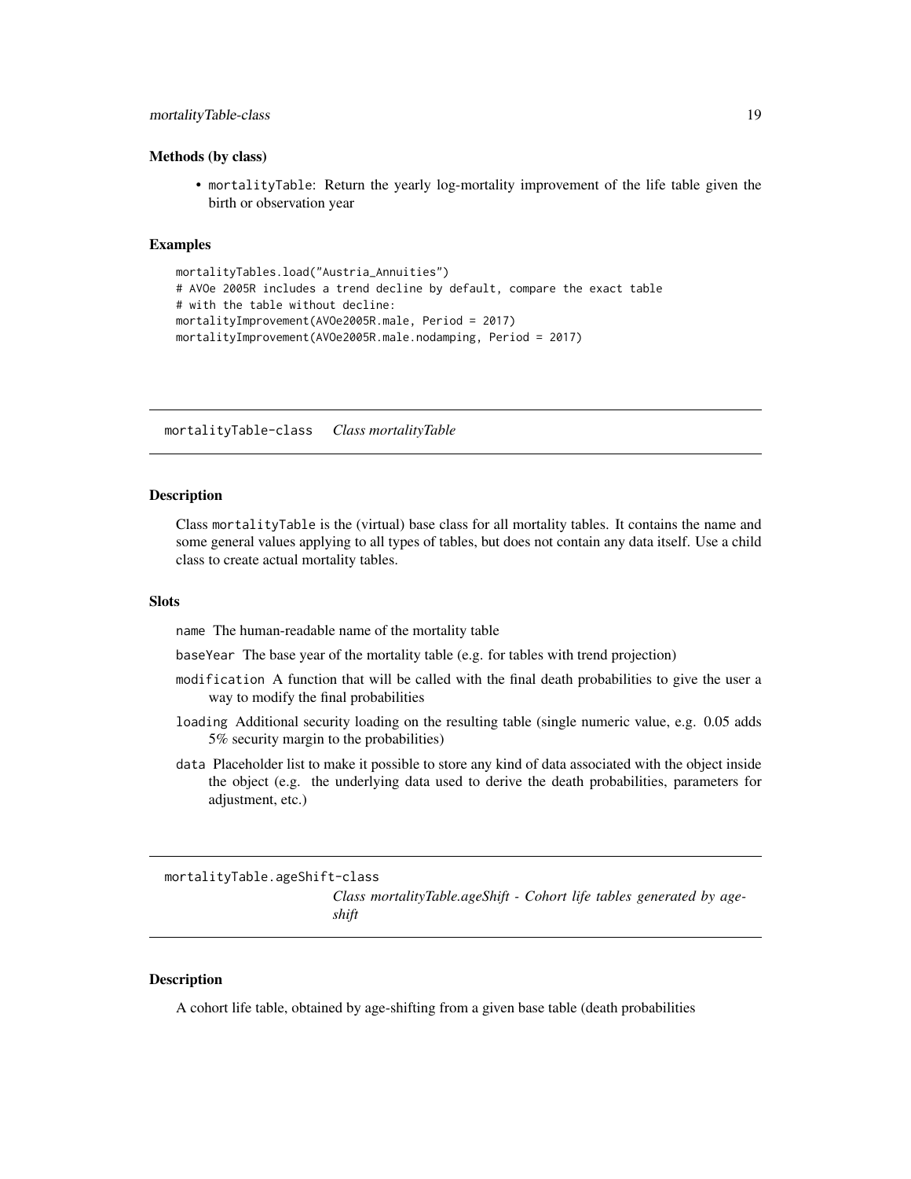### Methods (by class)

- `mortalityTable`: Return the yearly log-mortality improvement of the life table given the birth or observation year

### Examples

```
mortalityTables.load("Austria_Annuities")
# AVOe 2005R includes a trend decline by default, compare the exact table
# with the table without decline:
mortalityImprovement(AVOe2005R.male, Period = 2017)
mortalityImprovement(AVOe2005R.male.nodamping, Period = 2017)
```

---

## mortalityTable-class    *Class mortalityTable*

### Description

Class `mortalityTable` is the (virtual) base class for all mortality tables. It contains the name and some general values applying to all types of tables, but does not contain any data itself. Use a child class to create actual mortality tables.

### Slots

`name` The human-readable name of the mortality table

`baseYear` The base year of the mortality table (e.g. for tables with trend projection)

`modification` A function that will be called with the final death probabilities to give the user a way to modify the final probabilities

`loading` Additional security loading on the resulting table (single numeric value, e.g. 0.05 adds 5% security margin to the probabilities)

`data` Placeholder list to make it possible to store any kind of data associated with the object inside the object (e.g. the underlying data used to derive the death probabilities, parameters for adjustment, etc.)

---

## mortalityTable.ageShift-class    *Class mortalityTable.ageShift - Cohort life tables generated by age-shift*

### Description

A cohort life table, obtained by age-shifting from a given base table (death probabilities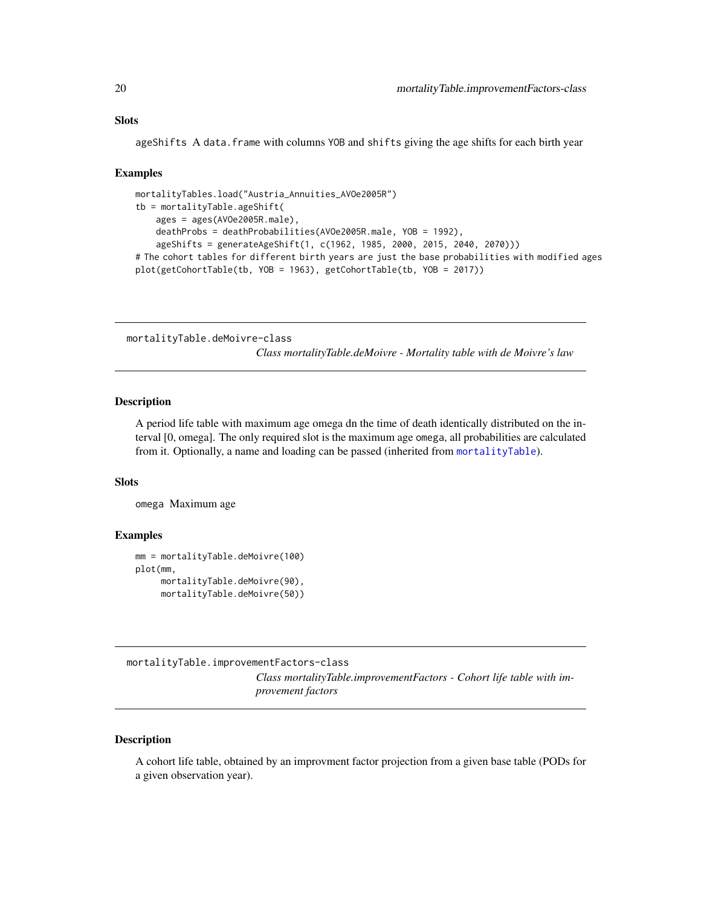### Slots

`ageShifts` A `data.frame` with columns `YOB` and `shifts` giving the age shifts for each birth year

### Examples

```
mortalityTables.load("Austria_Annuities_AVOe2005R")
tb = mortalityTable.ageShift(
    ages = ages(AVOe2005R.male),
    deathProbs = deathProbabilities(AVOe2005R.male, YOB = 1992),
    ageShifts = generateAgeShift(1, c(1962, 1985, 2000, 2015, 2040, 2070)))
# The cohort tables for different birth years are just the base probabilities with modified ages
plot(getCohortTable(tb, YOB = 1963), getCohortTable(tb, YOB = 2017))
```

---

## mortalityTable.deMoivre-class

*Class mortalityTable.deMoivre - Mortality table with de Moivre's law*

### Description

A period life table with maximum age omega dn the time of death identically distributed on the interval [0, omega]. The only required slot is the maximum age `omega`, all probabilities are calculated from it. Optionally, a name and loading can be passed (inherited from `mortalityTable`).

### Slots

`omega` Maximum age

### Examples

```
mm = mortalityTable.deMoivre(100)
plot(mm,
     mortalityTable.deMoivre(90),
     mortalityTable.deMoivre(50))
```

---

## mortalityTable.improvementFactors-class

*Class mortalityTable.improvementFactors - Cohort life table with improvement factors*

### Description

A cohort life table, obtained by an improvment factor projection from a given base table (PODs for a given observation year).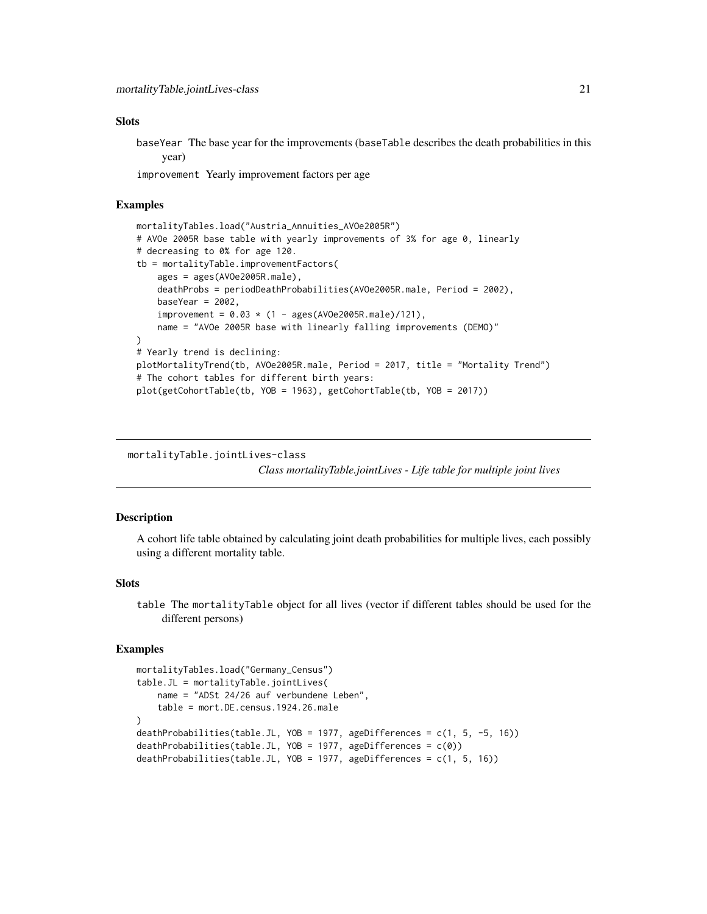### Slots

`baseYear` The base year for the improvements (`baseTable` describes the death probabilities in this year)

`improvement` Yearly improvement factors per age

### Examples

```
mortalityTables.load("Austria_Annuities_AVOe2005R")
# AVOe 2005R base table with yearly improvements of 3% for age 0, linearly
# decreasing to 0% for age 120.
tb = mortalityTable.improvementFactors(
    ages = ages(AVOe2005R.male),
    deathProbs = periodDeathProbabilities(AVOe2005R.male, Period = 2002),
    baseYear = 2002,
    improvement = 0.03 * (1 - ages(AVOe2005R.male)/121),
    name = "AVOe 2005R base with linearly falling improvements (DEMO)"
)
# Yearly trend is declining:
plotMortalityTrend(tb, AVOe2005R.male, Period = 2017, title = "Mortality Trend")
# The cohort tables for different birth years:
plot(getCohortTable(tb, YOB = 1963), getCohortTable(tb, YOB = 2017))
```

---

## mortalityTable.jointLives-class

*Class mortalityTable.jointLives - Life table for multiple joint lives*

---

### Description

A cohort life table obtained by calculating joint death probabilities for multiple lives, each possibly using a different mortality table.

### Slots

`table` The `mortalityTable` object for all lives (vector if different tables should be used for the different persons)

### Examples

```
mortalityTables.load("Germany_Census")
table.JL = mortalityTable.jointLives(
    name = "ADSt 24/26 auf verbundene Leben",
    table = mort.DE.census.1924.26.male
)
deathProbabilities(table.JL, YOB = 1977, ageDifferences = c(1, 5, -5, 16))
deathProbabilities(table.JL, YOB = 1977, ageDifferences = c(0))
deathProbabilities(table.JL, YOB = 1977, ageDifferences = c(1, 5, 16))
```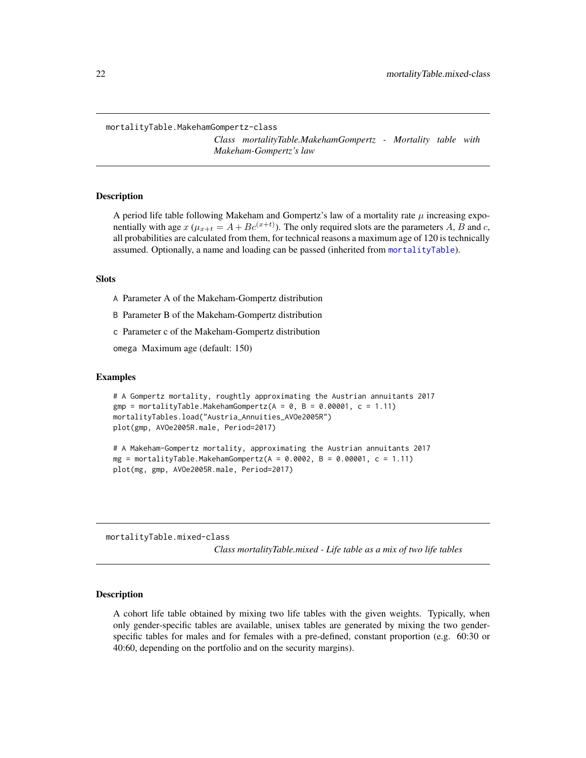## mortalityTable.MakehamGompertz-class

*Class mortalityTable.MakehamGompertz - Mortality table with Makeham-Gompertz's law*

### Description

A period life table following Makeham and Gompertz's law of a mortality rate $\mu$ increasing exponentially with age $x$ ($\mu_{x+t} = A + Bc^{(x+t)}$). The only required slots are the parameters $A$, $B$ and $c$, all probabilities are calculated from them, for technical reasons a maximum age of 120 is technically assumed. Optionally, a name and loading can be passed (inherited from mortalityTable).

### Slots

- `A` Parameter A of the Makeham-Gompertz distribution
- `B` Parameter B of the Makeham-Gompertz distribution
- `c` Parameter c of the Makeham-Gompertz distribution
- `omega` Maximum age (default: 150)

### Examples

```
# A Gompertz mortality, roughly approximating the Austrian annuitants 2017
gmp = mortalityTable.MakehamGompertz(A = 0, B = 0.00001, c = 1.11)
mortalityTables.load("Austria_Annuities_AVOe2005R")
plot(gmp, AVOe2005R.male, Period=2017)

# A Makeham-Gompertz mortality, approximating the Austrian annuitants 2017
mg = mortalityTable.MakehamGompertz(A = 0.0002, B = 0.00001, c = 1.11)
plot(mg, gmp, AVOe2005R.male, Period=2017)
```

## mortalityTable.mixed-class

*Class mortalityTable.mixed - Life table as a mix of two life tables*

### Description

A cohort life table obtained by mixing two life tables with the given weights. Typically, when only gender-specific tables are available, unisex tables are generated by mixing the two gender-specific tables for males and for females with a pre-defined, constant proportion (e.g. 60:30 or 40:60, depending on the portfolio and on the security margins).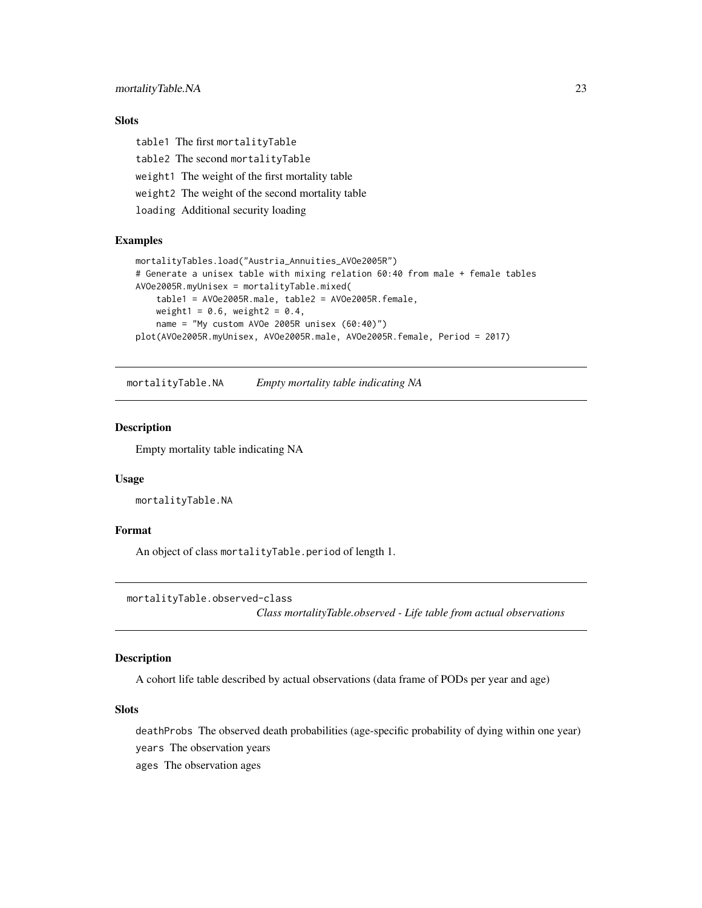### Slots

`table1` The first mortalityTable

`table2` The second mortalityTable

`weight1` The weight of the first mortality table

`weight2` The weight of the second mortality table

`loading` Additional security loading

### Examples

```
mortalityTables.load("Austria_Annuities_AVOe2005R")
# Generate a unisex table with mixing relation 60:40 from male + female tables
AVOe2005R.myUnisex = mortalityTable.mixed(
    table1 = AVOe2005R.male, table2 = AVOe2005R.female,
    weight1 = 0.6, weight2 = 0.4,
    name = "My custom AVOe 2005R unisex (60:40)")
plot(AVOe2005R.myUnisex, AVOe2005R.male, AVOe2005R.female, Period = 2017)
```

---

## mortalityTable.NA — *Empty mortality table indicating NA*

### Description

Empty mortality table indicating NA

### Usage

```
mortalityTable.NA
```

### Format

An object of class `mortalityTable.period` of length 1.

---

## mortalityTable.observed-class — *Class mortalityTable.observed - Life table from actual observations*

### Description

A cohort life table described by actual observations (data frame of PODs per year and age)

### Slots

`deathProbs` The observed death probabilities (age-specific probability of dying within one year)

`years` The observation years

`ages` The observation ages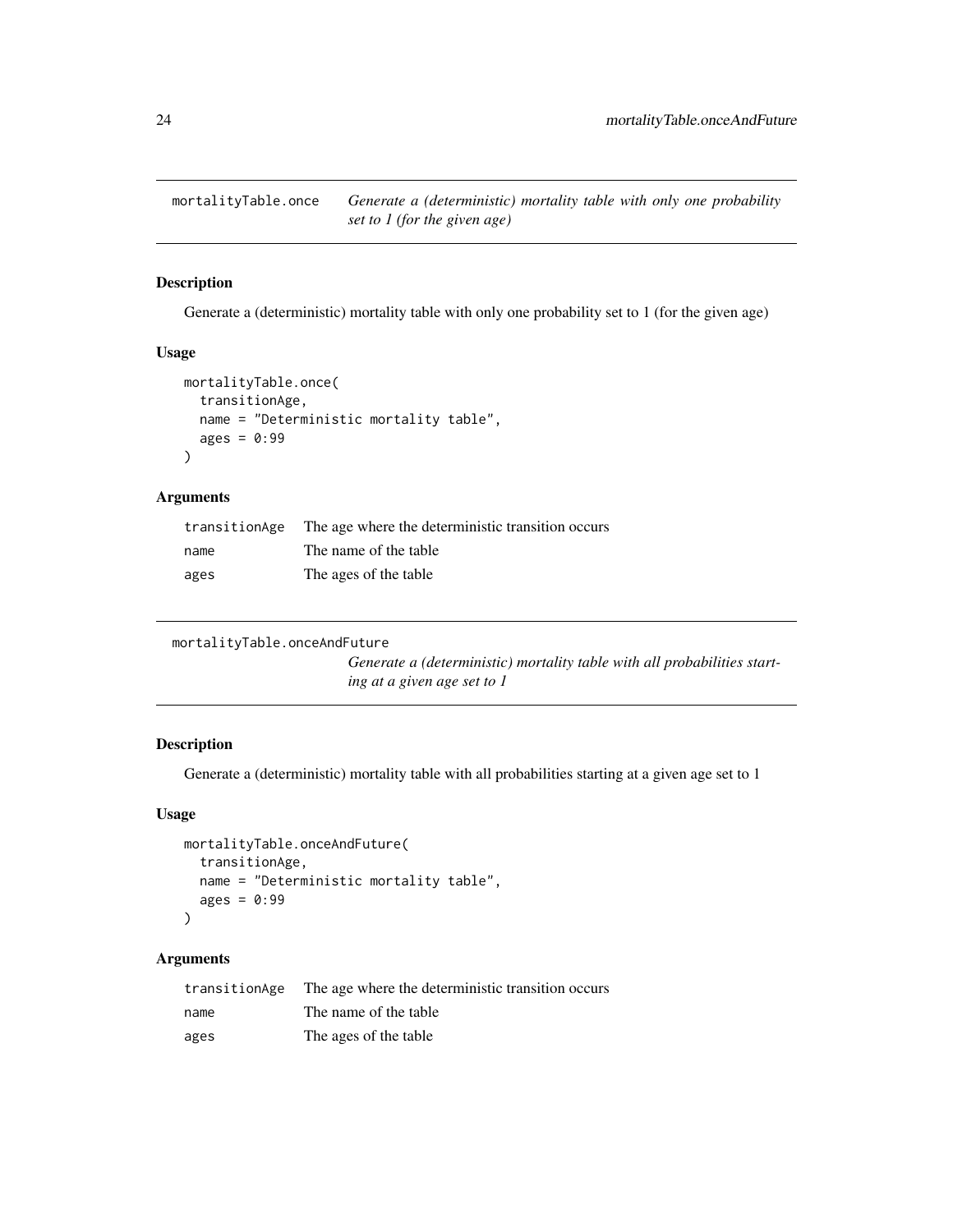## mortalityTable.once

*Generate a (deterministic) mortality table with only one probability set to 1 (for the given age)*

### Description

Generate a (deterministic) mortality table with only one probability set to 1 (for the given age)

### Usage

```
mortalityTable.once(
  transitionAge,
  name = "Deterministic mortality table",
  ages = 0:99
)
```

### Arguments

| | |
|---|---|
| transitionAge | The age where the deterministic transition occurs |
| name | The name of the table |
| ages | The ages of the table |

## mortalityTable.onceAndFuture

*Generate a (deterministic) mortality table with all probabilities starting at a given age set to 1*

### Description

Generate a (deterministic) mortality table with all probabilities starting at a given age set to 1

### Usage

```
mortalityTable.onceAndFuture(
  transitionAge,
  name = "Deterministic mortality table",
  ages = 0:99
)
```

### Arguments

| | |
|---|---|
| transitionAge | The age where the deterministic transition occurs |
| name | The name of the table |
| ages | The ages of the table |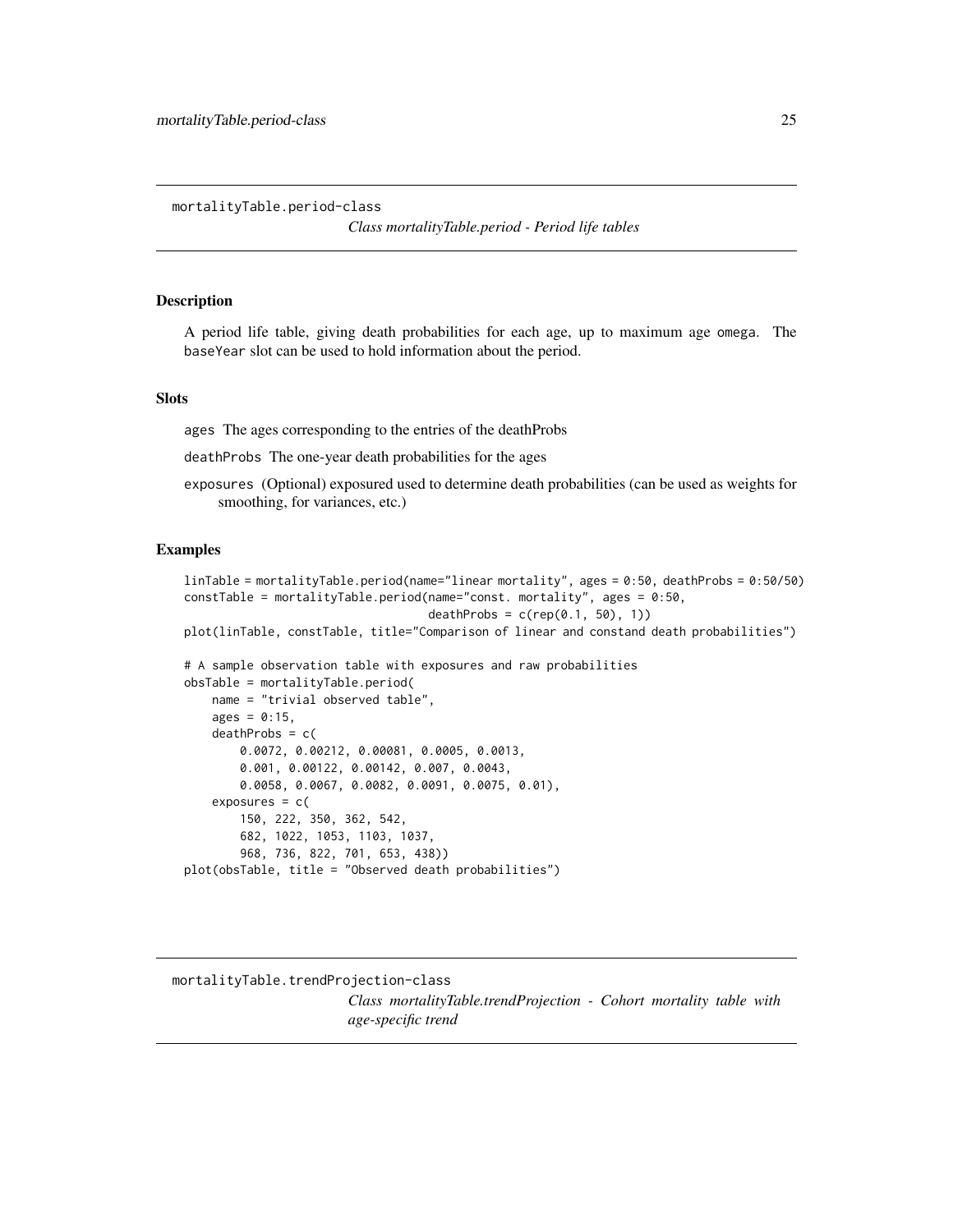mortalityTable.period-class

*Class mortalityTable.period - Period life tables*

## Description

A period life table, giving death probabilities for each age, up to maximum age `omega`. The `baseYear` slot can be used to hold information about the period.

## Slots

`ages` The ages corresponding to the entries of the deathProbs

`deathProbs` The one-year death probabilities for the ages

`exposures` (Optional) exposured used to determine death probabilities (can be used as weights for smoothing, for variances, etc.)

## Examples

```
linTable = mortalityTable.period(name="linear mortality", ages = 0:50, deathProbs = 0:50/50)
constTable = mortalityTable.period(name="const. mortality", ages = 0:50,
                                   deathProbs = c(rep(0.1, 50), 1))
plot(linTable, constTable, title="Comparison of linear and constand death probabilities")

# A sample observation table with exposures and raw probabilities
obsTable = mortalityTable.period(
    name = "trivial observed table",
    ages = 0:15,
    deathProbs = c(
        0.0072, 0.00212, 0.00081, 0.0005, 0.0013,
        0.001, 0.00122, 0.00142, 0.007, 0.0043,
        0.0058, 0.0067, 0.0082, 0.0091, 0.0075, 0.01),
    exposures = c(
        150, 222, 350, 362, 542,
        682, 1022, 1053, 1103, 1037,
        968, 736, 822, 701, 653, 438))
plot(obsTable, title = "Observed death probabilities")
```

mortalityTable.trendProjection-class

*Class mortalityTable.trendProjection - Cohort mortality table with age-specific trend*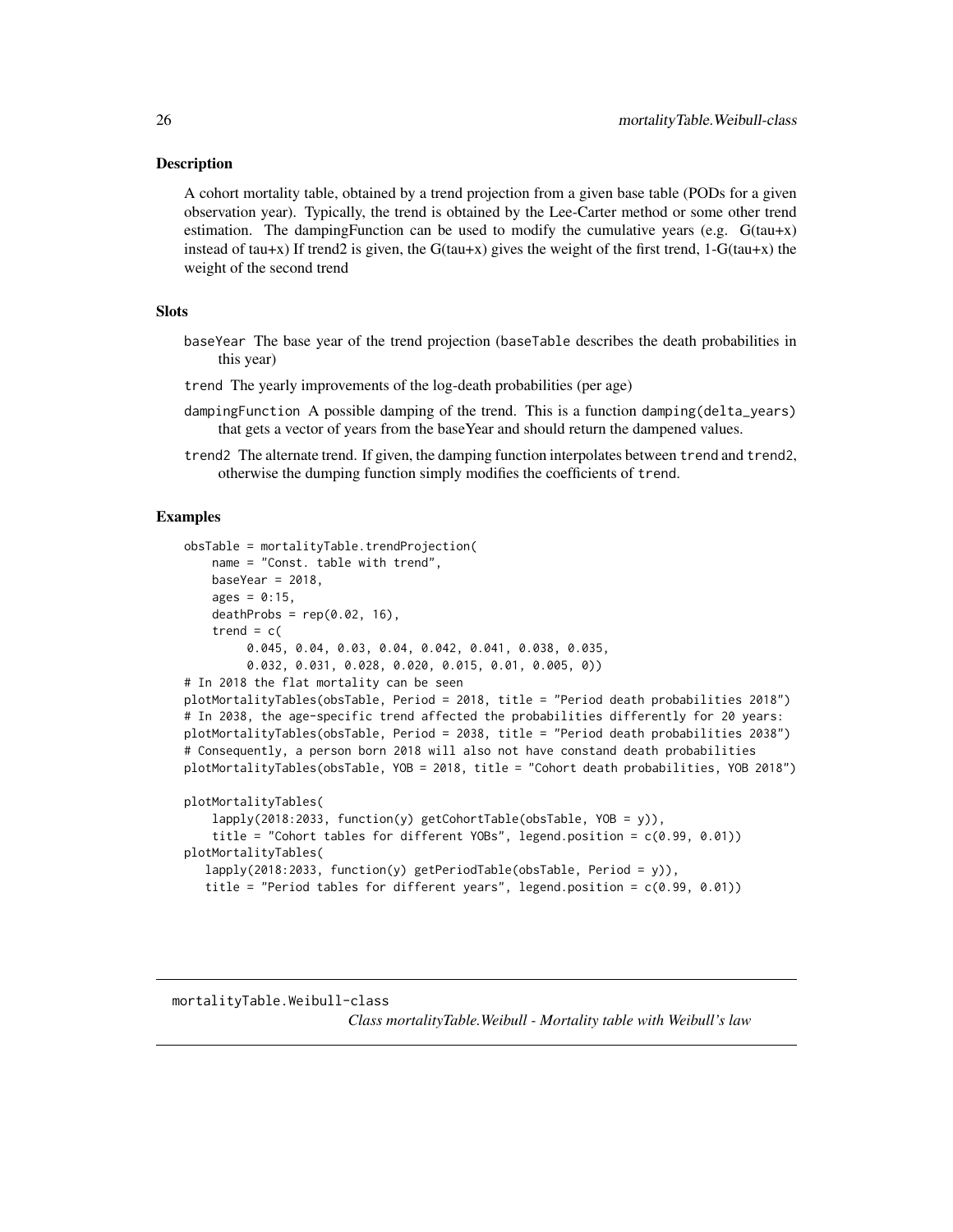## Description

A cohort mortality table, obtained by a trend projection from a given base table (PODs for a given observation year). Typically, the trend is obtained by the Lee-Carter method or some other trend estimation. The dampingFunction can be used to modify the cumulative years (e.g. G(tau+x) instead of tau+x) If trend2 is given, the G(tau+x) gives the weight of the first trend, 1-G(tau+x) the weight of the second trend

## Slots

- `baseYear` The base year of the trend projection (`baseTable` describes the death probabilities in this year)
- `trend` The yearly improvements of the log-death probabilities (per age)
- `dampingFunction` A possible damping of the trend. This is a function `damping(delta_years)` that gets a vector of years from the baseYear and should return the dampened values.
- `trend2` The alternate trend. If given, the damping function interpolates between `trend` and `trend2`, otherwise the dumping function simply modifies the coefficients of `trend`.

## Examples

```
obsTable = mortalityTable.trendProjection(
    name = "Const. table with trend",
    baseYear = 2018,
    ages = 0:15,
    deathProbs = rep(0.02, 16),
    trend = c(
        0.045, 0.04, 0.03, 0.04, 0.042, 0.041, 0.038, 0.035,
        0.032, 0.031, 0.028, 0.020, 0.015, 0.01, 0.005, 0))
# In 2018 the flat mortality can be seen
plotMortalityTables(obsTable, Period = 2018, title = "Period death probabilities 2018")
# In 2038, the age-specific trend affected the probabilities differently for 20 years:
plotMortalityTables(obsTable, Period = 2038, title = "Period death probabilities 2038")
# Consequently, a person born 2018 will also not have constand death probabilities
plotMortalityTables(obsTable, YOB = 2018, title = "Cohort death probabilities, YOB 2018")

plotMortalityTables(
    lapply(2018:2033, function(y) getCohortTable(obsTable, YOB = y)),
    title = "Cohort tables for different YOBs", legend.position = c(0.99, 0.01))
plotMortalityTables(
   lapply(2018:2033, function(y) getPeriodTable(obsTable, Period = y)),
   title = "Period tables for different years", legend.position = c(0.99, 0.01))
```

---

`mortalityTable.Weibull-class`
*Class mortalityTable.Weibull - Mortality table with Weibull's law*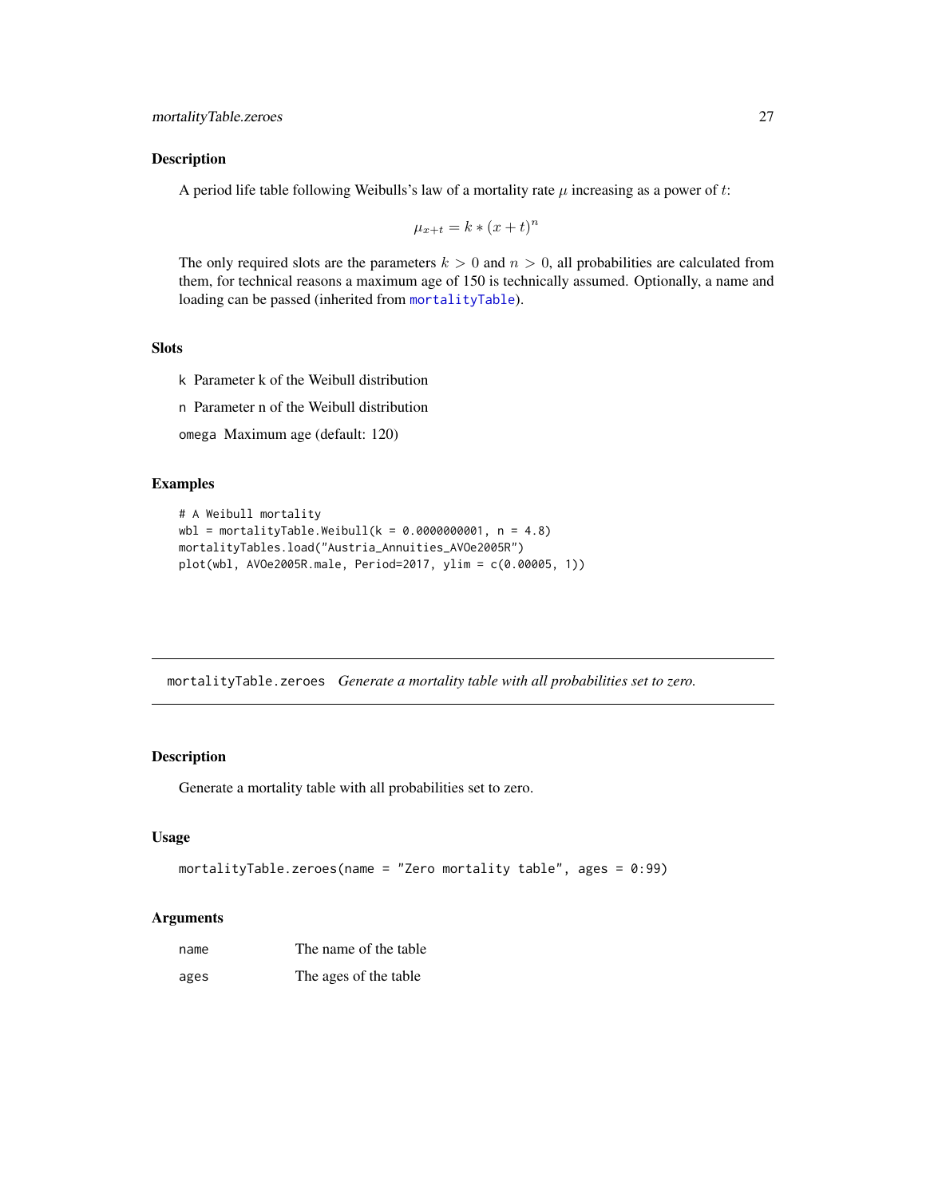### Description

A period life table following Weibulls's law of a mortality rate $\mu$ increasing as a power of $t$:

$$\mu_{x+t} = k * (x + t)^n$$

The only required slots are the parameters $k > 0$ and $n > 0$, all probabilities are calculated from them, for technical reasons a maximum age of 150 is technically assumed. Optionally, a name and loading can be passed (inherited from mortalityTable).

### Slots

k Parameter k of the Weibull distribution

n Parameter n of the Weibull distribution

omega Maximum age (default: 120)

### Examples

```
# A Weibull mortality
wbl = mortalityTable.Weibull(k = 0.0000000001, n = 4.8)
mortalityTables.load("Austria_Annuities_AVOe2005R")
plot(wbl, AVOe2005R.male, Period=2017, ylim = c(0.00005, 1))
```

---

## mortalityTable.zeroes *Generate a mortality table with all probabilities set to zero.*

### Description

Generate a mortality table with all probabilities set to zero.

### Usage

```
mortalityTable.zeroes(name = "Zero mortality table", ages = 0:99)
```

### Arguments

| | |
|---|---|
| name | The name of the table |
| ages | The ages of the table |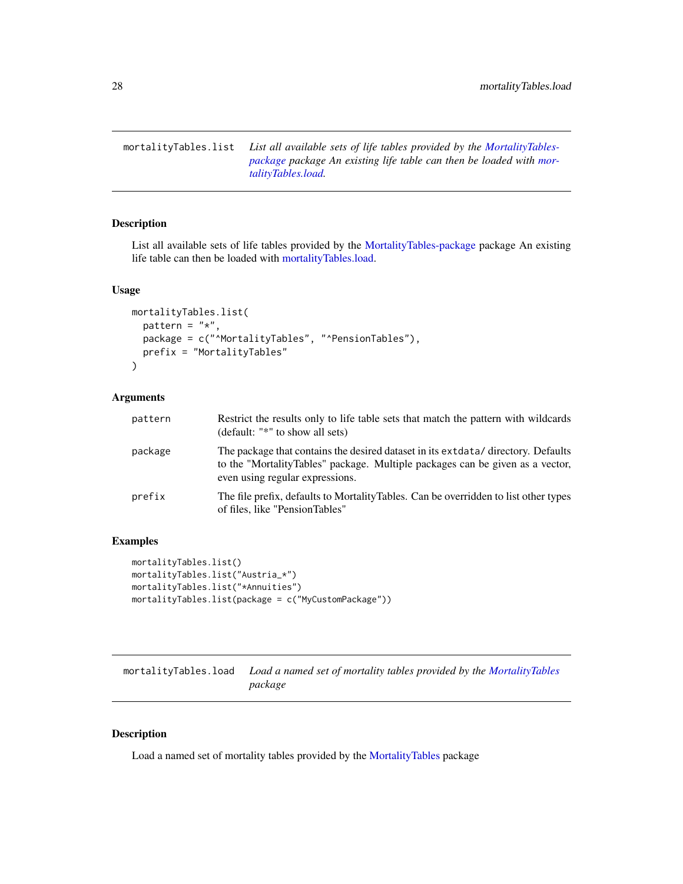## mortalityTables.list — *List all available sets of life tables provided by the MortalityTables-package package An existing life table can then be loaded with mortalityTables.load.*

### Description

List all available sets of life tables provided by the MortalityTables-package package An existing life table can then be loaded with mortalityTables.load.

### Usage

```
mortalityTables.list(
  pattern = "*",
  package = c("^MortalityTables", "^PensionTables"),
  prefix = "MortalityTables"
)
```

### Arguments

| | |
|---|---|
| pattern | Restrict the results only to life table sets that match the pattern with wildcards (default: "*" to show all sets) |
| package | The package that contains the desired dataset in its `extdata/` directory. Defaults to the "MortalityTables" package. Multiple packages can be given as a vector, even using regular expressions. |
| prefix | The file prefix, defaults to MortalityTables. Can be overridden to list other types of files, like "PensionTables" |

### Examples

```
mortalityTables.list()
mortalityTables.list("Austria_*")
mortalityTables.list("*Annuities")
mortalityTables.list(package = c("MyCustomPackage"))
```

## mortalityTables.load — *Load a named set of mortality tables provided by the MortalityTables package*

### Description

Load a named set of mortality tables provided by the MortalityTables package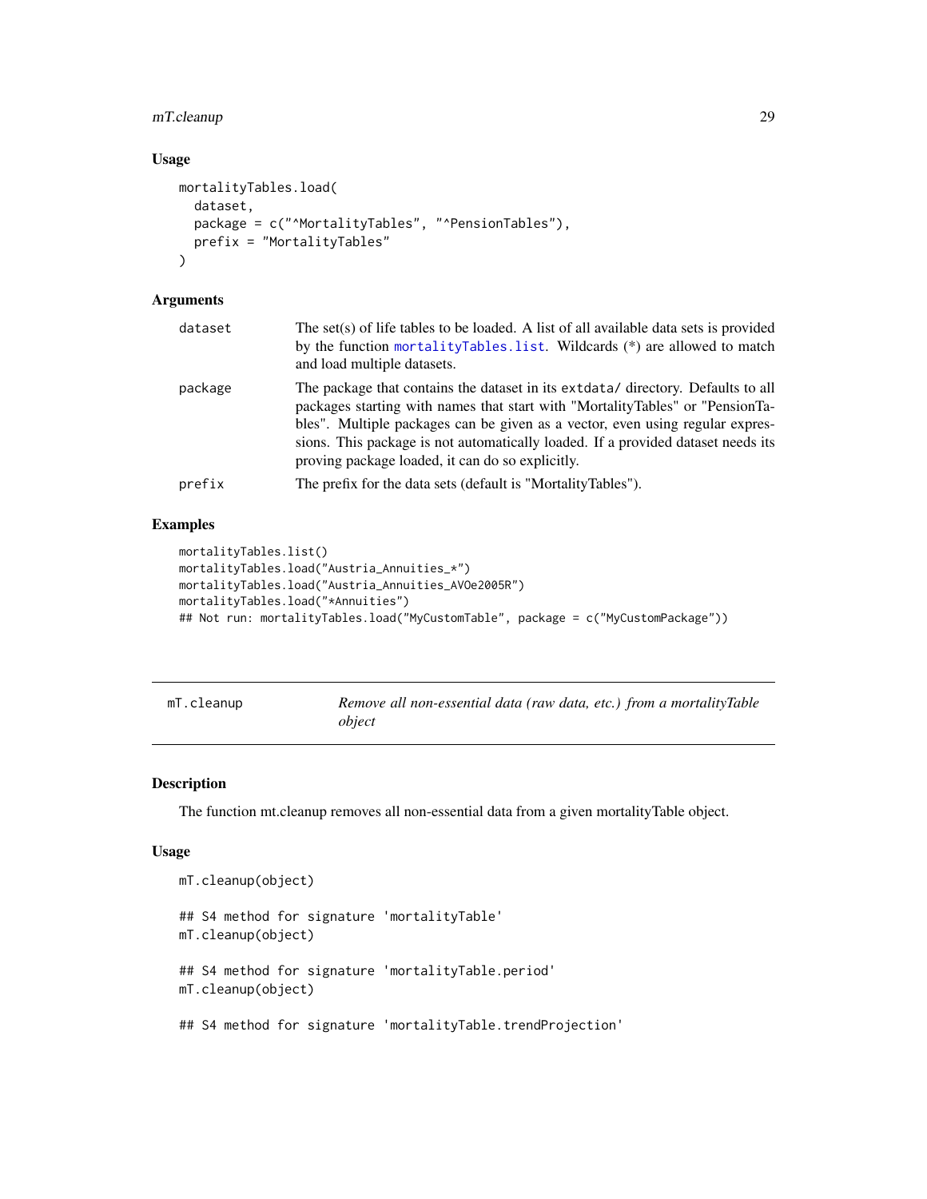### Usage

```
mortalityTables.load(
  dataset,
  package = c("^MortalityTables", "^PensionTables"),
  prefix = "MortalityTables"
)
```

### Arguments

| | |
|---|---|
| `dataset` | The set(s) of life tables to be loaded. A list of all available data sets is provided by the function `mortalityTables.list`. Wildcards (*) are allowed to match and load multiple datasets. |
| `package` | The package that contains the dataset in its `extdata/` directory. Defaults to all packages starting with names that start with "MortalityTables" or "PensionTables". Multiple packages can be given as a vector, even using regular expressions. This package is not automatically loaded. If a provided dataset needs its proving package loaded, it can do so explicitly. |
| `prefix` | The prefix for the data sets (default is "MortalityTables"). |

### Examples

```
mortalityTables.list()
mortalityTables.load("Austria_Annuities_*")
mortalityTables.load("Austria_Annuities_AVOe2005R")
mortalityTables.load("*Annuities")
## Not run: mortalityTables.load("MyCustomTable", package = c("MyCustomPackage"))
```

---

## `mT.cleanup` *Remove all non-essential data (raw data, etc.) from a mortalityTable object*

---

### Description

The function mt.cleanup removes all non-essential data from a given mortalityTable object.

### Usage

```
mT.cleanup(object)

## S4 method for signature 'mortalityTable'
mT.cleanup(object)

## S4 method for signature 'mortalityTable.period'
mT.cleanup(object)

## S4 method for signature 'mortalityTable.trendProjection'
```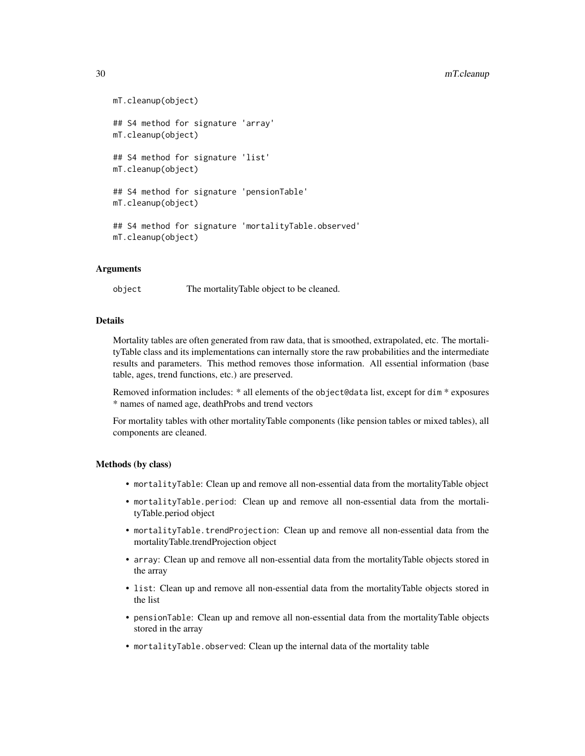```
mT.cleanup(object)

## S4 method for signature 'array'
mT.cleanup(object)

## S4 method for signature 'list'
mT.cleanup(object)

## S4 method for signature 'pensionTable'
mT.cleanup(object)

## S4 method for signature 'mortalityTable.observed'
mT.cleanup(object)
```

### Arguments

| | |
|---|---|
| `object` | The mortalityTable object to be cleaned. |

### Details

Mortality tables are often generated from raw data, that is smoothed, extrapolated, etc. The mortalityTable class and its implementations can internally store the raw probabilities and the intermediate results and parameters. This method removes those information. All essential information (base table, ages, trend functions, etc.) are preserved.

Removed information includes: * all elements of the `object@data` list, except for `dim` * exposures * names of named age, deathProbs and trend vectors

For mortality tables with other mortalityTable components (like pension tables or mixed tables), all components are cleaned.

### Methods (by class)

- `mortalityTable`: Clean up and remove all non-essential data from the mortalityTable object
- `mortalityTable.period`: Clean up and remove all non-essential data from the mortalityTable.period object
- `mortalityTable.trendProjection`: Clean up and remove all non-essential data from the mortalityTable.trendProjection object
- `array`: Clean up and remove all non-essential data from the mortalityTable objects stored in the array
- `list`: Clean up and remove all non-essential data from the mortalityTable objects stored in the list
- `pensionTable`: Clean up and remove all non-essential data from the mortalityTable objects stored in the array
- `mortalityTable.observed`: Clean up the internal data of the mortality table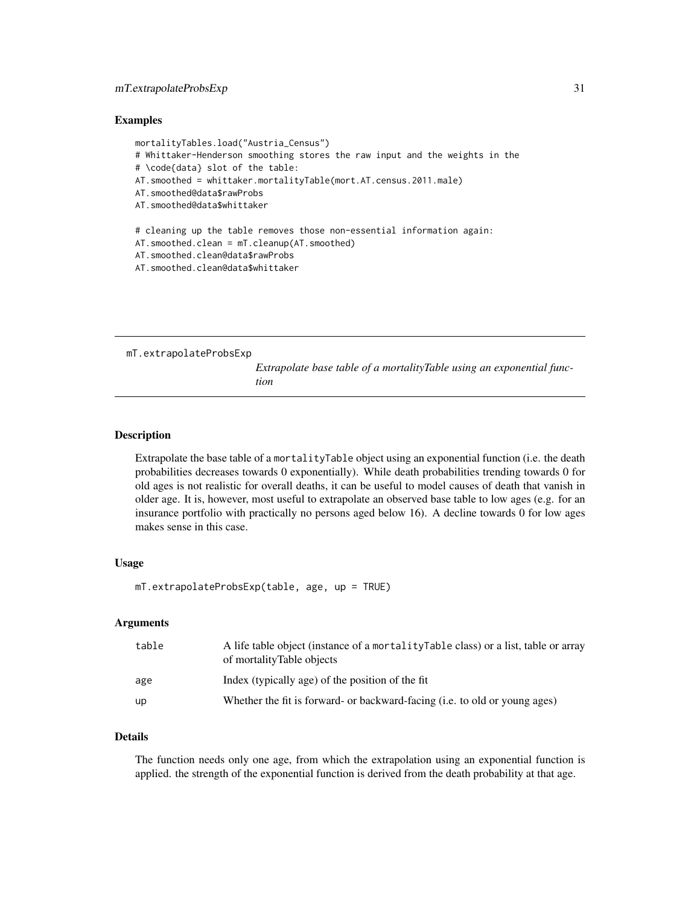### Examples

```
mortalityTables.load("Austria_Census")
# Whittaker-Henderson smoothing stores the raw input and the weights in the
# \code{data} slot of the table:
AT.smoothed = whittaker.mortalityTable(mort.AT.census.2011.male)
AT.smoothed@data$rawProbs
AT.smoothed@data$whittaker

# cleaning up the table removes those non-essential information again:
AT.smoothed.clean = mT.cleanup(AT.smoothed)
AT.smoothed.clean@data$rawProbs
AT.smoothed.clean@data$whittaker
```

---

## mT.extrapolateProbsExp

*Extrapolate base table of a mortalityTable using an exponential function*

---

### Description

Extrapolate the base table of a `mortalityTable` object using an exponential function (i.e. the death probabilities decreases towards 0 exponentially). While death probabilities trending towards 0 for old ages is not realistic for overall deaths, it can be useful to model causes of death that vanish in older age. It is, however, most useful to extrapolate an observed base table to low ages (e.g. for an insurance portfolio with practically no persons aged below 16). A decline towards 0 for low ages makes sense in this case.

### Usage

```
mT.extrapolateProbsExp(table, age, up = TRUE)
```

### Arguments

| | |
|---|---|
| `table` | A life table object (instance of a `mortalityTable` class) or a list, table or array of mortalityTable objects |
| `age` | Index (typically age) of the position of the fit |
| `up` | Whether the fit is forward- or backward-facing (i.e. to old or young ages) |

### Details

The function needs only one age, from which the extrapolation using an exponential function is applied. the strength of the exponential function is derived from the death probability at that age.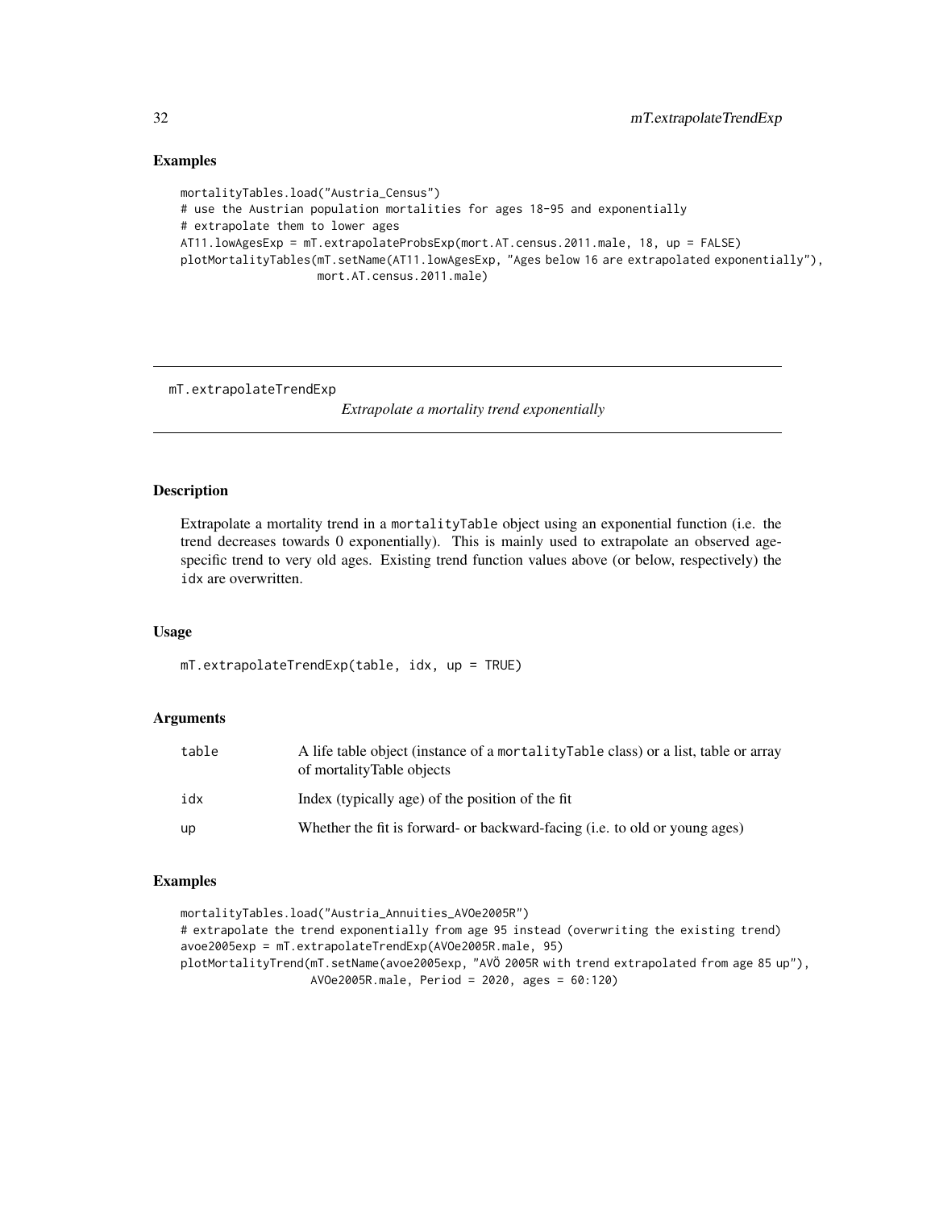## Examples

```
mortalityTables.load("Austria_Census")
# use the Austrian population mortalities for ages 18-95 and exponentially
# extrapolate them to lower ages
AT11.lowAgesExp = mT.extrapolateProbsExp(mort.AT.census.2011.male, 18, up = FALSE)
plotMortalityTables(mT.setName(AT11.lowAgesExp, "Ages below 16 are extrapolated exponentially"),
                    mort.AT.census.2011.male)
```

---

# mT.extrapolateTrendExp

*Extrapolate a mortality trend exponentially*

---

## Description

Extrapolate a mortality trend in a `mortalityTable` object using an exponential function (i.e. the trend decreases towards 0 exponentially). This is mainly used to extrapolate an observed age-specific trend to very old ages. Existing trend function values above (or below, respectively) the `idx` are overwritten.

## Usage

```
mT.extrapolateTrendExp(table, idx, up = TRUE)
```

## Arguments

| | |
|---|---|
| table | A life table object (instance of a `mortalityTable` class) or a list, table or array of mortalityTable objects |
| idx | Index (typically age) of the position of the fit |
| up | Whether the fit is forward- or backward-facing (i.e. to old or young ages) |

## Examples

```
mortalityTables.load("Austria_Annuities_AVOe2005R")
# extrapolate the trend exponentially from age 95 instead (overwriting the existing trend)
avoe2005exp = mT.extrapolateTrendExp(AVOe2005R.male, 95)
plotMortalityTrend(mT.setName(avoe2005exp, "AVÖ 2005R with trend extrapolated from age 85 up"),
                   AVOe2005R.male, Period = 2020, ages = 60:120)
```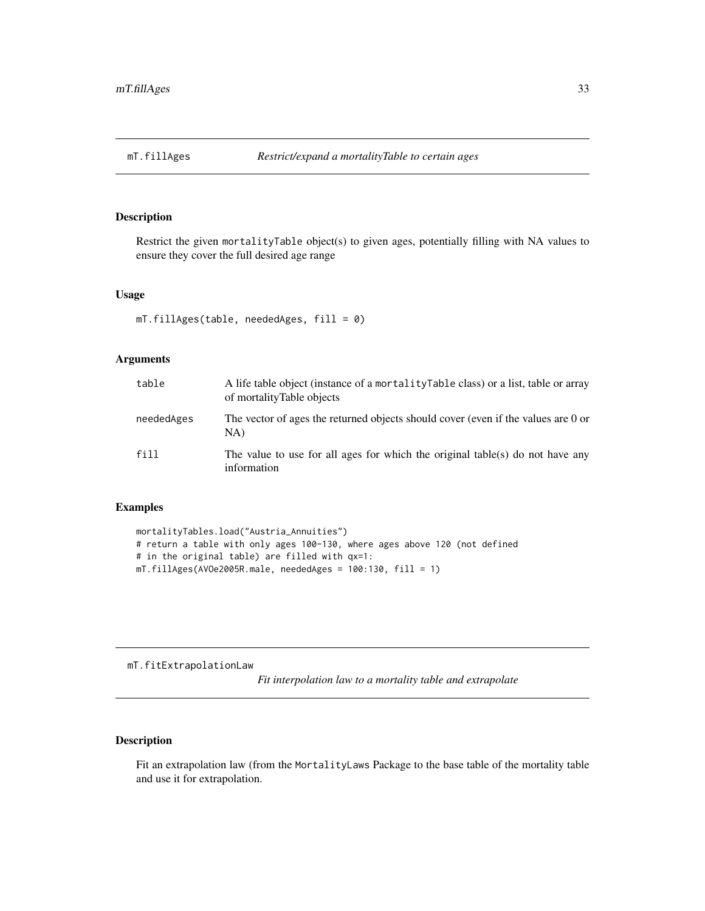## mT.fillAges *Restrict/expand a mortalityTable to certain ages*

### Description

Restrict the given `mortalityTable` object(s) to given ages, potentially filling with NA values to ensure they cover the full desired age range

### Usage

```
mT.fillAges(table, neededAges, fill = 0)
```

### Arguments

| | |
|---|---|
| `table` | A life table object (instance of a `mortalityTable` class) or a list, table or array of mortalityTable objects |
| `neededAges` | The vector of ages the returned objects should cover (even if the values are 0 or NA) |
| `fill` | The value to use for all ages for which the original table(s) do not have any information |

### Examples

```
mortalityTables.load("Austria_Annuities")
# return a table with only ages 100-130, where ages above 120 (not defined
# in the original table) are filled with qx=1:
mT.fillAges(AVOe2005R.male, neededAges = 100:130, fill = 1)
```

## mT.fitExtrapolationLaw *Fit interpolation law to a mortality table and extrapolate*

### Description

Fit an extrapolation law (from the `MortalityLaws` Package to the base table of the mortality table and use it for extrapolation.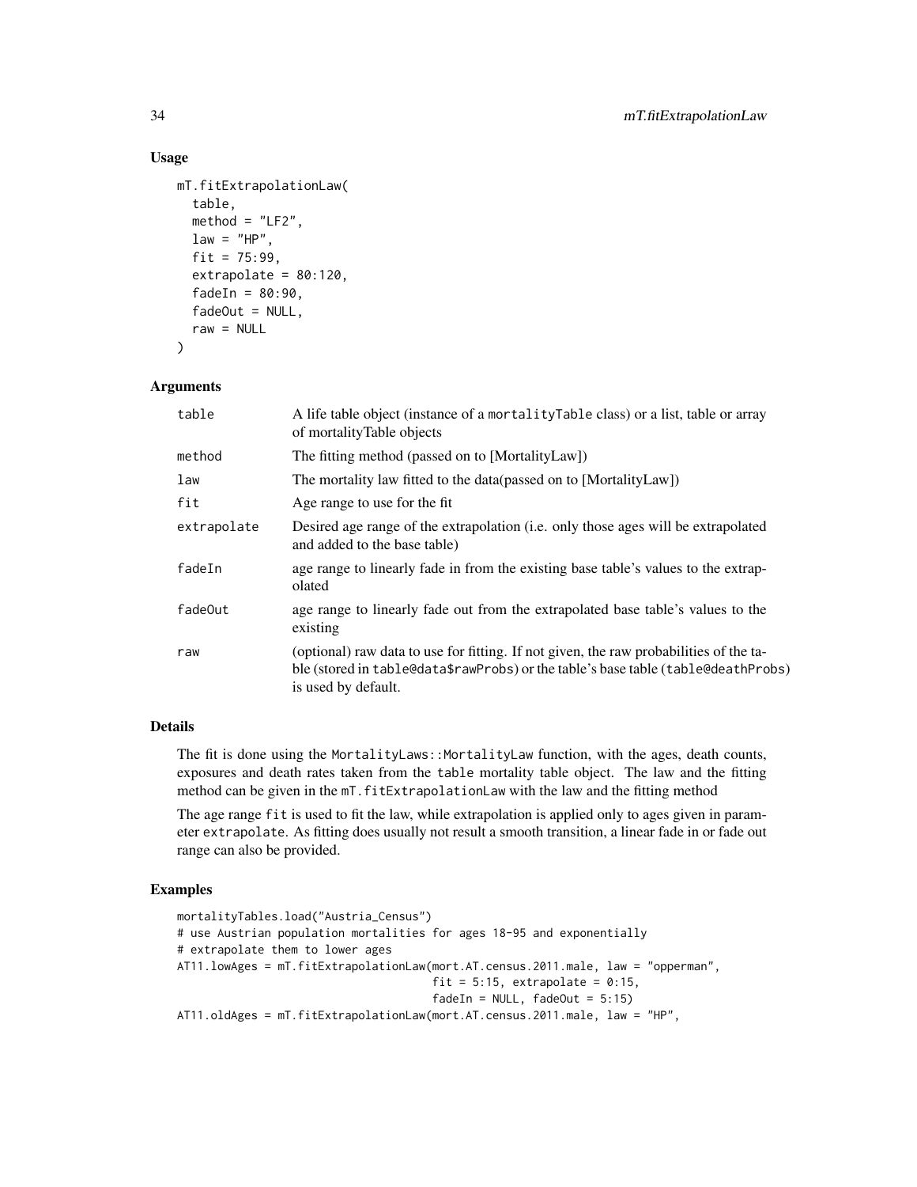### Usage

```
mT.fitExtrapolationLaw(
  table,
  method = "LF2",
  law = "HP",
  fit = 75:99,
  extrapolate = 80:120,
  fadeIn = 80:90,
  fadeOut = NULL,
  raw = NULL
)
```

### Arguments

| | |
|---|---|
| `table` | A life table object (instance of a `mortalityTable` class) or a list, table or array of mortalityTable objects |
| `method` | The fitting method (passed on to [MortalityLaw]) |
| `law` | The mortality law fitted to the data(passed on to [MortalityLaw]) |
| `fit` | Age range to use for the fit |
| `extrapolate` | Desired age range of the extrapolation (i.e. only those ages will be extrapolated and added to the base table) |
| `fadeIn` | age range to linearly fade in from the existing base table's values to the extrapolated |
| `fadeOut` | age range to linearly fade out from the extrapolated base table's values to the existing |
| `raw` | (optional) raw data to use for fitting. If not given, the raw probabilities of the table (stored in `table@data$rawProbs`) or the table's base table (`table@deathProbs`) is used by default. |

### Details

The fit is done using the `MortalityLaws::MortalityLaw` function, with the ages, death counts, exposures and death rates taken from the `table` mortality table object. The law and the fitting method can be given in the `mT.fitExtrapolationLaw` with the law and the fitting method

The age range `fit` is used to fit the law, while extrapolation is applied only to ages given in parameter `extrapolate`. As fitting does usually not result a smooth transition, a linear fade in or fade out range can also be provided.

### Examples

```
mortalityTables.load("Austria_Census")
# use Austrian population mortalities for ages 18-95 and exponentially
# extrapolate them to lower ages
AT11.lowAges = mT.fitExtrapolationLaw(mort.AT.census.2011.male, law = "opperman",
                                      fit = 5:15, extrapolate = 0:15,
                                      fadeIn = NULL, fadeOut = 5:15)
AT11.oldAges = mT.fitExtrapolationLaw(mort.AT.census.2011.male, law = "HP",
```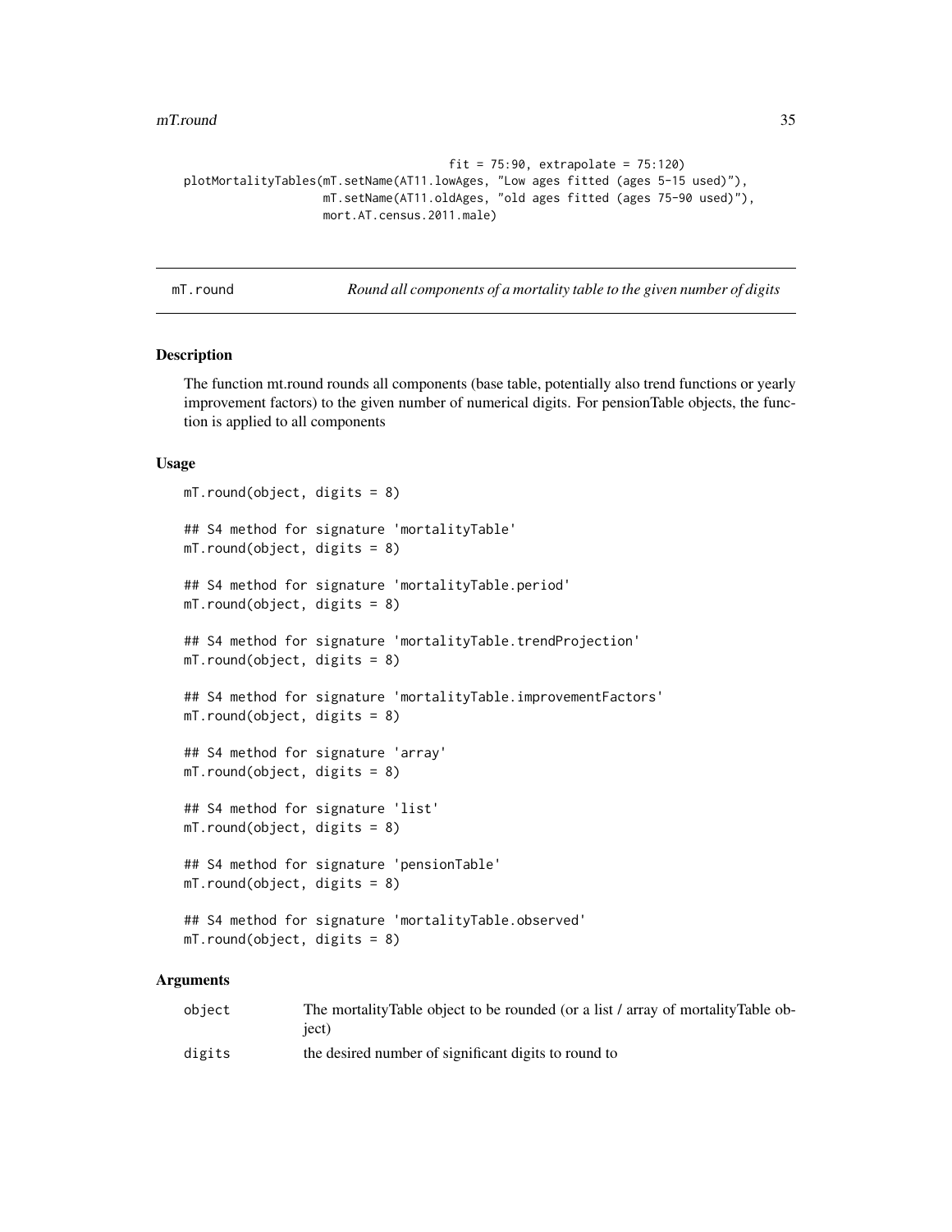```
                                        fit = 75:90, extrapolate = 75:120)
plotMortalityTables(mT.setName(AT11.lowAges, "Low ages fitted (ages 5-15 used)"),
                    mT.setName(AT11.oldAges, "old ages fitted (ages 75-90 used)"),
                    mort.AT.census.2011.male)
```

## mT.round — *Round all components of a mortality table to the given number of digits*

### Description

The function mt.round rounds all components (base table, potentially also trend functions or yearly improvement factors) to the given number of numerical digits. For pensionTable objects, the function is applied to all components

### Usage

```
mT.round(object, digits = 8)

## S4 method for signature 'mortalityTable'
mT.round(object, digits = 8)

## S4 method for signature 'mortalityTable.period'
mT.round(object, digits = 8)

## S4 method for signature 'mortalityTable.trendProjection'
mT.round(object, digits = 8)

## S4 method for signature 'mortalityTable.improvementFactors'
mT.round(object, digits = 8)

## S4 method for signature 'array'
mT.round(object, digits = 8)

## S4 method for signature 'list'
mT.round(object, digits = 8)

## S4 method for signature 'pensionTable'
mT.round(object, digits = 8)

## S4 method for signature 'mortalityTable.observed'
mT.round(object, digits = 8)
```

### Arguments

| | |
|---|---|
| object | The mortalityTable object to be rounded (or a list / array of mortalityTable object) |
| digits | the desired number of significant digits to round to |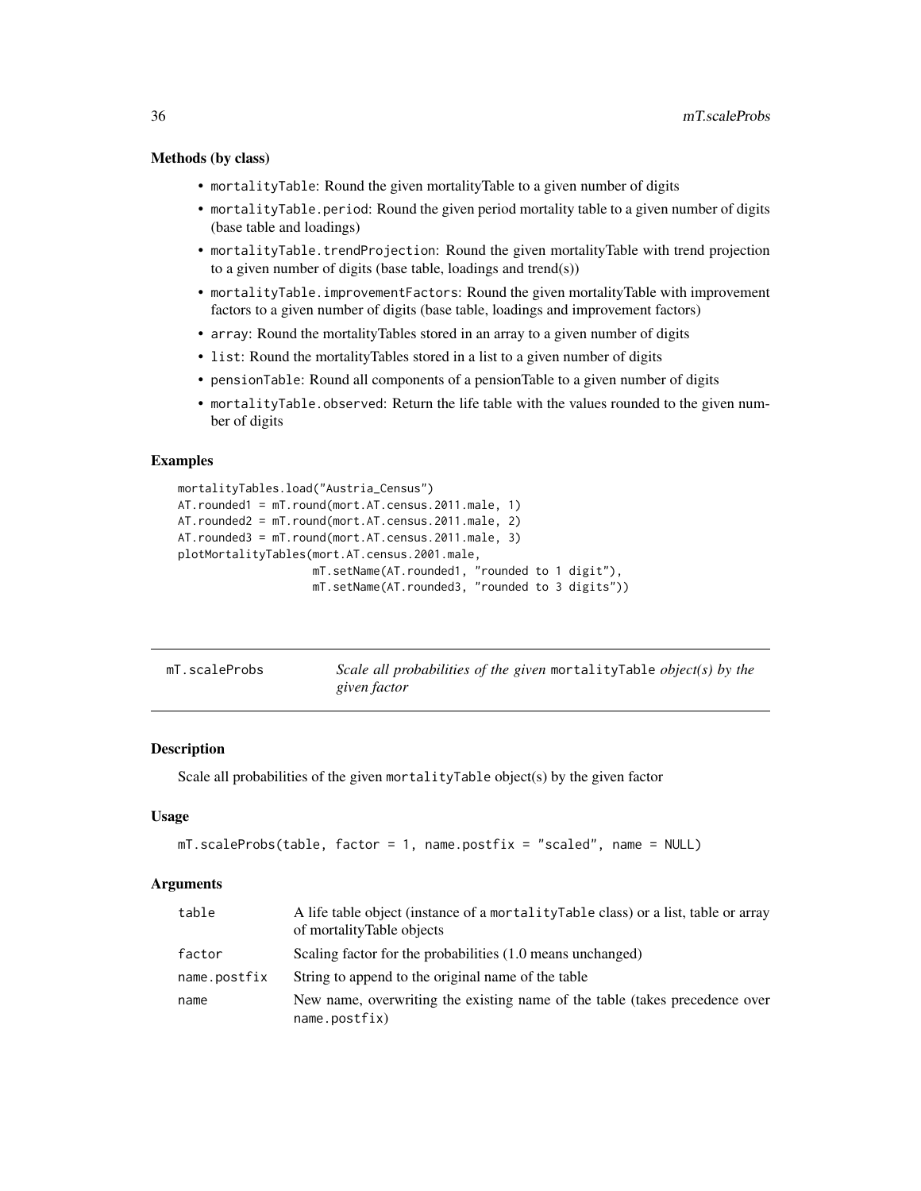### Methods (by class)

- `mortalityTable`: Round the given mortalityTable to a given number of digits
- `mortalityTable.period`: Round the given period mortality table to a given number of digits (base table and loadings)
- `mortalityTable.trendProjection`: Round the given mortalityTable with trend projection to a given number of digits (base table, loadings and trend(s))
- `mortalityTable.improvementFactors`: Round the given mortalityTable with improvement factors to a given number of digits (base table, loadings and improvement factors)
- `array`: Round the mortalityTables stored in an array to a given number of digits
- `list`: Round the mortalityTables stored in a list to a given number of digits
- `pensionTable`: Round all components of a pensionTable to a given number of digits
- `mortalityTable.observed`: Return the life table with the values rounded to the given number of digits

### Examples

```
mortalityTables.load("Austria_Census")
AT.rounded1 = mT.round(mort.AT.census.2011.male, 1)
AT.rounded2 = mT.round(mort.AT.census.2011.male, 2)
AT.rounded3 = mT.round(mort.AT.census.2011.male, 3)
plotMortalityTables(mort.AT.census.2001.male,
                    mT.setName(AT.rounded1, "rounded to 1 digit"),
                    mT.setName(AT.rounded3, "rounded to 3 digits"))
```

---

## mT.scaleProbs — *Scale all probabilities of the given* `mortalityTable` *object(s) by the given factor*

### Description

Scale all probabilities of the given `mortalityTable` object(s) by the given factor

### Usage

```
mT.scaleProbs(table, factor = 1, name.postfix = "scaled", name = NULL)
```

### Arguments

| | |
|---|---|
| `table` | A life table object (instance of a `mortalityTable` class) or a list, table or array of mortalityTable objects |
| `factor` | Scaling factor for the probabilities (1.0 means unchanged) |
| `name.postfix` | String to append to the original name of the table |
| `name` | New name, overwriting the existing name of the table (takes precedence over `name.postfix`) |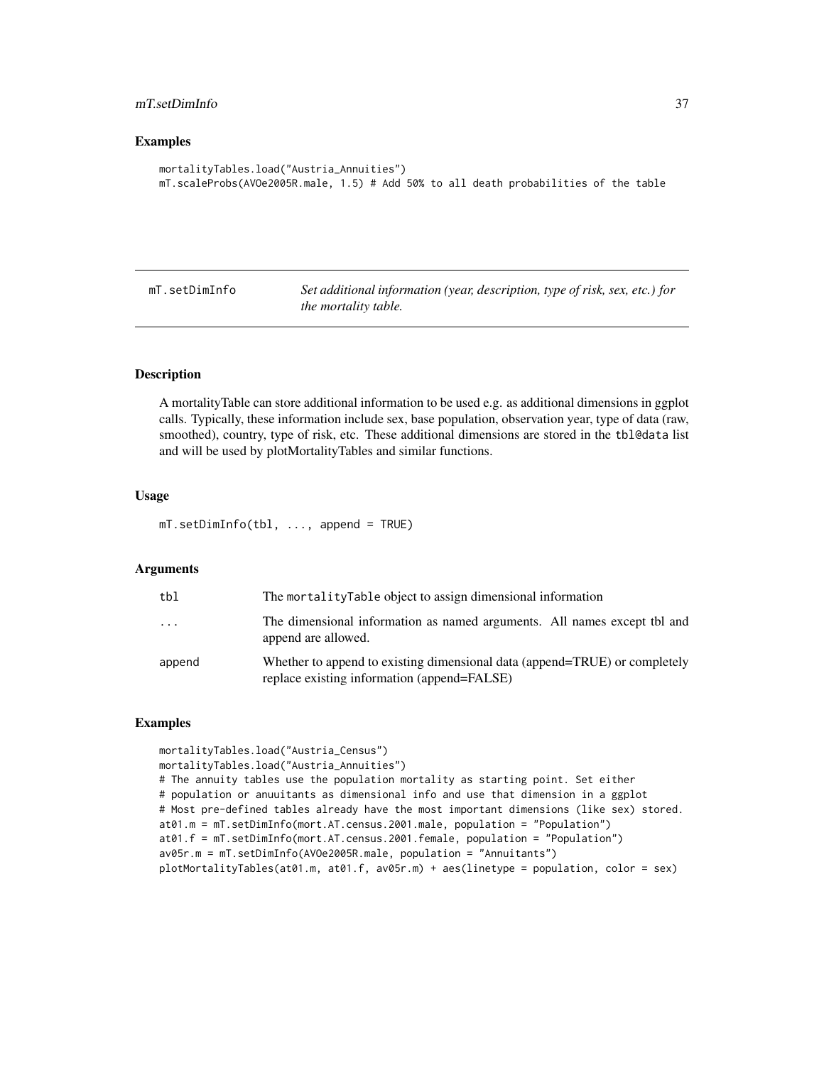### Examples

```
mortalityTables.load("Austria_Annuities")
mT.scaleProbs(AVOe2005R.male, 1.5) # Add 50% to all death probabilities of the table
```

## mT.setDimInfo

*Set additional information (year, description, type of risk, sex, etc.) for the mortality table.*

### Description

A mortalityTable can store additional information to be used e.g. as additional dimensions in ggplot calls. Typically, these information include sex, base population, observation year, type of data (raw, smoothed), country, type of risk, etc. These additional dimensions are stored in the `tbl@data` list and will be used by plotMortalityTables and similar functions.

### Usage

```
mT.setDimInfo(tbl, ..., append = TRUE)
```

### Arguments

| | |
|---|---|
| `tbl` | The `mortalityTable` object to assign dimensional information |
| `...` | The dimensional information as named arguments. All names except tbl and append are allowed. |
| `append` | Whether to append to existing dimensional data (append=TRUE) or completely replace existing information (append=FALSE) |

### Examples

```
mortalityTables.load("Austria_Census")
mortalityTables.load("Austria_Annuities")
# The annuity tables use the population mortality as starting point. Set either
# population or anuuitants as dimensional info and use that dimension in a ggplot
# Most pre-defined tables already have the most important dimensions (like sex) stored.
at01.m = mT.setDimInfo(mort.AT.census.2001.male, population = "Population")
at01.f = mT.setDimInfo(mort.AT.census.2001.female, population = "Population")
av05r.m = mT.setDimInfo(AVOe2005R.male, population = "Annuitants")
plotMortalityTables(at01.m, at01.f, av05r.m) + aes(linetype = population, color = sex)
```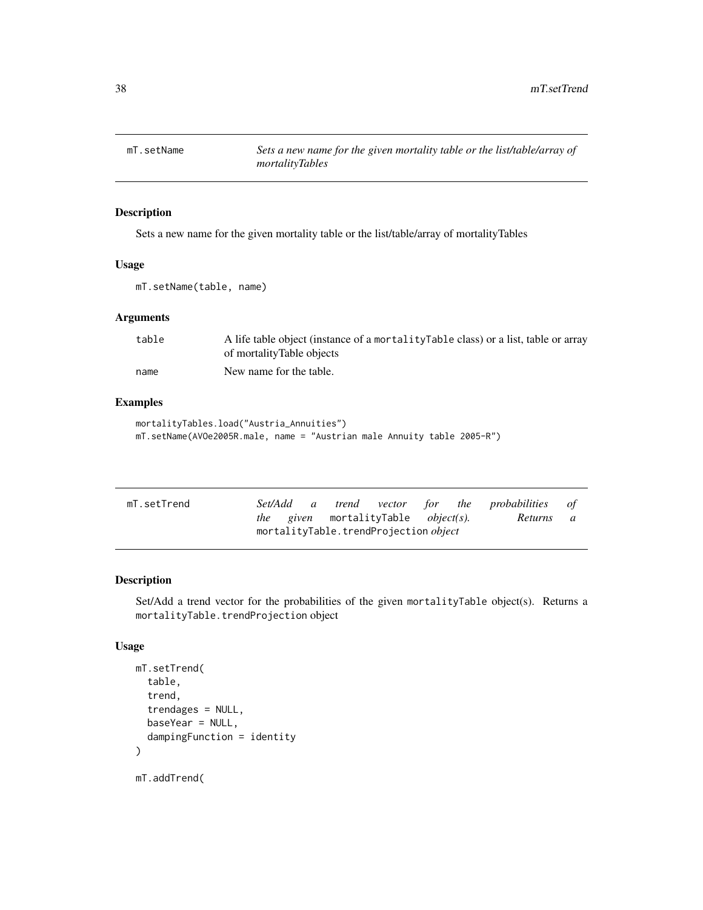## mT.setName — *Sets a new name for the given mortality table or the list/table/array of mortalityTables*

### Description

Sets a new name for the given mortality table or the list/table/array of mortalityTables

### Usage

```
mT.setName(table, name)
```

### Arguments

| | |
|---|---|
| table | A life table object (instance of a mortalityTable class) or a list, table or array of mortalityTable objects |
| name | New name for the table. |

### Examples

```
mortalityTables.load("Austria_Annuities")
mT.setName(AVOe2005R.male, name = "Austrian male Annuity table 2005-R")
```

## mT.setTrend — *Set/Add a trend vector for the probabilities of the given `mortalityTable` object(s). Returns a `mortalityTable.trendProjection` object*

### Description

Set/Add a trend vector for the probabilities of the given `mortalityTable` object(s). Returns a `mortalityTable.trendProjection` object

### Usage

```
mT.setTrend(
  table,
  trend,
  trendages = NULL,
  baseYear = NULL,
  dampingFunction = identity
)

mT.addTrend(
```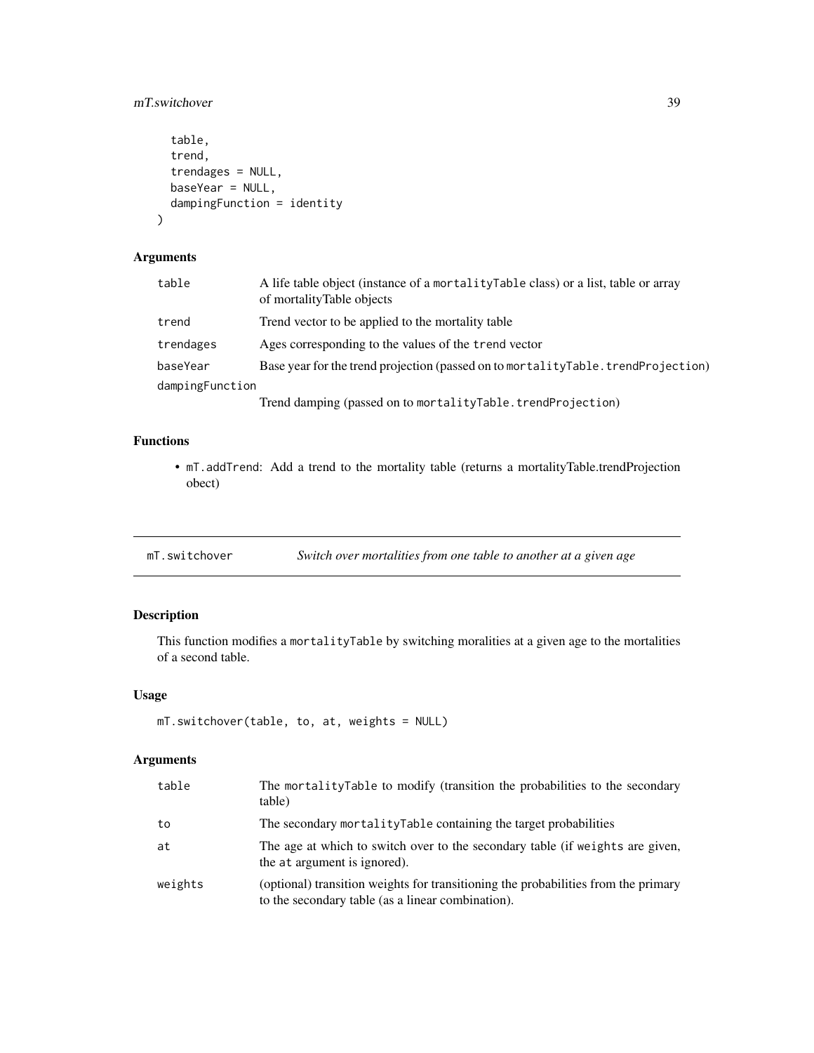```
  table,
  trend,
  trendages = NULL,
  baseYear = NULL,
  dampingFunction = identity
)
```

### Arguments

| | |
|---|---|
| table | A life table object (instance of a mortalityTable class) or a list, table or array of mortalityTable objects |
| trend | Trend vector to be applied to the mortality table |
| trendages | Ages corresponding to the values of the trend vector |
| baseYear | Base year for the trend projection (passed on to mortalityTable.trendProjection) |
| dampingFunction | Trend damping (passed on to mortalityTable.trendProjection) |

### Functions

- mT.addTrend: Add a trend to the mortality table (returns a mortalityTable.trendProjection obect)

---

## mT.switchover — *Switch over mortalities from one table to another at a given age*

### Description

This function modifies a mortalityTable by switching moralities at a given age to the mortalities of a second table.

### Usage

```
mT.switchover(table, to, at, weights = NULL)
```

### Arguments

| | |
|---|---|
| table | The mortalityTable to modify (transition the probabilities to the secondary table) |
| to | The secondary mortalityTable containing the target probabilities |
| at | The age at which to switch over to the secondary table (if weights are given, the at argument is ignored). |
| weights | (optional) transition weights for transitioning the probabilities from the primary to the secondary table (as a linear combination). |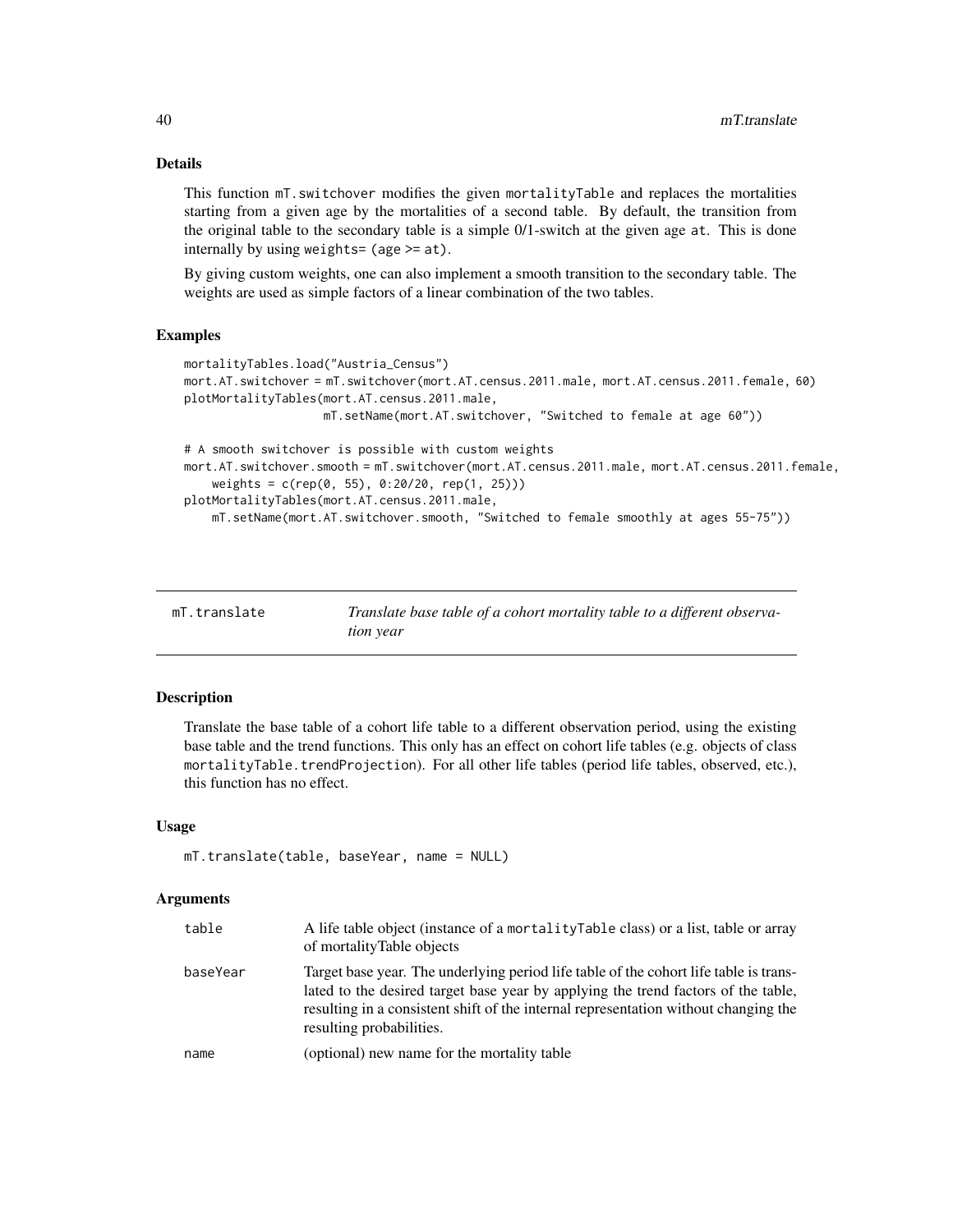### Details

This function `mT.switchover` modifies the given `mortalityTable` and replaces the mortalities starting from a given age by the mortalities of a second table. By default, the transition from the original table to the secondary table is a simple 0/1-switch at the given age `at`. This is done internally by using `weights= (age >= at)`.

By giving custom weights, one can also implement a smooth transition to the secondary table. The weights are used as simple factors of a linear combination of the two tables.

### Examples

```
mortalityTables.load("Austria_Census")
mort.AT.switchover = mT.switchover(mort.AT.census.2011.male, mort.AT.census.2011.female, 60)
plotMortalityTables(mort.AT.census.2011.male,
                    mT.setName(mort.AT.switchover, "Switched to female at age 60"))

# A smooth switchover is possible with custom weights
mort.AT.switchover.smooth = mT.switchover(mort.AT.census.2011.male, mort.AT.census.2011.female,
    weights = c(rep(0, 55), 0:20/20, rep(1, 25)))
plotMortalityTables(mort.AT.census.2011.male,
    mT.setName(mort.AT.switchover.smooth, "Switched to female smoothly at ages 55-75"))
```

---

## mT.translate — *Translate base table of a cohort mortality table to a different observation year*

### Description

Translate the base table of a cohort life table to a different observation period, using the existing base table and the trend functions. This only has an effect on cohort life tables (e.g. objects of class `mortalityTable.trendProjection`). For all other life tables (period life tables, observed, etc.), this function has no effect.

### Usage

```
mT.translate(table, baseYear, name = NULL)
```

### Arguments

| | |
|---|---|
| `table` | A life table object (instance of a `mortalityTable` class) or a list, table or array of mortalityTable objects |
| `baseYear` | Target base year. The underlying period life table of the cohort life table is translated to the desired target base year by applying the trend factors of the table, resulting in a consistent shift of the internal representation without changing the resulting probabilities. |
| `name` | (optional) new name for the mortality table |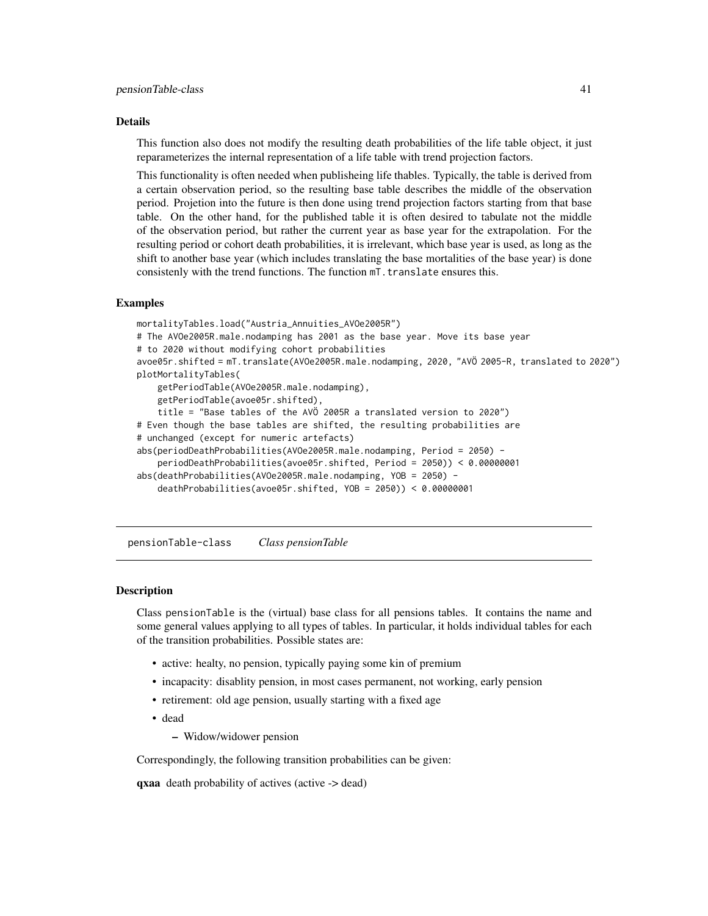### Details

This function also does not modify the resulting death probabilities of the life table object, it just reparameterizes the internal representation of a life table with trend projection factors.

This functionality is often needed when publisheing life thables. Typically, the table is derived from a certain observation period, so the resulting base table describes the middle of the observation period. Projetion into the future is then done using trend projection factors starting from that base table. On the other hand, for the published table it is often desired to tabulate not the middle of the observation period, but rather the current year as base year for the extrapolation. For the resulting period or cohort death probabilities, it is irrelevant, which base year is used, as long as the shift to another base year (which includes translating the base mortalities of the base year) is done consistenly with the trend functions. The function `mT.translate` ensures this.

### Examples

```
mortalityTables.load("Austria_Annuities_AVOe2005R")
# The AVOe2005R.male.nodamping has 2001 as the base year. Move its base year
# to 2020 without modifying cohort probabilities
avoe05r.shifted = mT.translate(AVOe2005R.male.nodamping, 2020, "AVÖ 2005-R, translated to 2020")
plotMortalityTables(
    getPeriodTable(AVOe2005R.male.nodamping),
    getPeriodTable(avoe05r.shifted),
    title = "Base tables of the AVÖ 2005R a translated version to 2020")
# Even though the base tables are shifted, the resulting probabilities are
# unchanged (except for numeric artefacts)
abs(periodDeathProbabilities(AVOe2005R.male.nodamping, Period = 2050) -
    periodDeathProbabilities(avoe05r.shifted, Period = 2050)) < 0.00000001
abs(deathProbabilities(AVOe2005R.male.nodamping, YOB = 2050) -
    deathProbabilities(avoe05r.shifted, YOB = 2050)) < 0.00000001
```

---

## pensionTable-class *Class pensionTable*

### Description

Class `pensionTable` is the (virtual) base class for all pensions tables. It contains the name and some general values applying to all types of tables. In particular, it holds individual tables for each of the transition probabilities. Possible states are:

- active: healty, no pension, typically paying some kin of premium
- incapacity: disablity pension, in most cases permanent, not working, early pension
- retirement: old age pension, usually starting with a fixed age
- dead
  - Widow/widower pension

Correspondingly, the following transition probabilities can be given:

**qxaa** death probability of actives (active -> dead)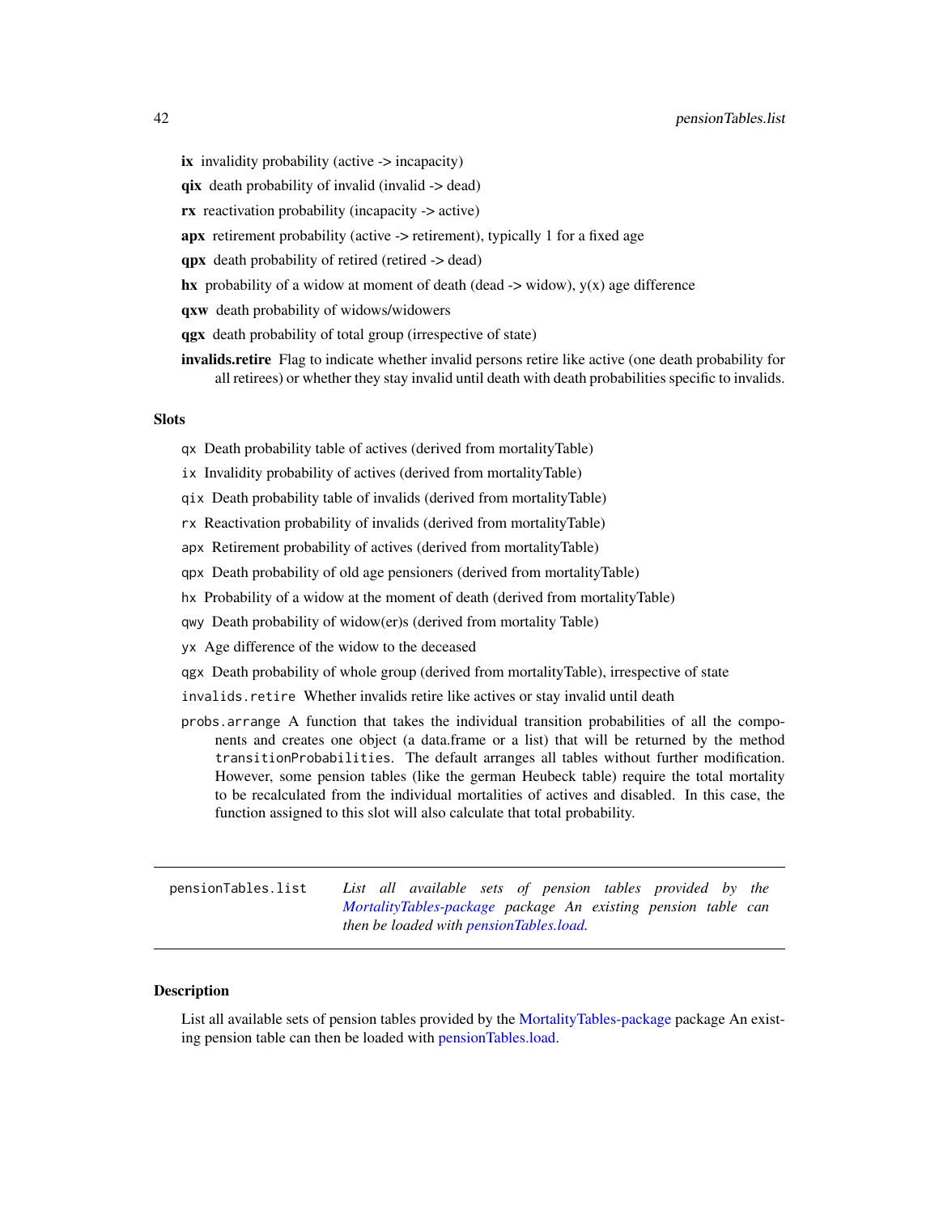**ix** invalidity probability (active -> incapacity)

**qix** death probability of invalid (invalid -> dead)

**rx** reactivation probability (incapacity -> active)

**apx** retirement probability (active -> retirement), typically 1 for a fixed age

**qpx** death probability of retired (retired -> dead)

**hx** probability of a widow at moment of death (dead -> widow), y(x) age difference

**qxw** death probability of widows/widowers

**qgx** death probability of total group (irrespective of state)

**invalids.retire** Flag to indicate whether invalid persons retire like active (one death probability for all retirees) or whether they stay invalid until death with death probabilities specific to invalids.

### Slots

`qx` Death probability table of actives (derived from mortalityTable)

`ix` Invalidity probability of actives (derived from mortalityTable)

`qix` Death probability table of invalids (derived from mortalityTable)

`rx` Reactivation probability of invalids (derived from mortalityTable)

`apx` Retirement probability of actives (derived from mortalityTable)

`qpx` Death probability of old age pensioners (derived from mortalityTable)

`hx` Probability of a widow at the moment of death (derived from mortalityTable)

`qwy` Death probability of widow(er)s (derived from mortality Table)

`yx` Age difference of the widow to the deceased

`qgx` Death probability of whole group (derived from mortalityTable), irrespective of state

`invalids.retire` Whether invalids retire like actives or stay invalid until death

`probs.arrange` A function that takes the individual transition probabilities of all the components and creates one object (a data.frame or a list) that will be returned by the method `transitionProbabilities`. The default arranges all tables without further modification. However, some pension tables (like the german Heubeck table) require the total mortality to be recalculated from the individual mortalities of actives and disabled. In this case, the function assigned to this slot will also calculate that total probability.

---

## `pensionTables.list` *List all available sets of pension tables provided by the MortalityTables-package package An existing pension table can then be loaded with pensionTables.load.*

---

### Description

List all available sets of pension tables provided by the MortalityTables-package package An existing pension table can then be loaded with pensionTables.load.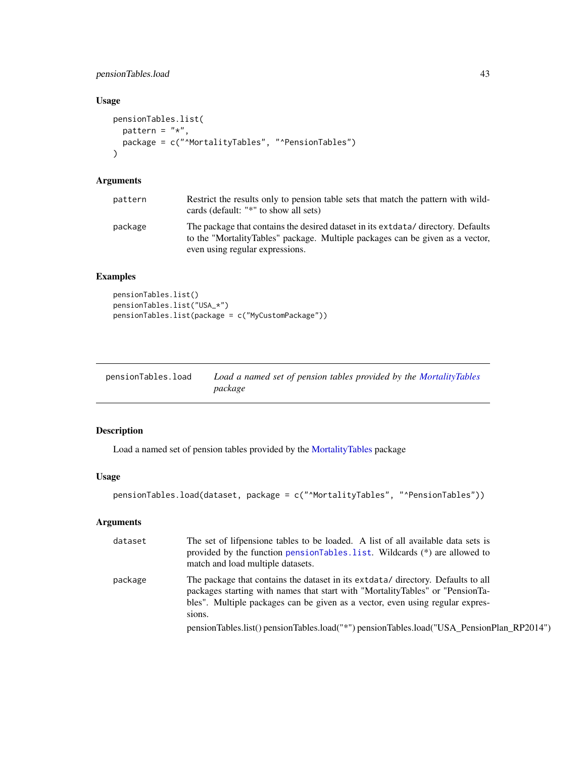### Usage

```
pensionTables.list(
  pattern = "*",
  package = c("^MortalityTables", "^PensionTables")
)
```

### Arguments

| | |
|---|---|
| pattern | Restrict the results only to pension table sets that match the pattern with wildcards (default: "*" to show all sets) |
| package | The package that contains the desired dataset in its `extdata/` directory. Defaults to the "MortalityTables" package. Multiple packages can be given as a vector, even using regular expressions. |

### Examples

```
pensionTables.list()
pensionTables.list("USA_*")
pensionTables.list(package = c("MyCustomPackage"))
```

---

## pensionTables.load — *Load a named set of pension tables provided by the MortalityTables package*

### Description

Load a named set of pension tables provided by the MortalityTables package

### Usage

```
pensionTables.load(dataset, package = c("^MortalityTables", "^PensionTables"))
```

### Arguments

| | |
|---|---|
| dataset | The set of lifpensione tables to be loaded. A list of all available data sets is provided by the function `pensionTables.list`. Wildcards (*) are allowed to match and load multiple datasets. |
| package | The package that contains the dataset in its `extdata/` directory. Defaults to all packages starting with names that start with "MortalityTables" or "PensionTables". Multiple packages can be given as a vector, even using regular expressions.<br>pensionTables.list() pensionTables.load("*") pensionTables.load("USA_PensionPlan_RP2014") |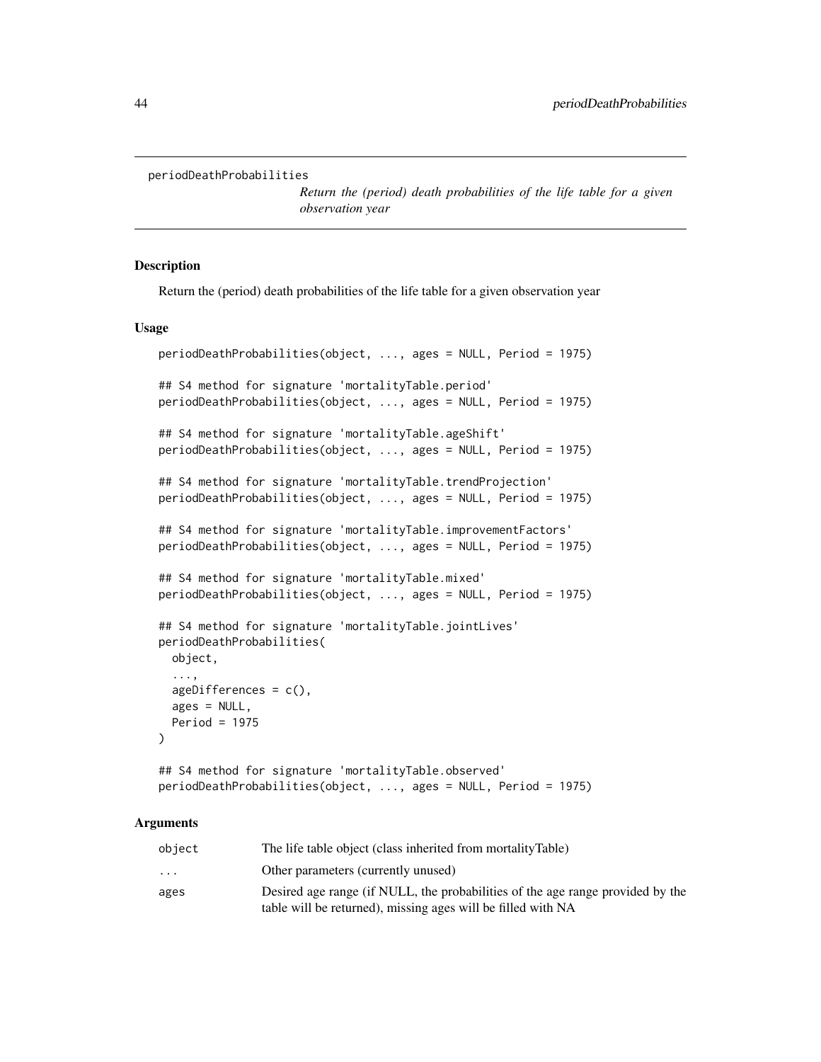periodDeathProbabilities

*Return the (period) death probabilities of the life table for a given observation year*

### Description

Return the (period) death probabilities of the life table for a given observation year

### Usage

```
periodDeathProbabilities(object, ..., ages = NULL, Period = 1975)

## S4 method for signature 'mortalityTable.period'
periodDeathProbabilities(object, ..., ages = NULL, Period = 1975)

## S4 method for signature 'mortalityTable.ageShift'
periodDeathProbabilities(object, ..., ages = NULL, Period = 1975)

## S4 method for signature 'mortalityTable.trendProjection'
periodDeathProbabilities(object, ..., ages = NULL, Period = 1975)

## S4 method for signature 'mortalityTable.improvementFactors'
periodDeathProbabilities(object, ..., ages = NULL, Period = 1975)

## S4 method for signature 'mortalityTable.mixed'
periodDeathProbabilities(object, ..., ages = NULL, Period = 1975)

## S4 method for signature 'mortalityTable.jointLives'
periodDeathProbabilities(
  object,
  ...,
  ageDifferences = c(),
  ages = NULL,
  Period = 1975
)

## S4 method for signature 'mortalityTable.observed'
periodDeathProbabilities(object, ..., ages = NULL, Period = 1975)
```

### Arguments

| | |
|---|---|
| object | The life table object (class inherited from mortalityTable) |
| ... | Other parameters (currently unused) |
| ages | Desired age range (if NULL, the probabilities of the age range provided by the table will be returned), missing ages will be filled with NA |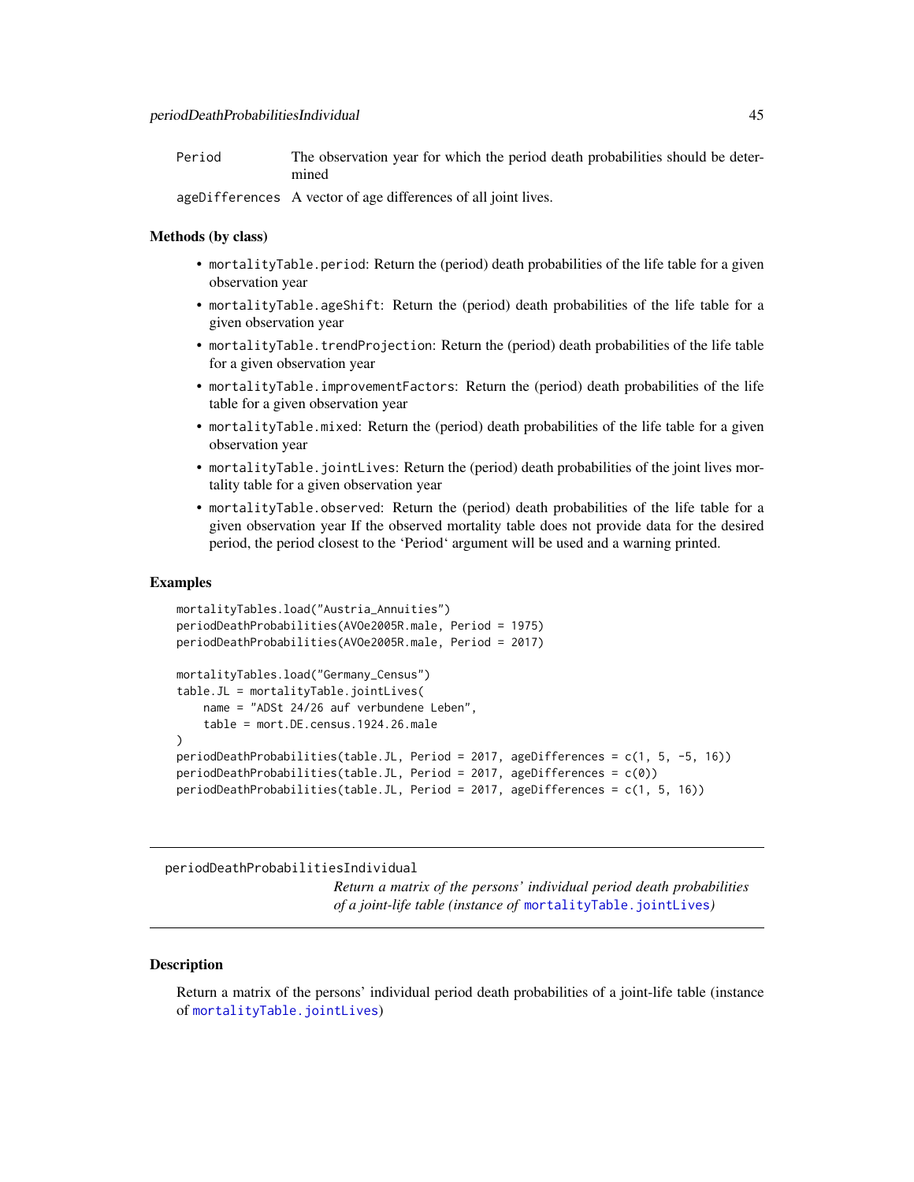| | |
|---|---|
| Period | The observation year for which the period death probabilities should be determined |
| ageDifferences | A vector of age differences of all joint lives. |

### Methods (by class)

- `mortalityTable.period`: Return the (period) death probabilities of the life table for a given observation year
- `mortalityTable.ageShift`: Return the (period) death probabilities of the life table for a given observation year
- `mortalityTable.trendProjection`: Return the (period) death probabilities of the life table for a given observation year
- `mortalityTable.improvementFactors`: Return the (period) death probabilities of the life table for a given observation year
- `mortalityTable.mixed`: Return the (period) death probabilities of the life table for a given observation year
- `mortalityTable.jointLives`: Return the (period) death probabilities of the joint lives mortality table for a given observation year
- `mortalityTable.observed`: Return the (period) death probabilities of the life table for a given observation year If the observed mortality table does not provide data for the desired period, the period closest to the 'Period' argument will be used and a warning printed.

### Examples

```
mortalityTables.load("Austria_Annuities")
periodDeathProbabilities(AVOe2005R.male, Period = 1975)
periodDeathProbabilities(AVOe2005R.male, Period = 2017)

mortalityTables.load("Germany_Census")
table.JL = mortalityTable.jointLives(
    name = "ADSt 24/26 auf verbundene Leben",
    table = mort.DE.census.1924.26.male
)
periodDeathProbabilities(table.JL, Period = 2017, ageDifferences = c(1, 5, -5, 16))
periodDeathProbabilities(table.JL, Period = 2017, ageDifferences = c(0))
periodDeathProbabilities(table.JL, Period = 2017, ageDifferences = c(1, 5, 16))
```

---

## periodDeathProbabilitiesIndividual

*Return a matrix of the persons' individual period death probabilities of a joint-life table (instance of `mortalityTable.jointLives`)*

### Description

Return a matrix of the persons' individual period death probabilities of a joint-life table (instance of `mortalityTable.jointLives`)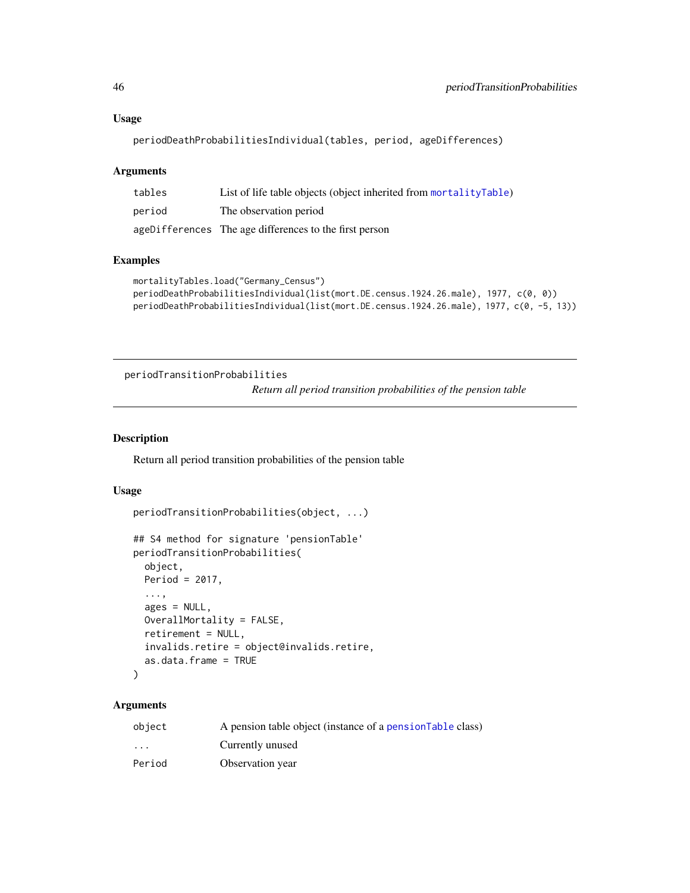### Usage

```
periodDeathProbabilitiesIndividual(tables, period, ageDifferences)
```

### Arguments

| | |
|---|---|
| tables | List of life table objects (object inherited from mortalityTable) |
| period | The observation period |
| ageDifferences | The age differences to the first person |

### Examples

```
mortalityTables.load("Germany_Census")
periodDeathProbabilitiesIndividual(list(mort.DE.census.1924.26.male), 1977, c(0, 0))
periodDeathProbabilitiesIndividual(list(mort.DE.census.1924.26.male), 1977, c(0, -5, 13))
```

---

## periodTransitionProbabilities

*Return all period transition probabilities of the pension table*

---

### Description

Return all period transition probabilities of the pension table

### Usage

```
periodTransitionProbabilities(object, ...)

## S4 method for signature 'pensionTable'
periodTransitionProbabilities(
  object,
  Period = 2017,
  ...,
  ages = NULL,
  OverallMortality = FALSE,
  retirement = NULL,
  invalids.retire = object@invalids.retire,
  as.data.frame = TRUE
)
```

### Arguments

| | |
|---|---|
| object | A pension table object (instance of a pensionTable class) |
| ... | Currently unused |
| Period | Observation year |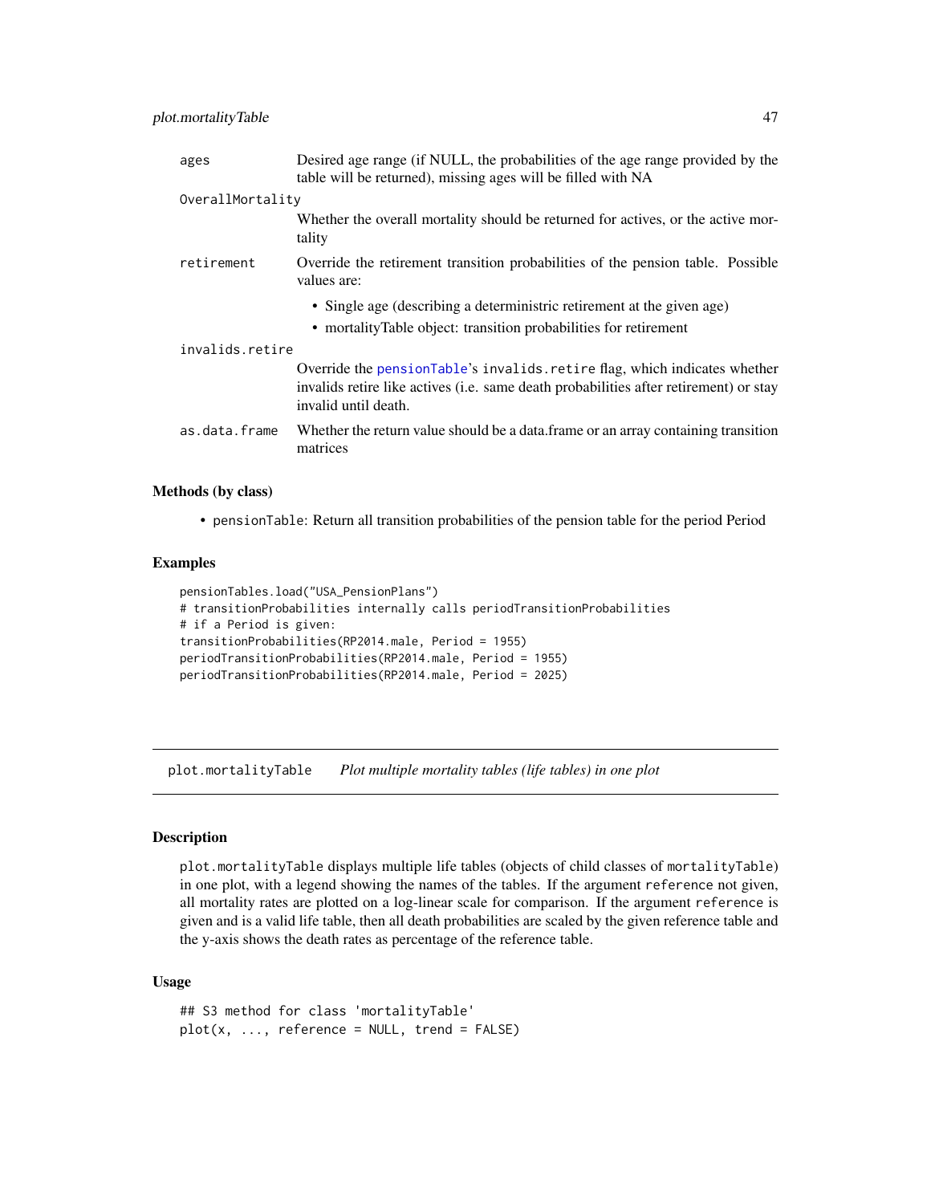| | |
|---|---|
| ages | Desired age range (if NULL, the probabilities of the age range provided by the table will be returned), missing ages will be filled with NA |
| OverallMortality | Whether the overall mortality should be returned for actives, or the active mortality |
| retirement | Override the retirement transition probabilities of the pension table. Possible values are: <br>• Single age (describing a deterministic retirement at the given age) <br>• mortalityTable object: transition probabilities for retirement |
| invalids.retire | Override the pensionTable's invalids.retire flag, which indicates whether invalids retire like actives (i.e. same death probabilities after retirement) or stay invalid until death. |
| as.data.frame | Whether the return value should be a data.frame or an array containing transition matrices |

### Methods (by class)

- pensionTable: Return all transition probabilities of the pension table for the period Period

### Examples

```
pensionTables.load("USA_PensionPlans")
# transitionProbabilities internally calls periodTransitionProbabilities
# if a Period is given:
transitionProbabilities(RP2014.male, Period = 1955)
periodTransitionProbabilities(RP2014.male, Period = 1955)
periodTransitionProbabilities(RP2014.male, Period = 2025)
```

## plot.mortalityTable &emsp; *Plot multiple mortality tables (life tables) in one plot*

### Description

plot.mortalityTable displays multiple life tables (objects of child classes of mortalityTable) in one plot, with a legend showing the names of the tables. If the argument reference not given, all mortality rates are plotted on a log-linear scale for comparison. If the argument reference is given and is a valid life table, then all death probabilities are scaled by the given reference table and the y-axis shows the death rates as percentage of the reference table.

### Usage

```
## S3 method for class 'mortalityTable'
plot(x, ..., reference = NULL, trend = FALSE)
```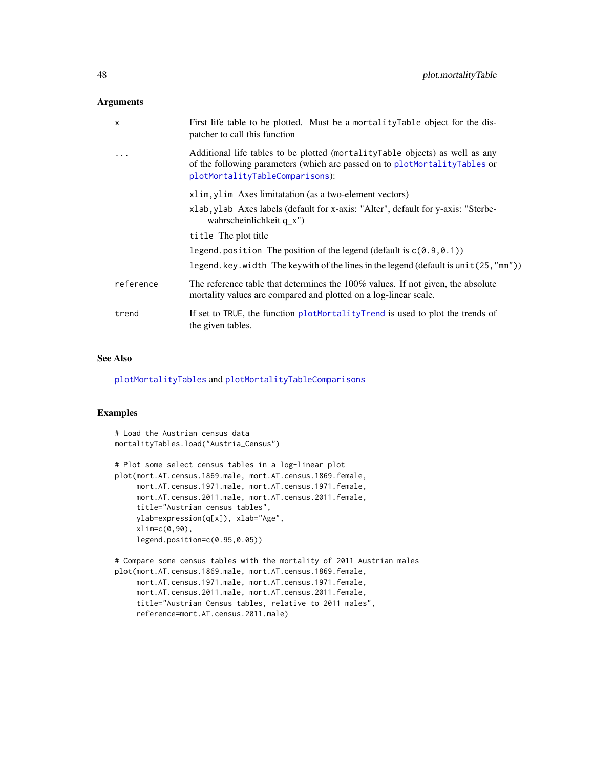## Arguments

| | |
|---|---|
| x | First life table to be plotted. Must be a `mortalityTable` object for the dispatcher to call this function |
| ... | Additional life tables to be plotted (`mortalityTable` objects) as well as any of the following parameters (which are passed on to `plotMortalityTables` or `plotMortalityTableComparisons`):<br>`xlim,ylim` Axes limitatation (as a two-element vectors)<br>`xlab,ylab` Axes labels (default for x-axis: "Alter", default for y-axis: "Sterbewahrscheinlichkeit q_x")<br>`title` The plot title<br>`legend.position` The position of the legend (default is `c(0.9,0.1)`)<br>`legend.key.width` The keywith of the lines in the legend (default is `unit(25,"mm")`) |
| reference | The reference table that determines the 100% values. If not given, the absolute mortality values are compared and plotted on a log-linear scale. |
| trend | If set to `TRUE`, the function `plotMortalityTrend` is used to plot the trends of the given tables. |

## See Also

`plotMortalityTables` and `plotMortalityTableComparisons`

## Examples

```
# Load the Austrian census data
mortalityTables.load("Austria_Census")

# Plot some select census tables in a log-linear plot
plot(mort.AT.census.1869.male, mort.AT.census.1869.female,
     mort.AT.census.1971.male, mort.AT.census.1971.female,
     mort.AT.census.2011.male, mort.AT.census.2011.female,
     title="Austrian census tables",
     ylab=expression(q[x]), xlab="Age",
     xlim=c(0,90),
     legend.position=c(0.95,0.05))

# Compare some census tables with the mortality of 2011 Austrian males
plot(mort.AT.census.1869.male, mort.AT.census.1869.female,
     mort.AT.census.1971.male, mort.AT.census.1971.female,
     mort.AT.census.2011.male, mort.AT.census.2011.female,
     title="Austrian Census tables, relative to 2011 males",
     reference=mort.AT.census.2011.male)
```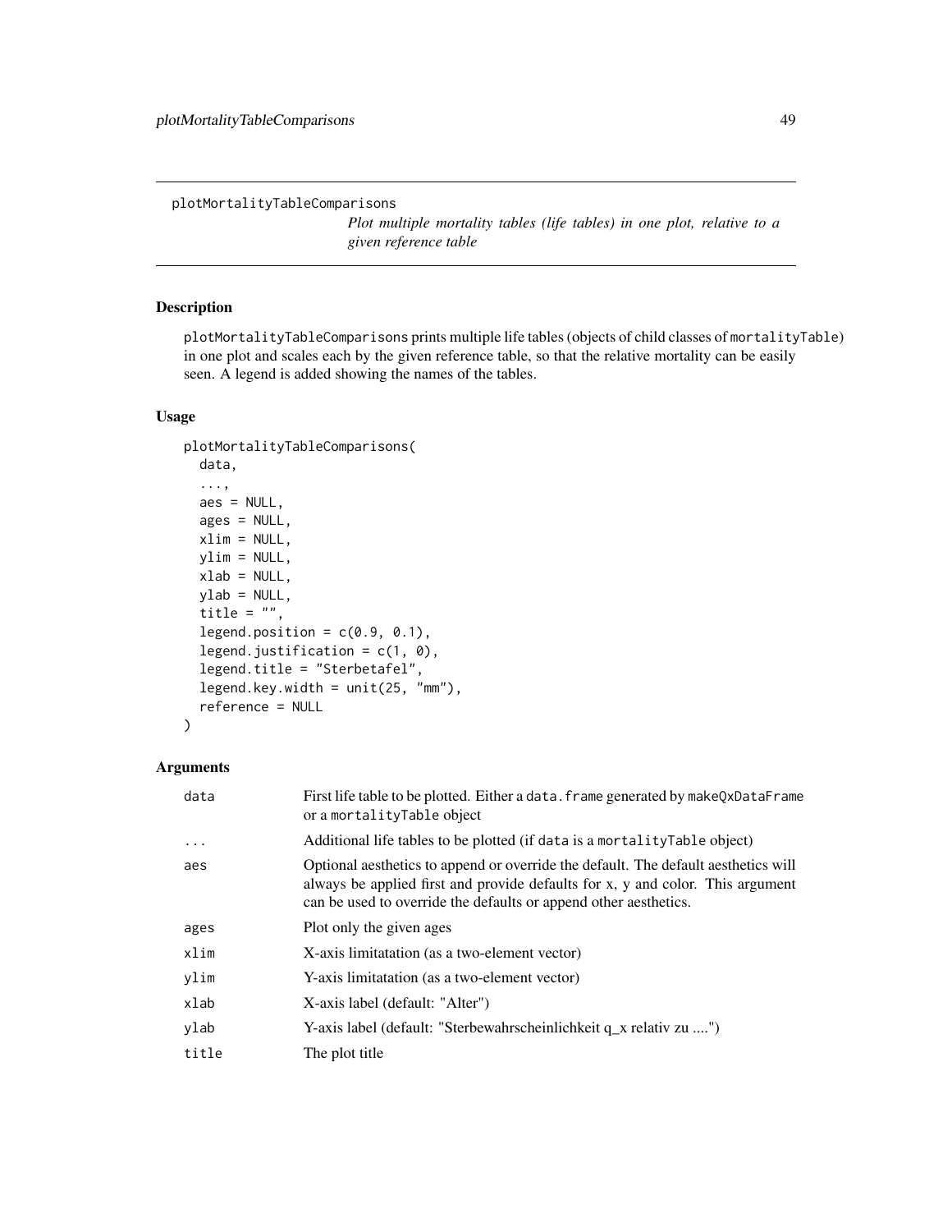```
plotMortalityTableComparisons
```

*Plot multiple mortality tables (life tables) in one plot, relative to a given reference table*

## Description

`plotMortalityTableComparisons` prints multiple life tables (objects of child classes of `mortalityTable`) in one plot and scales each by the given reference table, so that the relative mortality can be easily seen. A legend is added showing the names of the tables.

## Usage

```
plotMortalityTableComparisons(
  data,
  ...,
  aes = NULL,
  ages = NULL,
  xlim = NULL,
  ylim = NULL,
  xlab = NULL,
  ylab = NULL,
  title = "",
  legend.position = c(0.9, 0.1),
  legend.justification = c(1, 0),
  legend.title = "Sterbetafel",
  legend.key.width = unit(25, "mm"),
  reference = NULL
)
```

## Arguments

| | |
|---|---|
| `data` | First life table to be plotted. Either a `data.frame` generated by `makeQxDataFrame` or a `mortalityTable` object |
| `...` | Additional life tables to be plotted (if `data` is a `mortalityTable` object) |
| `aes` | Optional aesthetics to append or override the default. The default aesthetics will always be applied first and provide defaults for x, y and color. This argument can be used to override the defaults or append other aesthetics. |
| `ages` | Plot only the given ages |
| `xlim` | X-axis limitatation (as a two-element vector) |
| `ylim` | Y-axis limitatation (as a two-element vector) |
| `xlab` | X-axis label (default: "Alter") |
| `ylab` | Y-axis label (default: "Sterbewahrscheinlichkeit q_x relativ zu ....") |
| `title` | The plot title |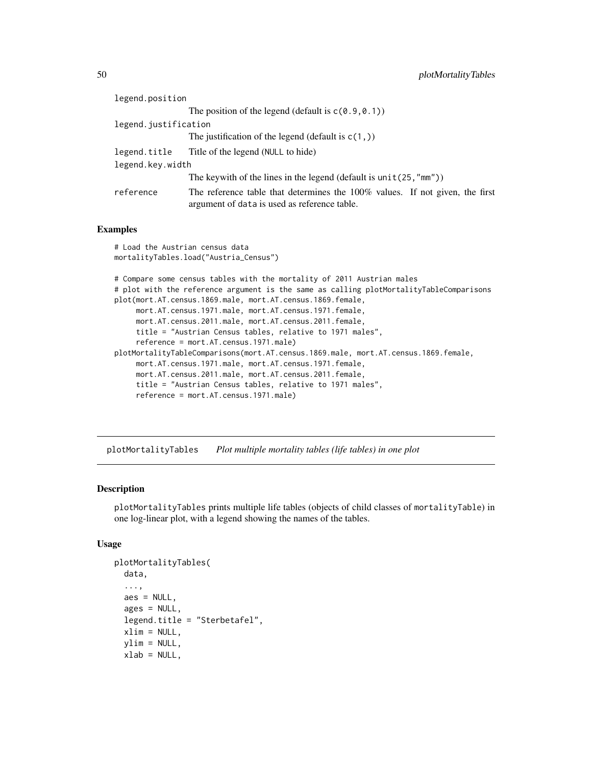legend.position
: The position of the legend (default is `c(0.9,0.1)`)

legend.justification
: The justification of the legend (default is `c(1,)`)

legend.title
: Title of the legend (`NULL` to hide)

legend.key.width
: The keywith of the lines in the legend (default is `unit(25,"mm")`)

reference
: The reference table that determines the 100% values. If not given, the first argument of `data` is used as reference table.

### Examples

```
# Load the Austrian census data
mortalityTables.load("Austria_Census")

# Compare some census tables with the mortality of 2011 Austrian males
# plot with the reference argument is the same as calling plotMortalityTableComparisons
plot(mort.AT.census.1869.male, mort.AT.census.1869.female,
     mort.AT.census.1971.male, mort.AT.census.1971.female,
     mort.AT.census.2011.male, mort.AT.census.2011.female,
     title = "Austrian Census tables, relative to 1971 males",
     reference = mort.AT.census.1971.male)
plotMortalityTableComparisons(mort.AT.census.1869.male, mort.AT.census.1869.female,
     mort.AT.census.1971.male, mort.AT.census.1971.female,
     mort.AT.census.2011.male, mort.AT.census.2011.female,
     title = "Austrian Census tables, relative to 1971 males",
     reference = mort.AT.census.1971.male)
```

---

## plotMortalityTables — *Plot multiple mortality tables (life tables) in one plot*

### Description

`plotMortalityTables` prints multiple life tables (objects of child classes of `mortalityTable`) in one log-linear plot, with a legend showing the names of the tables.

### Usage

```
plotMortalityTables(
  data,
  ...,
  aes = NULL,
  ages = NULL,
  legend.title = "Sterbetafel",
  xlim = NULL,
  ylim = NULL,
  xlab = NULL,
```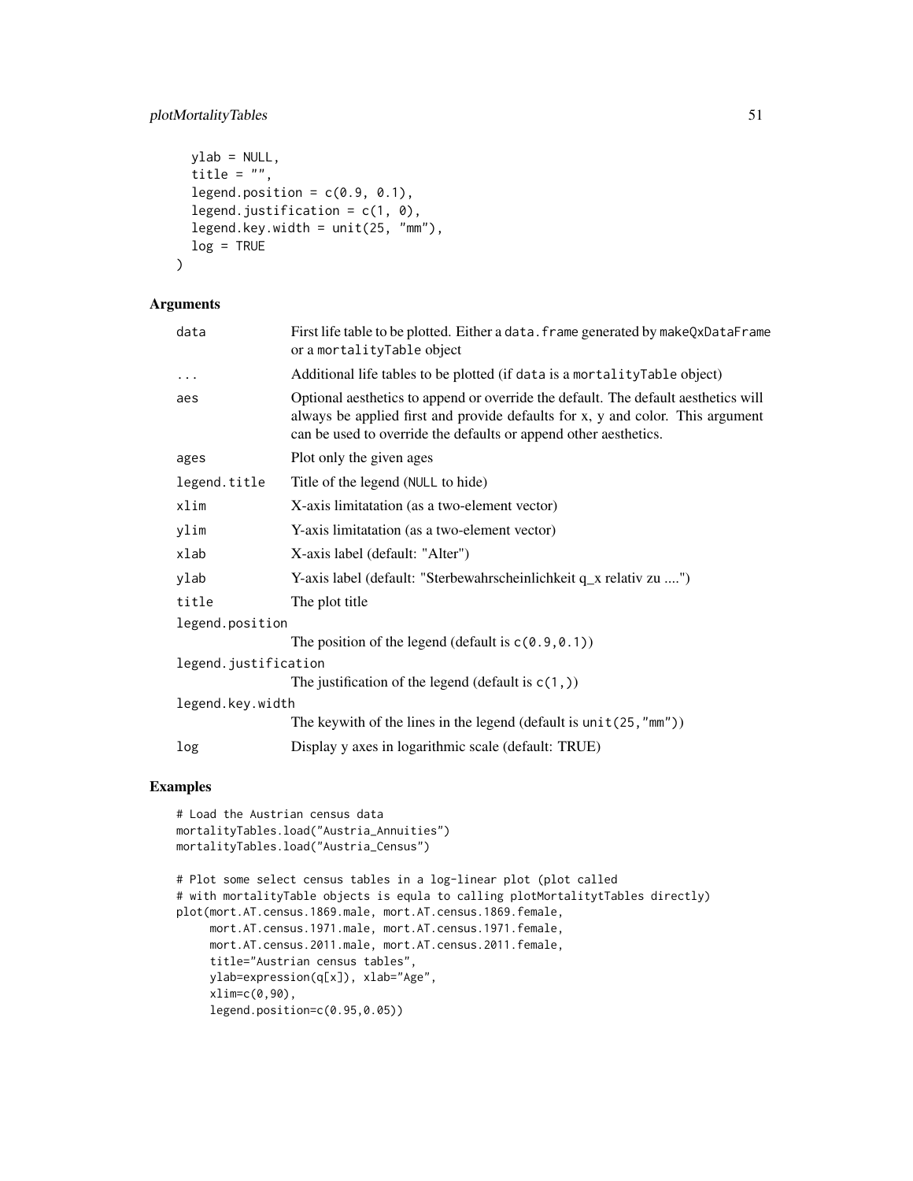```
  ylab = NULL,
  title = "",
  legend.position = c(0.9, 0.1),
  legend.justification = c(1, 0),
  legend.key.width = unit(25, "mm"),
  log = TRUE
)
```

## Arguments

| | |
|---|---|
| `data` | First life table to be plotted. Either a `data.frame` generated by `makeQxDataFrame` or a `mortalityTable` object |
| `...` | Additional life tables to be plotted (if `data` is a `mortalityTable` object) |
| `aes` | Optional aesthetics to append or override the default. The default aesthetics will always be applied first and provide defaults for x, y and color. This argument can be used to override the defaults or append other aesthetics. |
| `ages` | Plot only the given ages |
| `legend.title` | Title of the legend (`NULL` to hide) |
| `xlim` | X-axis limitatation (as a two-element vector) |
| `ylim` | Y-axis limitatation (as a two-element vector) |
| `xlab` | X-axis label (default: "Alter") |
| `ylab` | Y-axis label (default: "Sterbewahrscheinlichkeit q_x relativ zu ....") |
| `title` | The plot title |
| `legend.position` | The position of the legend (default is `c(0.9,0.1)`) |
| `legend.justification` | The justification of the legend (default is `c(1,)`) |
| `legend.key.width` | The keywith of the lines in the legend (default is `unit(25,"mm")`) |
| `log` | Display y axes in logarithmic scale (default: TRUE) |

## Examples

```
# Load the Austrian census data
mortalityTables.load("Austria_Annuities")
mortalityTables.load("Austria_Census")

# Plot some select census tables in a log-linear plot (plot called
# with mortalityTable objects is equla to calling plotMortalitytTables directly)
plot(mort.AT.census.1869.male, mort.AT.census.1869.female,
     mort.AT.census.1971.male, mort.AT.census.1971.female,
     mort.AT.census.2011.male, mort.AT.census.2011.female,
     title="Austrian census tables",
     ylab=expression(q[x]), xlab="Age",
     xlim=c(0,90),
     legend.position=c(0.95,0.05))
```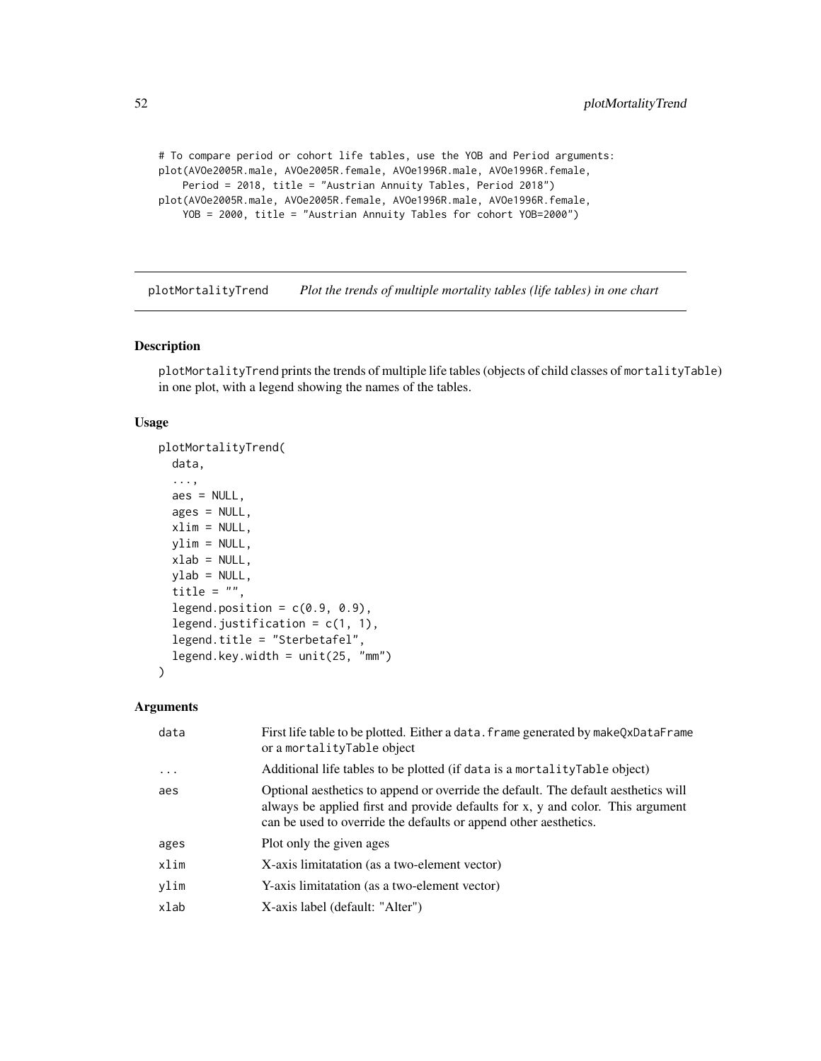```
# To compare period or cohort life tables, use the YOB and Period arguments:
plot(AVOe2005R.male, AVOe2005R.female, AVOe1996R.male, AVOe1996R.female,
    Period = 2018, title = "Austrian Annuity Tables, Period 2018")
plot(AVOe2005R.male, AVOe2005R.female, AVOe1996R.male, AVOe1996R.female,
    YOB = 2000, title = "Austrian Annuity Tables for cohort YOB=2000")
```

## plotMortalityTrend — *Plot the trends of multiple mortality tables (life tables) in one chart*

### Description

plotMortalityTrend prints the trends of multiple life tables (objects of child classes of mortalityTable) in one plot, with a legend showing the names of the tables.

### Usage

```
plotMortalityTrend(
  data,
  ...,
  aes = NULL,
  ages = NULL,
  xlim = NULL,
  ylim = NULL,
  xlab = NULL,
  ylab = NULL,
  title = "",
  legend.position = c(0.9, 0.9),
  legend.justification = c(1, 1),
  legend.title = "Sterbetafel",
  legend.key.width = unit(25, "mm")
)
```

### Arguments

| | |
|---|---|
| data | First life table to be plotted. Either a data.frame generated by makeQxDataFrame or a mortalityTable object |
| ... | Additional life tables to be plotted (if data is a mortalityTable object) |
| aes | Optional aesthetics to append or override the default. The default aesthetics will always be applied first and provide defaults for x, y and color. This argument can be used to override the defaults or append other aesthetics. |
| ages | Plot only the given ages |
| xlim | X-axis limitatation (as a two-element vector) |
| ylim | Y-axis limitatation (as a two-element vector) |
| xlab | X-axis label (default: "Alter") |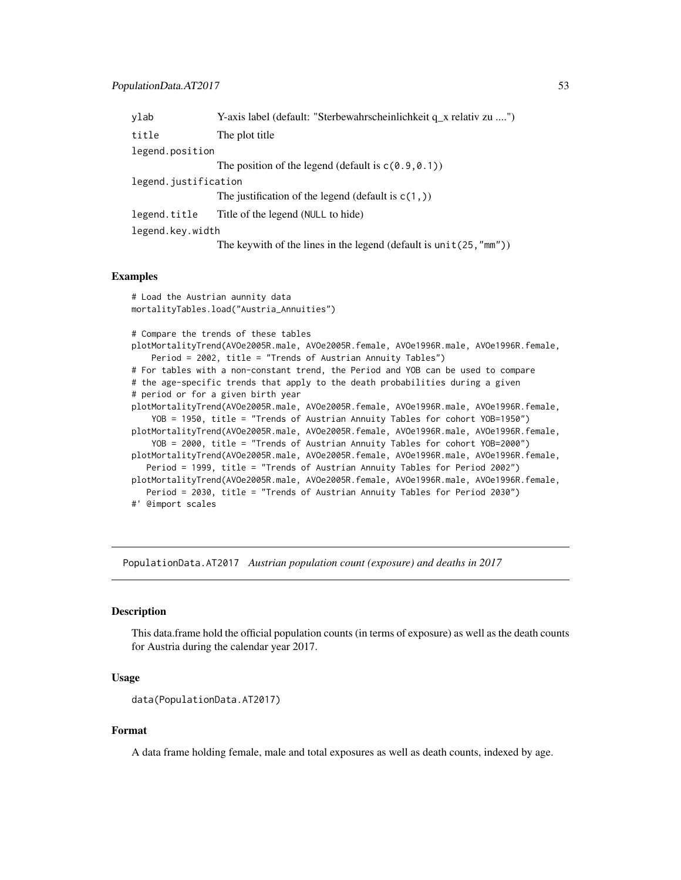ylab Y-axis label (default: "Sterbewahrscheinlichkeit q_x relativ zu ....")

title The plot title

legend.position
The position of the legend (default is `c(0.9,0.1)`)

legend.justification
The justification of the legend (default is `c(1,)`)

legend.title Title of the legend (NULL to hide)

legend.key.width
The keywith of the lines in the legend (default is `unit(25,"mm")`)

### Examples

```
# Load the Austrian aunnity data
mortalityTables.load("Austria_Annuities")

# Compare the trends of these tables
plotMortalityTrend(AVOe2005R.male, AVOe2005R.female, AVOe1996R.male, AVOe1996R.female,
    Period = 2002, title = "Trends of Austrian Annuity Tables")
# For tables with a non-constant trend, the Period and YOB can be used to compare
# the age-specific trends that apply to the death probabilities during a given
# period or for a given birth year
plotMortalityTrend(AVOe2005R.male, AVOe2005R.female, AVOe1996R.male, AVOe1996R.female,
    YOB = 1950, title = "Trends of Austrian Annuity Tables for cohort YOB=1950")
plotMortalityTrend(AVOe2005R.male, AVOe2005R.female, AVOe1996R.male, AVOe1996R.female,
    YOB = 2000, title = "Trends of Austrian Annuity Tables for cohort YOB=2000")
plotMortalityTrend(AVOe2005R.male, AVOe2005R.female, AVOe1996R.male, AVOe1996R.female,
   Period = 1999, title = "Trends of Austrian Annuity Tables for Period 2002")
plotMortalityTrend(AVOe2005R.male, AVOe2005R.female, AVOe1996R.male, AVOe1996R.female,
   Period = 2030, title = "Trends of Austrian Annuity Tables for Period 2030")
#' @import scales
```

---

## PopulationData.AT2017 *Austrian population count (exposure) and deaths in 2017*

### Description

This data.frame hold the official population counts (in terms of exposure) as well as the death counts for Austria during the calendar year 2017.

### Usage

```
data(PopulationData.AT2017)
```

### Format

A data frame holding female, male and total exposures as well as death counts, indexed by age.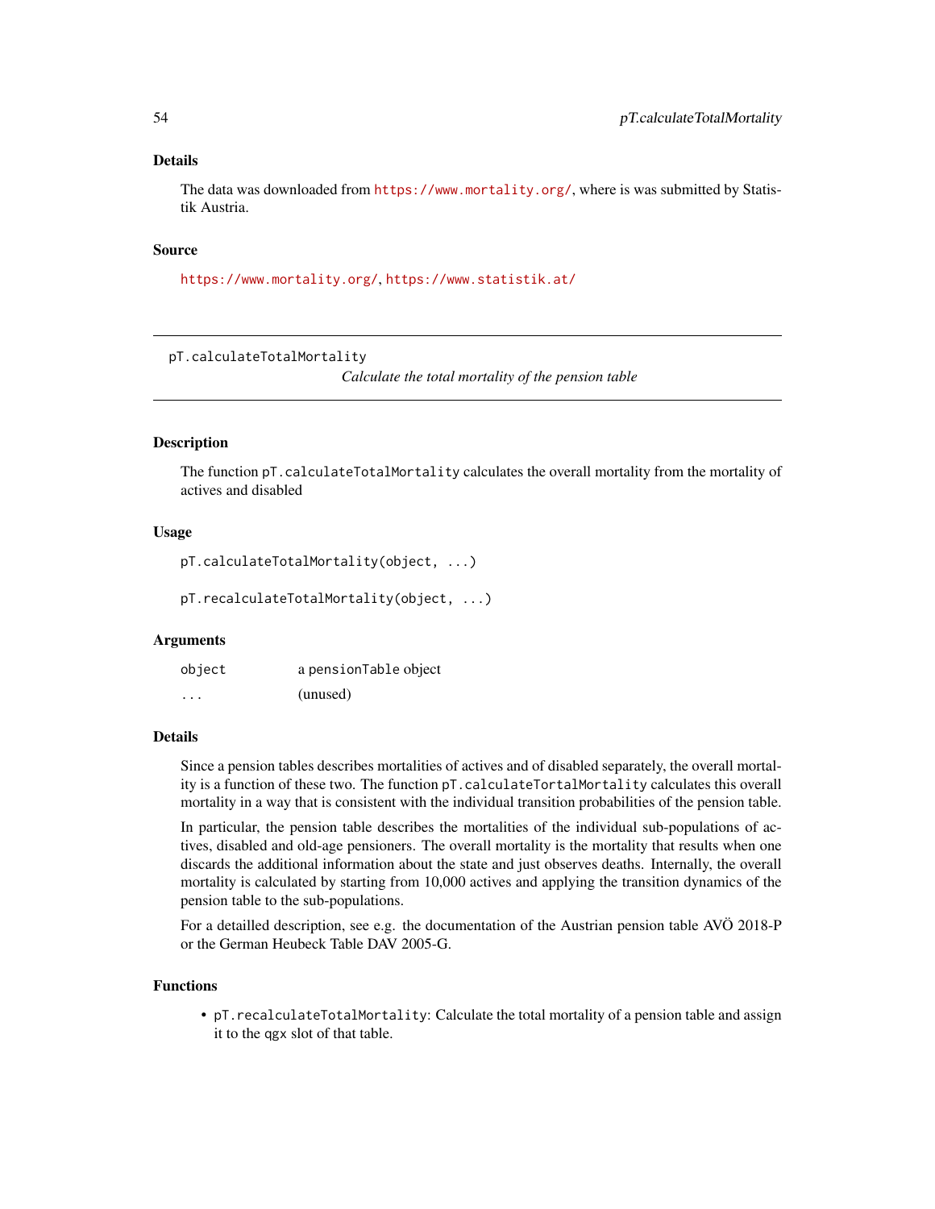### Details

The data was downloaded from https://www.mortality.org/, where is was submitted by Statistik Austria.

### Source

https://www.mortality.org/, https://www.statistik.at/

---

## pT.calculateTotalMortality

*Calculate the total mortality of the pension table*

---

### Description

The function `pT.calculateTotalMortality` calculates the overall mortality from the mortality of actives and disabled

### Usage

```
pT.calculateTotalMortality(object, ...)

pT.recalculateTotalMortality(object, ...)
```

### Arguments

| | |
|---|---|
| `object` | a `pensionTable` object |
| `...` | (unused) |

### Details

Since a pension tables describes mortalities of actives and of disabled separately, the overall mortality is a function of these two. The function `pT.calculateTortalMortality` calculates this overall mortality in a way that is consistent with the individual transition probabilities of the pension table.

In particular, the pension table describes the mortalities of the individual sub-populations of actives, disabled and old-age pensioners. The overall mortality is the mortality that results when one discards the additional information about the state and just observes deaths. Internally, the overall mortality is calculated by starting from 10,000 actives and applying the transition dynamics of the pension table to the sub-populations.

For a detailled description, see e.g. the documentation of the Austrian pension table AVÖ 2018-P or the German Heubeck Table DAV 2005-G.

### Functions

- `pT.recalculateTotalMortality`: Calculate the total mortality of a pension table and assign it to the `qgx` slot of that table.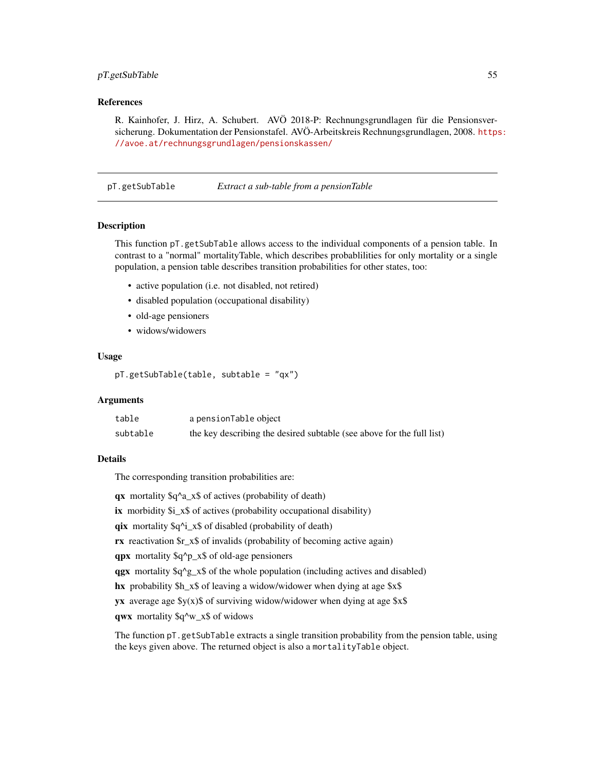### References

R. Kainhofer, J. Hirz, A. Schubert. AVÖ 2018-P: Rechnungsgrundlagen für die Pensionsversicherung. Dokumentation der Pensionstafel. AVÖ-Arbeitskreis Rechnungsgrundlagen, 2008. https://avoe.at/rechnungsgrundlagen/pensionskassen/

---

## pT.getSubTable — *Extract a sub-table from a pensionTable*

### Description

This function `pT.getSubTable` allows access to the individual components of a pension table. In contrast to a "normal" mortalityTable, which describes probablilities for only mortality or a single population, a pension table describes transition probabilities for other states, too:

- active population (i.e. not disabled, not retired)
- disabled population (occupational disability)
- old-age pensioners
- widows/widowers

### Usage

```
pT.getSubTable(table, subtable = "qx")
```

### Arguments

| | |
|---|---|
| `table` | a `pensionTable` object |
| `subtable` | the key describing the desired subtable (see above for the full list) |

### Details

The corresponding transition probabilities are:

**qx** mortality $q^a_x$ of actives (probability of death)

**ix** morbidity $i_x$ of actives (probability occupational disability)

**qix** mortality $q^i_x$ of disabled (probability of death)

**rx** reactivation $r_x$ of invalids (probability of becoming active again)

**qpx** mortality $q^p_x$ of old-age pensioners

**qgx** mortality $q^g_x$ of the whole population (including actives and disabled)

**hx** probability $h_x$ of leaving a widow/widower when dying at age $x$

**yx** average age $y(x)$ of surviving widow/widower when dying at age $x$

**qwx** mortality $q^w_x$ of widows

The function `pT.getSubTable` extracts a single transition probability from the pension table, using the keys given above. The returned object is also a `mortalityTable` object.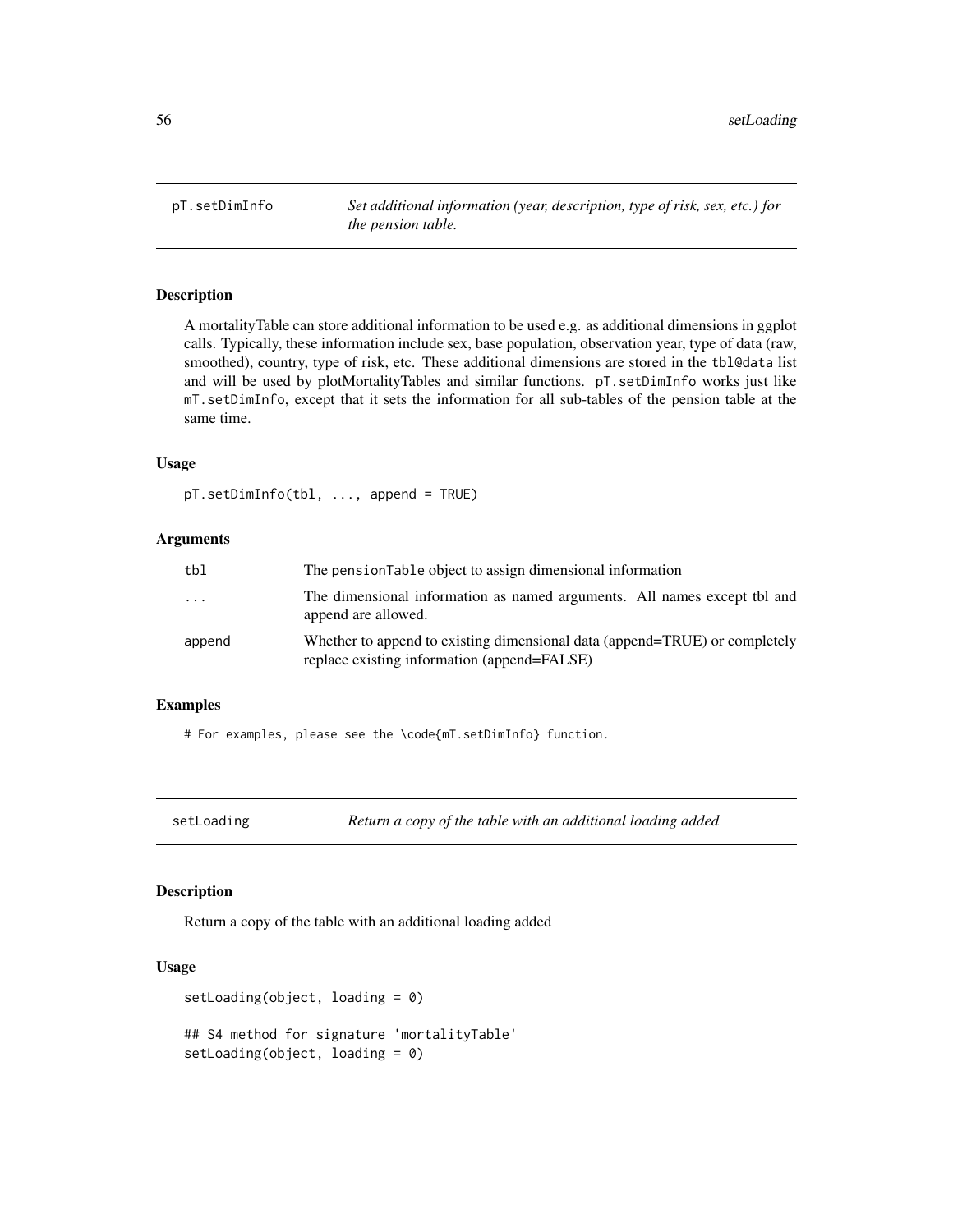## pT.setDimInfo

*Set additional information (year, description, type of risk, sex, etc.) for the pension table.*

### Description

A mortalityTable can store additional information to be used e.g. as additional dimensions in ggplot calls. Typically, these information include sex, base population, observation year, type of data (raw, smoothed), country, type of risk, etc. These additional dimensions are stored in the `tbl@data` list and will be used by plotMortalityTables and similar functions. `pT.setDimInfo` works just like `mT.setDimInfo`, except that it sets the information for all sub-tables of the pension table at the same time.

### Usage

```
pT.setDimInfo(tbl, ..., append = TRUE)
```

### Arguments

| | |
|---|---|
| `tbl` | The `pensionTable` object to assign dimensional information |
| `...` | The dimensional information as named arguments. All names except tbl and append are allowed. |
| `append` | Whether to append to existing dimensional data (append=TRUE) or completely replace existing information (append=FALSE) |

### Examples

```
# For examples, please see the \code{mT.setDimInfo} function.
```

## setLoading

*Return a copy of the table with an additional loading added*

### Description

Return a copy of the table with an additional loading added

### Usage

```
setLoading(object, loading = 0)

## S4 method for signature 'mortalityTable'
setLoading(object, loading = 0)
```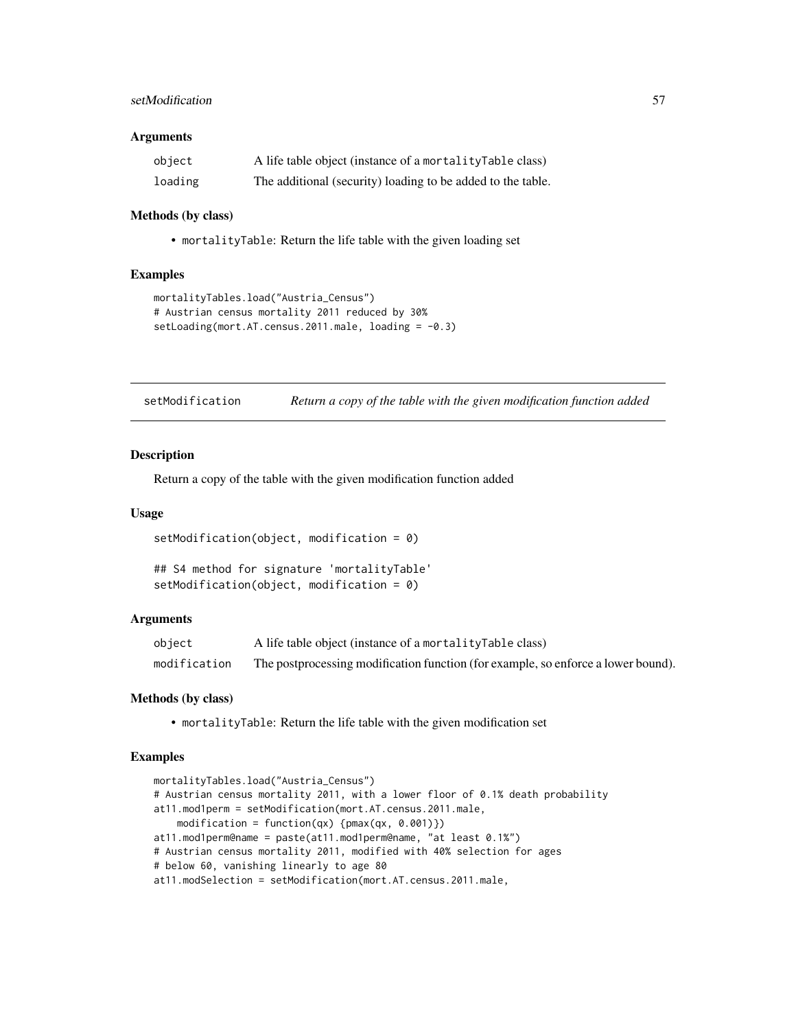### Arguments

| | |
|---|---|
| `object` | A life table object (instance of a `mortalityTable` class) |
| `loading` | The additional (security) loading to be added to the table. |

### Methods (by class)

- `mortalityTable`: Return the life table with the given loading set

### Examples

```
mortalityTables.load("Austria_Census")
# Austrian census mortality 2011 reduced by 30%
setLoading(mort.AT.census.2011.male, loading = -0.3)
```

---

## setModification — *Return a copy of the table with the given modification function added*

---

### Description

Return a copy of the table with the given modification function added

### Usage

```
setModification(object, modification = 0)

## S4 method for signature 'mortalityTable'
setModification(object, modification = 0)
```

### Arguments

| | |
|---|---|
| `object` | A life table object (instance of a `mortalityTable` class) |
| `modification` | The postprocessing modification function (for example, so enforce a lower bound). |

### Methods (by class)

- `mortalityTable`: Return the life table with the given modification set

### Examples

```
mortalityTables.load("Austria_Census")
# Austrian census mortality 2011, with a lower floor of 0.1% death probability
at11.mod1perm = setModification(mort.AT.census.2011.male,
    modification = function(qx) {pmax(qx, 0.001)})
at11.mod1perm@name = paste(at11.mod1perm@name, "at least 0.1%")
# Austrian census mortality 2011, modified with 40% selection for ages
# below 60, vanishing linearly to age 80
at11.modSelection = setModification(mort.AT.census.2011.male,
```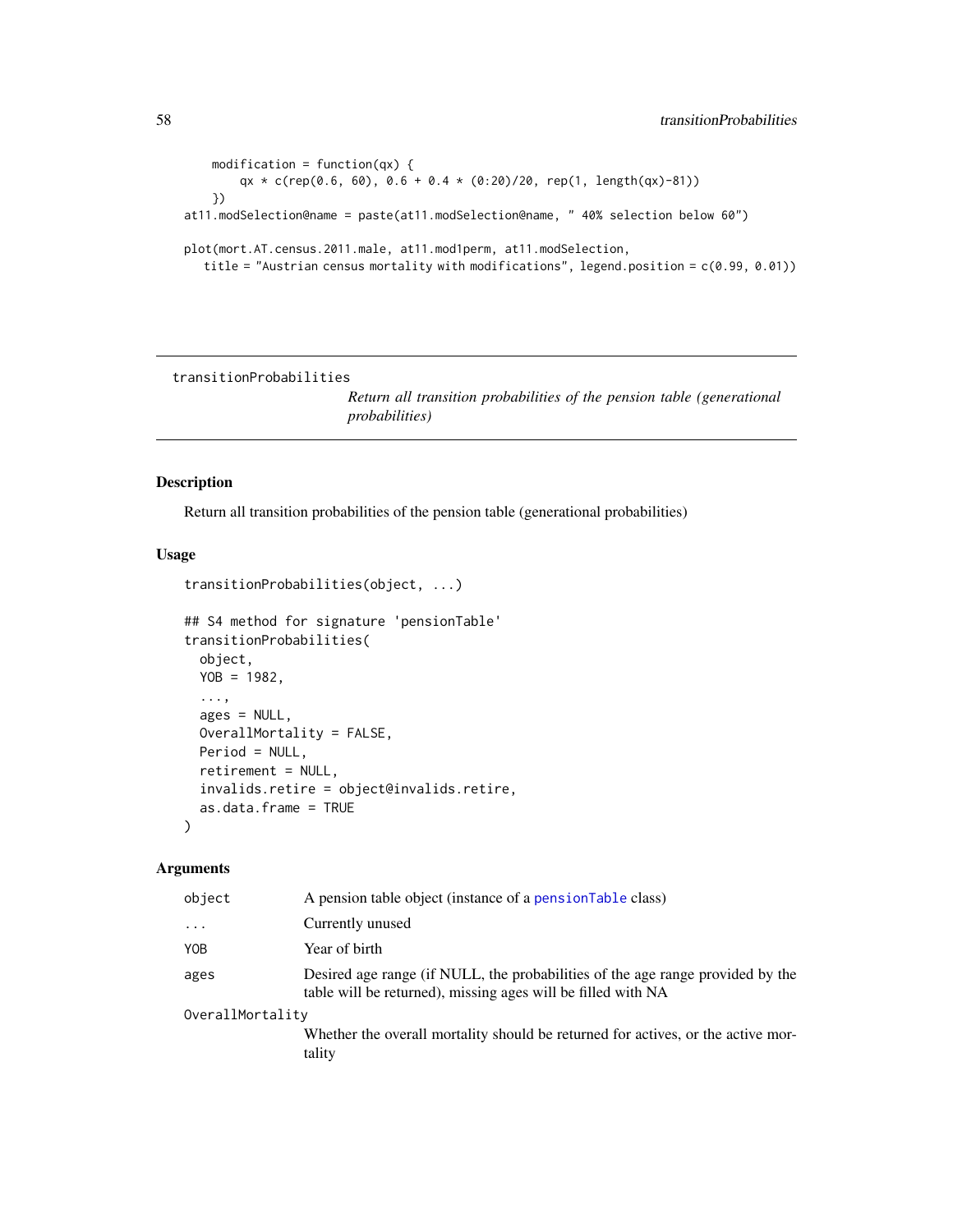```
    modification = function(qx) {
        qx * c(rep(0.6, 60), 0.6 + 0.4 * (0:20)/20, rep(1, length(qx)-81))
    })
at11.modSelection@name = paste(at11.modSelection@name, " 40% selection below 60")

plot(mort.AT.census.2011.male, at11.mod1perm, at11.modSelection,
   title = "Austrian census mortality with modifications", legend.position = c(0.99, 0.01))
```

## transitionProbabilities

*Return all transition probabilities of the pension table (generational probabilities)*

### Description

Return all transition probabilities of the pension table (generational probabilities)

### Usage

```
transitionProbabilities(object, ...)

## S4 method for signature 'pensionTable'
transitionProbabilities(
  object,
  YOB = 1982,
  ...,
  ages = NULL,
  OverallMortality = FALSE,
  Period = NULL,
  retirement = NULL,
  invalids.retire = object@invalids.retire,
  as.data.frame = TRUE
)
```

### Arguments

| | |
|---|---|
| object | A pension table object (instance of a pensionTable class) |
| ... | Currently unused |
| YOB | Year of birth |
| ages | Desired age range (if NULL, the probabilities of the age range provided by the table will be returned), missing ages will be filled with NA |
| OverallMortality | Whether the overall mortality should be returned for actives, or the active mortality |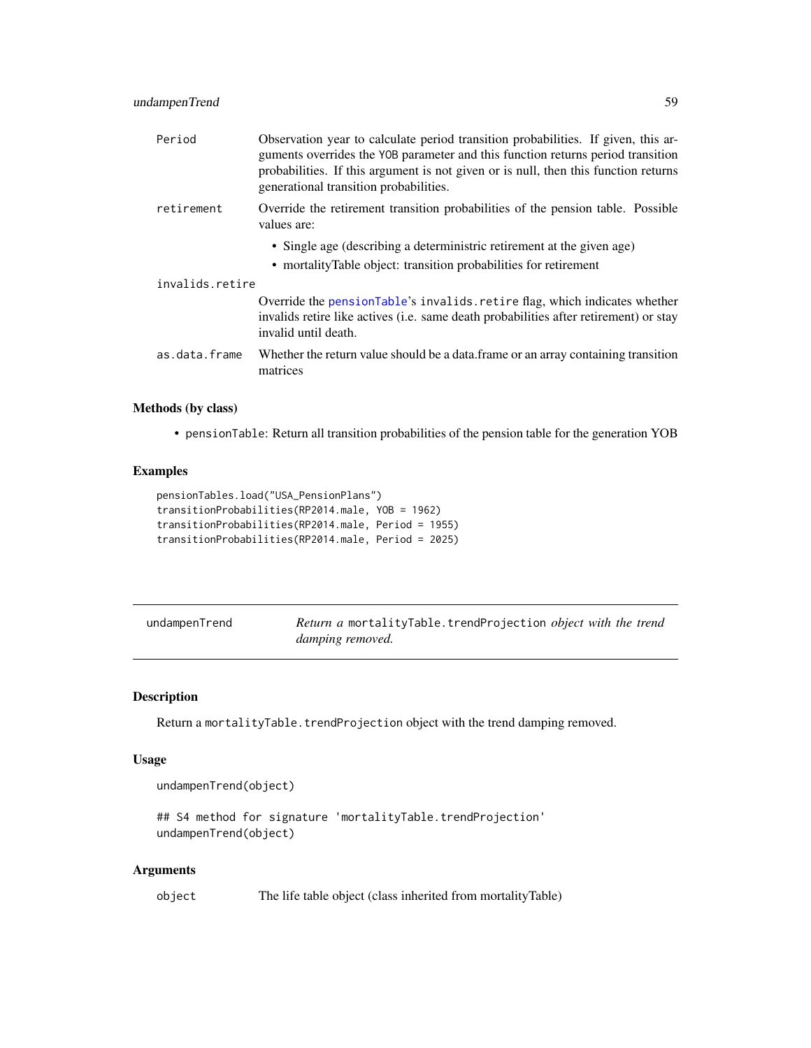| | |
|---|---|
| Period | Observation year to calculate period transition probabilities. If given, this arguments overrides the YOB parameter and this function returns period transition probabilities. If this argument is not given or is null, then this function returns generational transition probabilities. |
| retirement | Override the retirement transition probabilities of the pension table. Possible values are:<br>• Single age (describing a deterministic retirement at the given age)<br>• mortalityTable object: transition probabilities for retirement |
| invalids.retire | Override the pensionTable's invalids.retire flag, which indicates whether invalids retire like actives (i.e. same death probabilities after retirement) or stay invalid until death. |
| as.data.frame | Whether the return value should be a data.frame or an array containing transition matrices |

### Methods (by class)

- pensionTable: Return all transition probabilities of the pension table for the generation YOB

### Examples

```
pensionTables.load("USA_PensionPlans")
transitionProbabilities(RP2014.male, YOB = 1962)
transitionProbabilities(RP2014.male, Period = 1955)
transitionProbabilities(RP2014.male, Period = 2025)
```

---

## undampenTrend — *Return a* mortalityTable.trendProjection *object with the trend damping removed.*

### Description

Return a mortalityTable.trendProjection object with the trend damping removed.

### Usage

```
undampenTrend(object)

## S4 method for signature 'mortalityTable.trendProjection'
undampenTrend(object)
```

### Arguments

| | |
|---|---|
| object | The life table object (class inherited from mortalityTable) |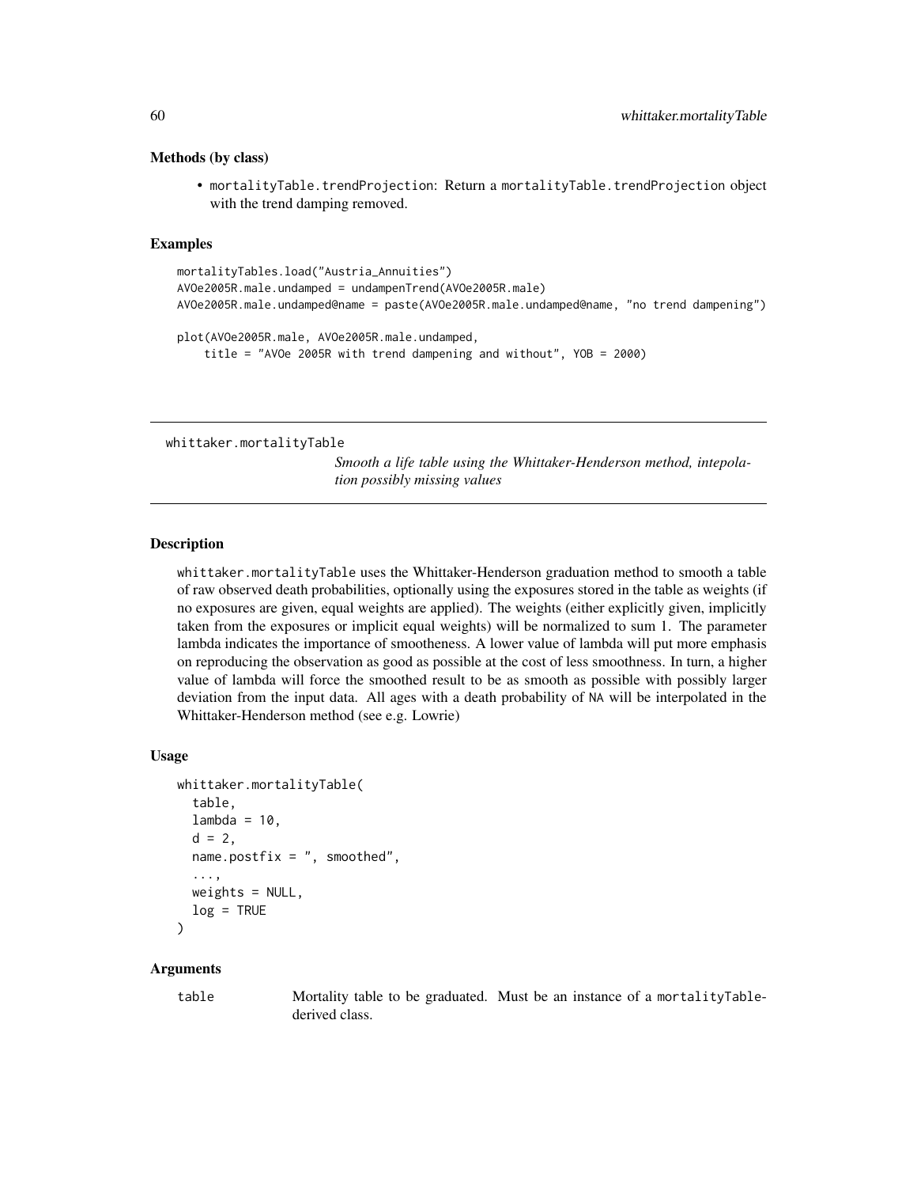### Methods (by class)

- `mortalityTable.trendProjection`: Return a `mortalityTable.trendProjection` object with the trend damping removed.

### Examples

```
mortalityTables.load("Austria_Annuities")
AVOe2005R.male.undamped = undampenTrend(AVOe2005R.male)
AVOe2005R.male.undamped@name = paste(AVOe2005R.male.undamped@name, "no trend dampening")

plot(AVOe2005R.male, AVOe2005R.male.undamped,
    title = "AVOe 2005R with trend dampening and without", YOB = 2000)
```

---

## whittaker.mortalityTable

*Smooth a life table using the Whittaker-Henderson method, intepolation possibly missing values*

---

### Description

`whittaker.mortalityTable` uses the Whittaker-Henderson graduation method to smooth a table of raw observed death probabilities, optionally using the exposures stored in the table as weights (if no exposures are given, equal weights are applied). The weights (either explicitly given, implicitly taken from the exposures or implicit equal weights) will be normalized to sum 1. The parameter lambda indicates the importance of smootheness. A lower value of lambda will put more emphasis on reproducing the observation as good as possible at the cost of less smoothness. In turn, a higher value of lambda will force the smoothed result to be as smooth as possible with possibly larger deviation from the input data. All ages with a death probability of `NA` will be interpolated in the Whittaker-Henderson method (see e.g. Lowrie)

### Usage

```
whittaker.mortalityTable(
  table,
  lambda = 10,
  d = 2,
  name.postfix = ", smoothed",
  ...,
  weights = NULL,
  log = TRUE
)
```

### Arguments

| | |
|---|---|
| `table` | Mortality table to be graduated. Must be an instance of a `mortalityTable`-derived class. |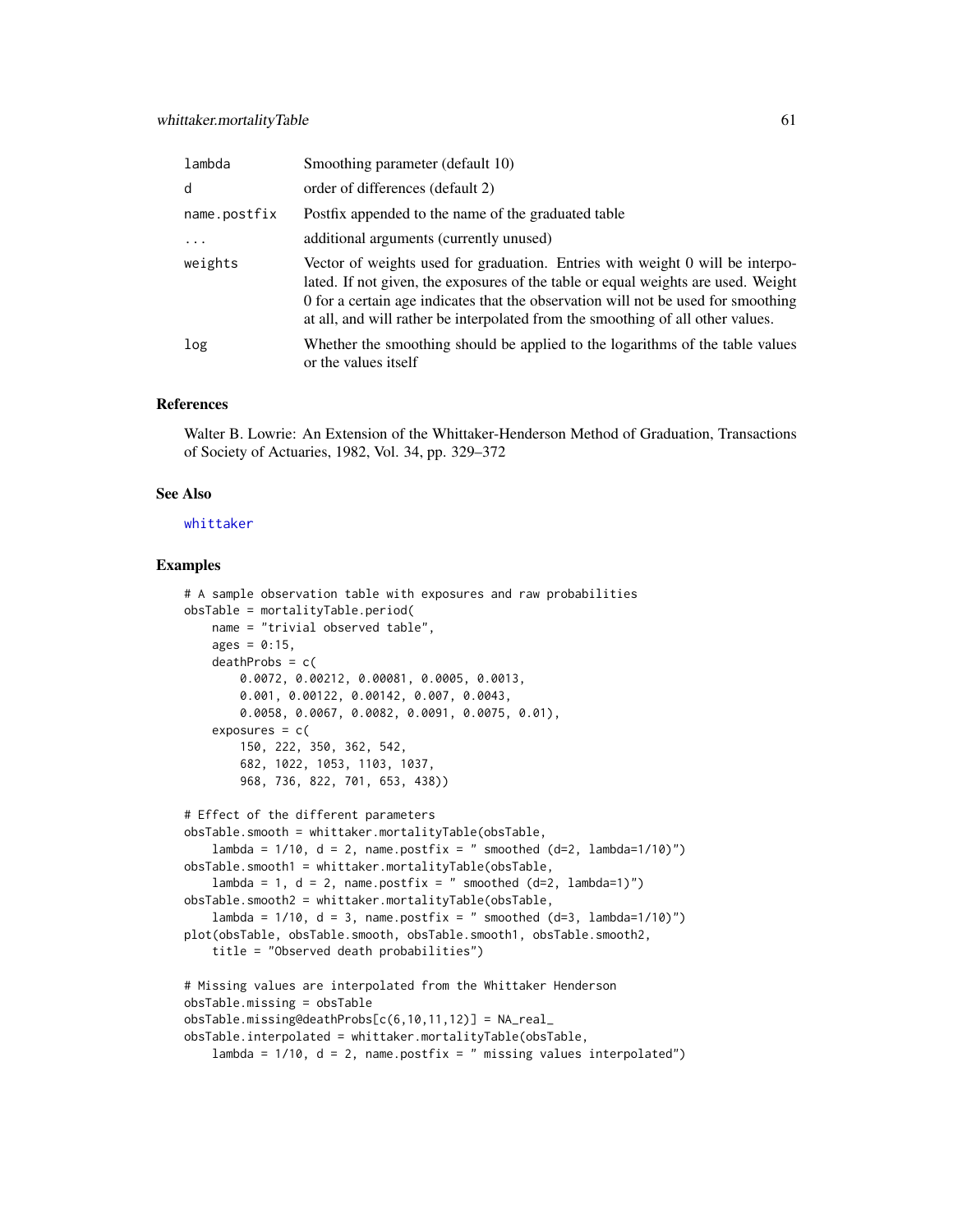| | |
|---|---|
| lambda | Smoothing parameter (default 10) |
| d | order of differences (default 2) |
| name.postfix | Postfix appended to the name of the graduated table |
| ... | additional arguments (currently unused) |
| weights | Vector of weights used for graduation. Entries with weight 0 will be interpolated. If not given, the exposures of the table or equal weights are used. Weight 0 for a certain age indicates that the observation will not be used for smoothing at all, and will rather be interpolated from the smoothing of all other values. |
| log | Whether the smoothing should be applied to the logarithms of the table values or the values itself |

### References

Walter B. Lowrie: An Extension of the Whittaker-Henderson Method of Graduation, Transactions of Society of Actuaries, 1982, Vol. 34, pp. 329–372

### See Also

whittaker

### Examples

```
# A sample observation table with exposures and raw probabilities
obsTable = mortalityTable.period(
    name = "trivial observed table",
    ages = 0:15,
    deathProbs = c(
        0.0072, 0.00212, 0.00081, 0.0005, 0.0013,
        0.001, 0.00122, 0.00142, 0.007, 0.0043,
        0.0058, 0.0067, 0.0082, 0.0091, 0.0075, 0.01),
    exposures = c(
        150, 222, 350, 362, 542,
        682, 1022, 1053, 1103, 1037,
        968, 736, 822, 701, 653, 438))

# Effect of the different parameters
obsTable.smooth = whittaker.mortalityTable(obsTable,
    lambda = 1/10, d = 2, name.postfix = " smoothed (d=2, lambda=1/10)")
obsTable.smooth1 = whittaker.mortalityTable(obsTable,
    lambda = 1, d = 2, name.postfix = " smoothed (d=2, lambda=1)")
obsTable.smooth2 = whittaker.mortalityTable(obsTable,
    lambda = 1/10, d = 3, name.postfix = " smoothed (d=3, lambda=1/10)")
plot(obsTable, obsTable.smooth, obsTable.smooth1, obsTable.smooth2,
    title = "Observed death probabilities")

# Missing values are interpolated from the Whittaker Henderson
obsTable.missing = obsTable
obsTable.missing@deathProbs[c(6,10,11,12)] = NA_real_
obsTable.interpolated = whittaker.mortalityTable(obsTable,
    lambda = 1/10, d = 2, name.postfix = " missing values interpolated")
```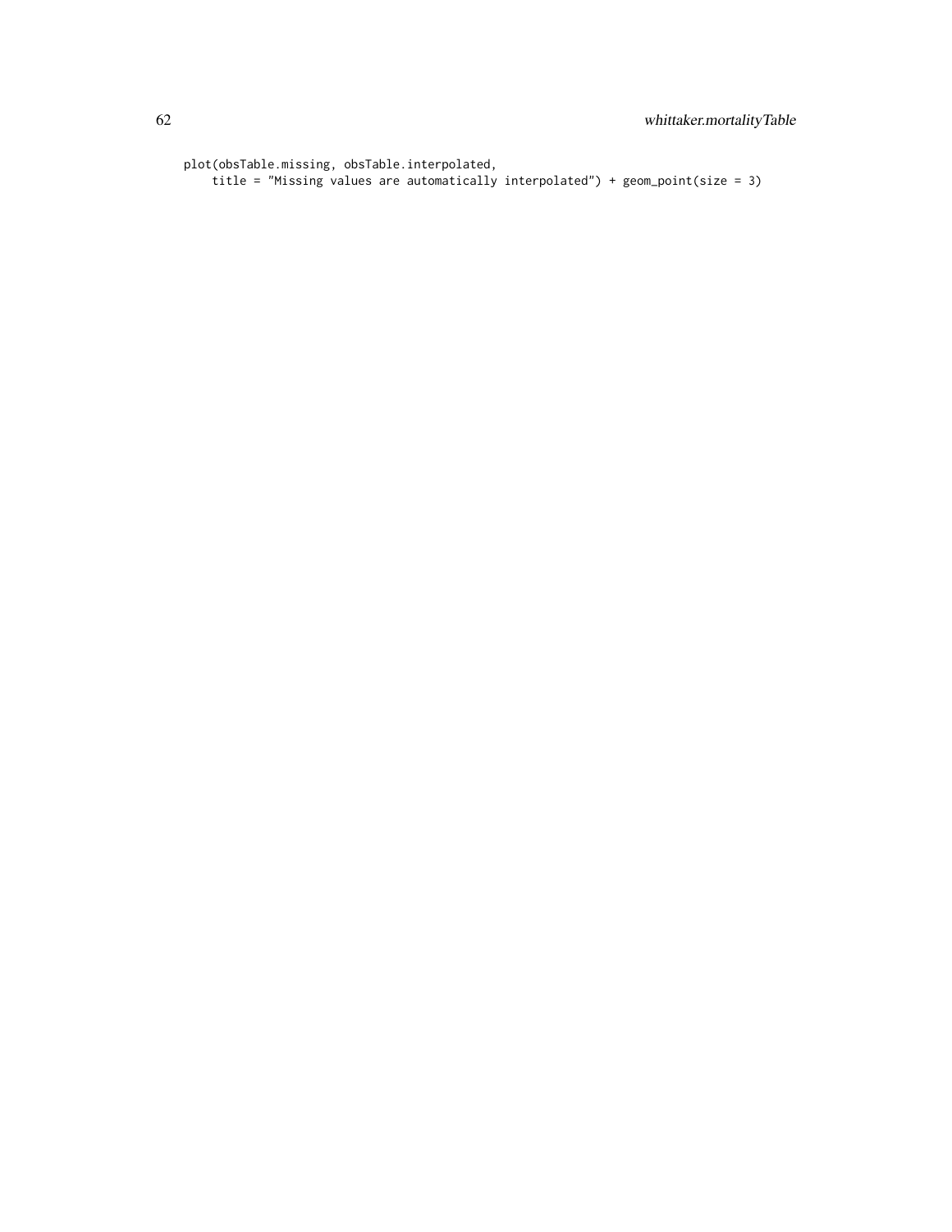```
plot(obsTable.missing, obsTable.interpolated,
    title = "Missing values are automatically interpolated") + geom_point(size = 3)
```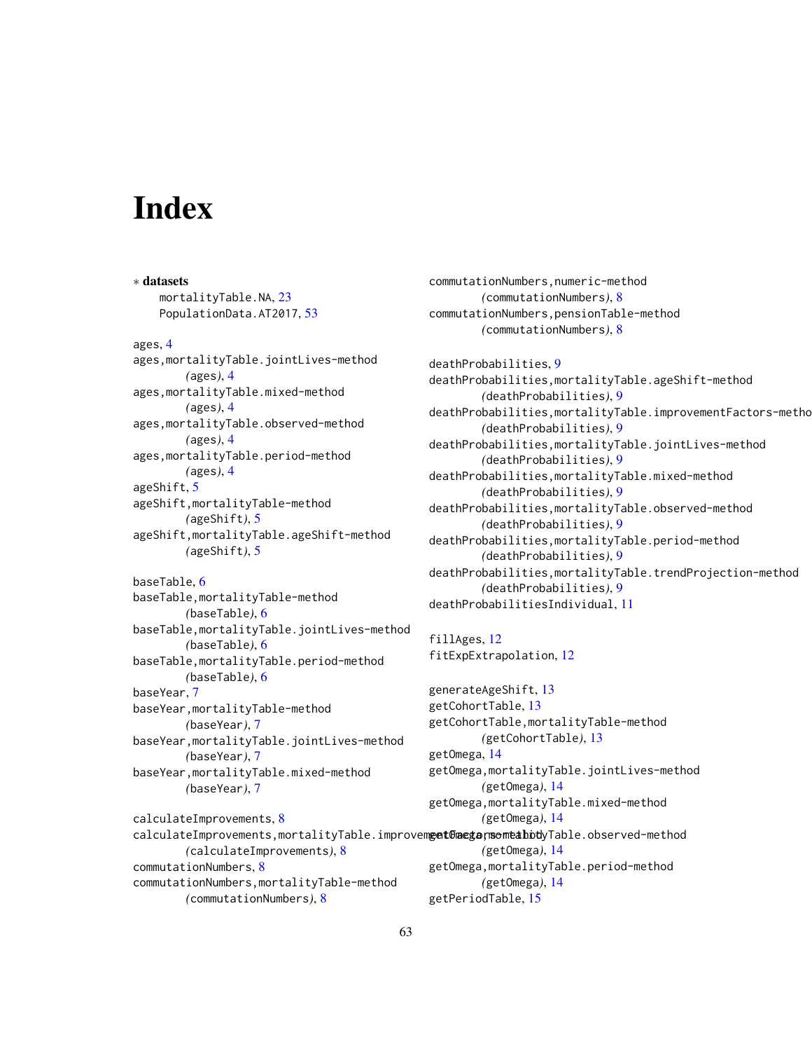# Index

∗ **datasets**
mortalityTable.NA, 23
PopulationData.AT2017, 53

ages, 4
ages,mortalityTable.jointLives-method *(ages)*, 4
ages,mortalityTable.mixed-method *(ages)*, 4
ages,mortalityTable.observed-method *(ages)*, 4
ages,mortalityTable.period-method *(ages)*, 4
ageShift, 5
ageShift,mortalityTable-method *(ageShift)*, 5
ageShift,mortalityTable.ageShift-method *(ageShift)*, 5

baseTable, 6
baseTable,mortalityTable-method *(baseTable)*, 6
baseTable,mortalityTable.jointLives-method *(baseTable)*, 6
baseTable,mortalityTable.period-method *(baseTable)*, 6
baseYear, 7
baseYear,mortalityTable-method *(baseYear)*, 7
baseYear,mortalityTable.jointLives-method *(baseYear)*, 7
baseYear,mortalityTable.mixed-method *(baseYear)*, 7

calculateImprovements, 8
calculateImprovements,mortalityTable.improvementFactors-method *(calculateImprovements)*, 8
commutationNumbers, 8
commutationNumbers,mortalityTable-method *(commutationNumbers)*, 8
commutationNumbers,numeric-method *(commutationNumbers)*, 8
commutationNumbers,pensionTable-method *(commutationNumbers)*, 8

deathProbabilities, 9
deathProbabilities,mortalityTable.ageShift-method *(deathProbabilities)*, 9
deathProbabilities,mortalityTable.improvementFactors-method *(deathProbabilities)*, 9
deathProbabilities,mortalityTable.jointLives-method *(deathProbabilities)*, 9
deathProbabilities,mortalityTable.mixed-method *(deathProbabilities)*, 9
deathProbabilities,mortalityTable.observed-method *(deathProbabilities)*, 9
deathProbabilities,mortalityTable.period-method *(deathProbabilities)*, 9
deathProbabilities,mortalityTable.trendProjection-method *(deathProbabilities)*, 9
deathProbabilitiesIndividual, 11

fillAges, 12
fitExpExtrapolation, 12

generateAgeShift, 13
getCohortTable, 13
getCohortTable,mortalityTable-method *(getCohortTable)*, 13
getOmega, 14
getOmega,mortalityTable.jointLives-method *(getOmega)*, 14
getOmega,mortalityTable.mixed-method *(getOmega)*, 14
getOmega,mortalityTable.observed-method *(getOmega)*, 14
getOmega,mortalityTable.period-method *(getOmega)*, 14
getPeriodTable, 15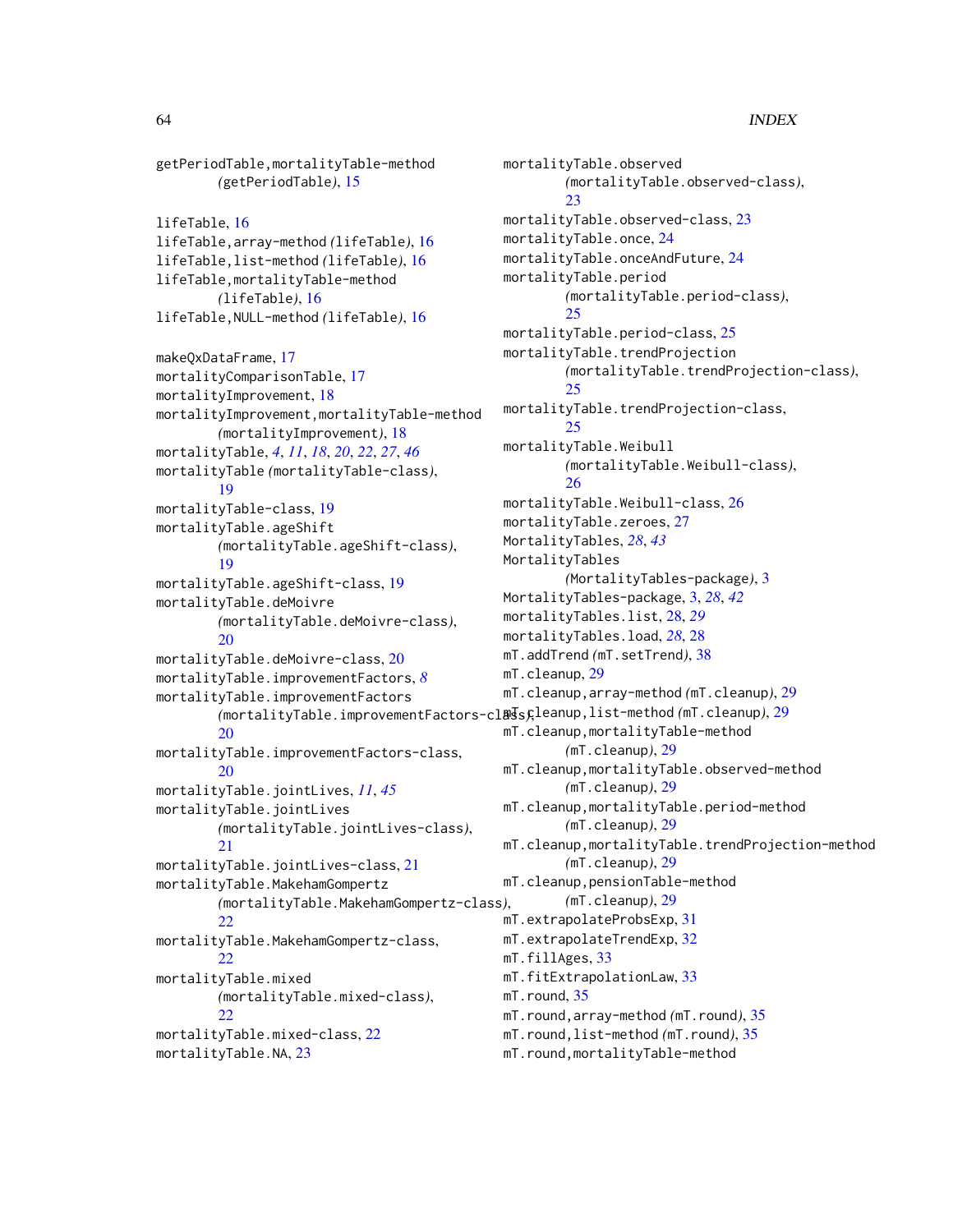getPeriodTable,mortalityTable-method
(getPeriodTable), 15

lifeTable, 16
lifeTable,array-method (lifeTable), 16
lifeTable,list-method (lifeTable), 16
lifeTable,mortalityTable-method
(lifeTable), 16
lifeTable,NULL-method (lifeTable), 16

makeQxDataFrame, 17
mortalityComparisonTable, 17
mortalityImprovement, 18
mortalityImprovement,mortalityTable-method
(mortalityImprovement), 18
mortalityTable, *4*, *11*, *18*, *20*, *22*, *27*, *46*
mortalityTable (mortalityTable-class),
19
mortalityTable-class, 19
mortalityTable.ageShift
(mortalityTable.ageShift-class),
19
mortalityTable.ageShift-class, 19
mortalityTable.deMoivre
(mortalityTable.deMoivre-class),
20
mortalityTable.deMoivre-class, 20
mortalityTable.improvementFactors, *8*
mortalityTable.improvementFactors
(mortalityTable.improvementFactors-class),
20
mortalityTable.improvementFactors-class,
20
mortalityTable.jointLives, *11*, *45*
mortalityTable.jointLives
(mortalityTable.jointLives-class),
21
mortalityTable.jointLives-class, 21
mortalityTable.MakehamGompertz
(mortalityTable.MakehamGompertz-class),
22
mortalityTable.MakehamGompertz-class,
22
mortalityTable.mixed
(mortalityTable.mixed-class),
22
mortalityTable.mixed-class, 22
mortalityTable.NA, 23
mortalityTable.observed
(mortalityTable.observed-class),
23
mortalityTable.observed-class, 23
mortalityTable.once, 24
mortalityTable.onceAndFuture, 24
mortalityTable.period
(mortalityTable.period-class),
25
mortalityTable.period-class, 25
mortalityTable.trendProjection
(mortalityTable.trendProjection-class),
25
mortalityTable.trendProjection-class,
25
mortalityTable.Weibull
(mortalityTable.Weibull-class),
26
mortalityTable.Weibull-class, 26
mortalityTable.zeroes, 27
MortalityTables, *28*, *43*
MortalityTables
(MortalityTables-package), 3
MortalityTables-package, 3, *28*, *42*
mortalityTables.list, 28, *29*
mortalityTables.load, *28*, 28
mT.addTrend (mT.setTrend), 38
mT.cleanup, 29
mT.cleanup,array-method (mT.cleanup), 29
mT.cleanup,list-method (mT.cleanup), 29
mT.cleanup,mortalityTable-method
(mT.cleanup), 29
mT.cleanup,mortalityTable.observed-method
(mT.cleanup), 29
mT.cleanup,mortalityTable.period-method
(mT.cleanup), 29
mT.cleanup,mortalityTable.trendProjection-method
(mT.cleanup), 29
mT.cleanup,pensionTable-method
(mT.cleanup), 29
mT.extrapolateProbsExp, 31
mT.extrapolateTrendExp, 32
mT.fillAges, 33
mT.fitExtrapolationLaw, 33
mT.round, 35
mT.round,array-method (mT.round), 35
mT.round,list-method (mT.round), 35
mT.round,mortalityTable-method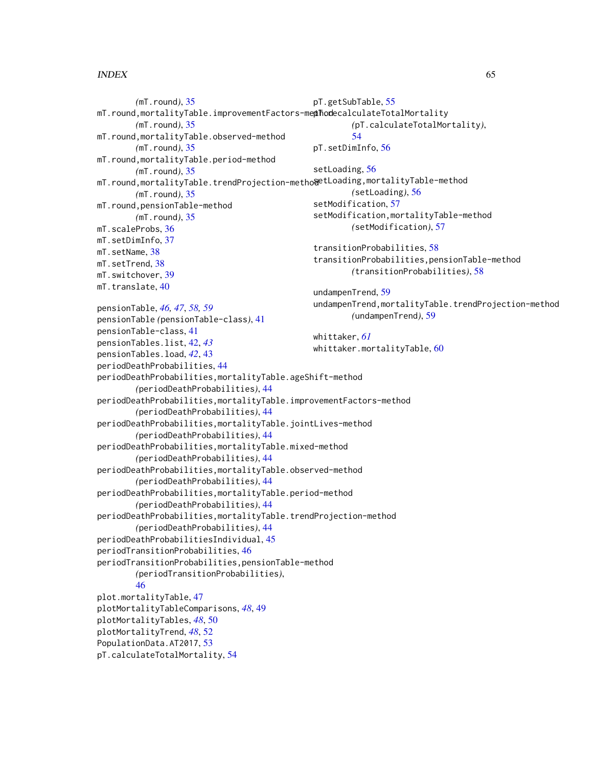(mT.round), 35
mT.round,mortalityTable.improvementFactors-method
(mT.round), 35
mT.round,mortalityTable.observed-method
(mT.round), 35
mT.round,mortalityTable.period-method
(mT.round), 35
mT.round,mortalityTable.trendProjection-method
(mT.round), 35
mT.round,pensionTable-method
(mT.round), 35
mT.scaleProbs, 36
mT.setDimInfo, 37
mT.setName, 38
mT.setTrend, 38
mT.switchover, 39
mT.translate, 40

pensionTable, *46, 47*, *58, 59*
pensionTable (pensionTable-class), 41
pensionTable-class, 41
pensionTables.list, 42, *43*
pensionTables.load, *42*, 43
periodDeathProbabilities, 44
periodDeathProbabilities,mortalityTable.ageShift-method
(periodDeathProbabilities), 44
periodDeathProbabilities,mortalityTable.improvementFactors-method
(periodDeathProbabilities), 44
periodDeathProbabilities,mortalityTable.jointLives-method
(periodDeathProbabilities), 44
periodDeathProbabilities,mortalityTable.mixed-method
(periodDeathProbabilities), 44
periodDeathProbabilities,mortalityTable.observed-method
(periodDeathProbabilities), 44
periodDeathProbabilities,mortalityTable.period-method
(periodDeathProbabilities), 44
periodDeathProbabilities,mortalityTable.trendProjection-method
(periodDeathProbabilities), 44
periodDeathProbabilitiesIndividual, 45
periodTransitionProbabilities, 46
periodTransitionProbabilities,pensionTable-method
(periodTransitionProbabilities),
46
plot.mortalityTable, 47
plotMortalityTableComparisons, *48*, 49
plotMortalityTables, *48*, 50
plotMortalityTrend, *48*, 52
PopulationData.AT2017, 53
pT.calculateTotalMortality, 54
pT.getSubTable, 55
pT.recalculateTotalMortality
(pT.calculateTotalMortality),
54
pT.setDimInfo, 56

setLoading, 56
setLoading,mortalityTable-method
(setLoading), 56
setModification, 57
setModification,mortalityTable-method
(setModification), 57

transitionProbabilities, 58
transitionProbabilities,pensionTable-method
(transitionProbabilities), 58

undampenTrend, 59
undampenTrend,mortalityTable.trendProjection-method
(undampenTrend), 59

whittaker, *61*
whittaker.mortalityTable, 60